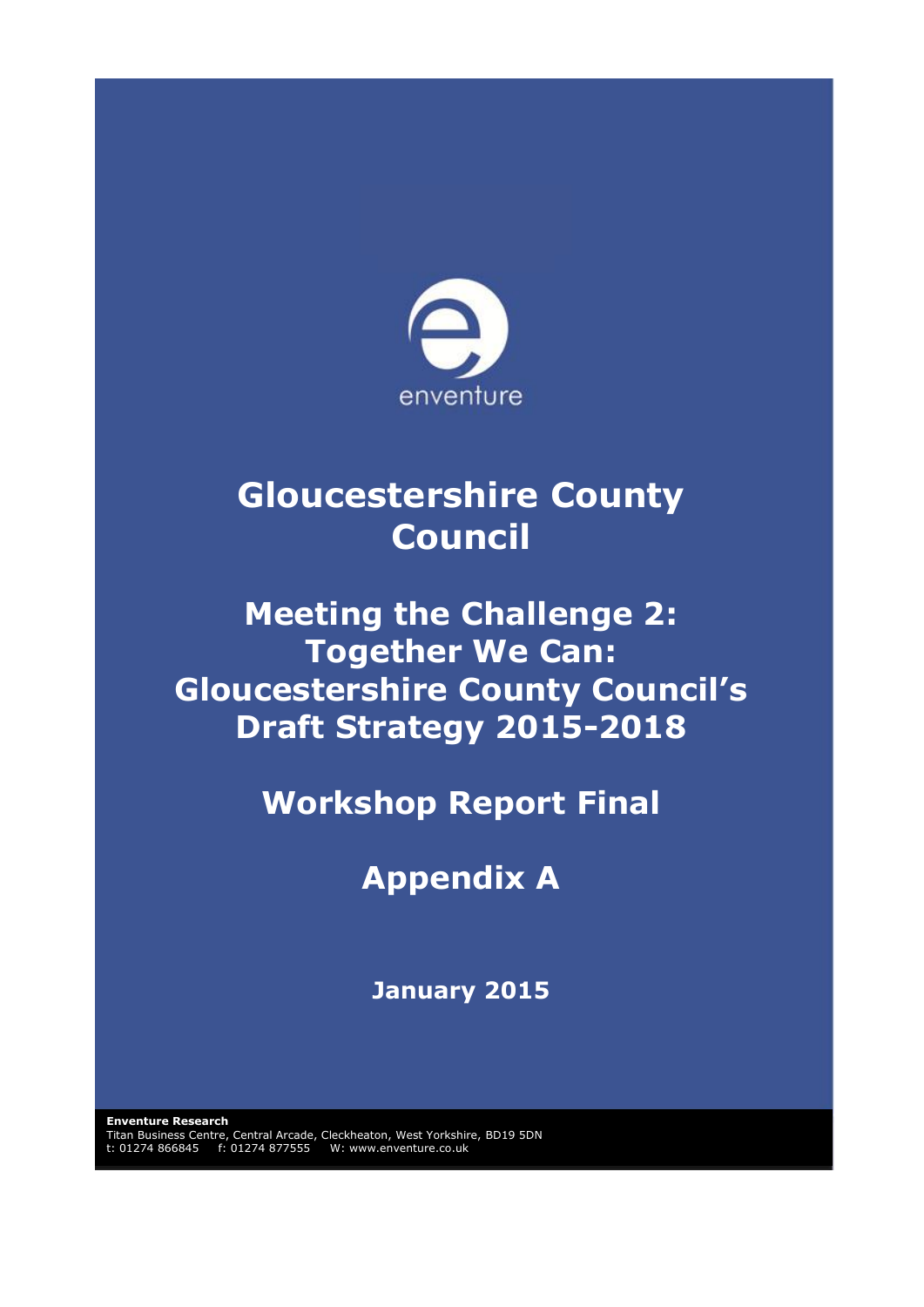enventure

# Gloucestershire County Council

# Meeting the Challenge 2: Together We Can: Gloucestershire County Council's Draft Strategy 2015-2018

## Workshop Report Final

## Appendix A

**January 2015**

**Enventure Research**
Titan Business Centre, Central Arcade, Cleckheaton, West Yorkshire, BD19 5DN
t: 01274 866845 f: 01274 877555 W: www.enventure.co.uk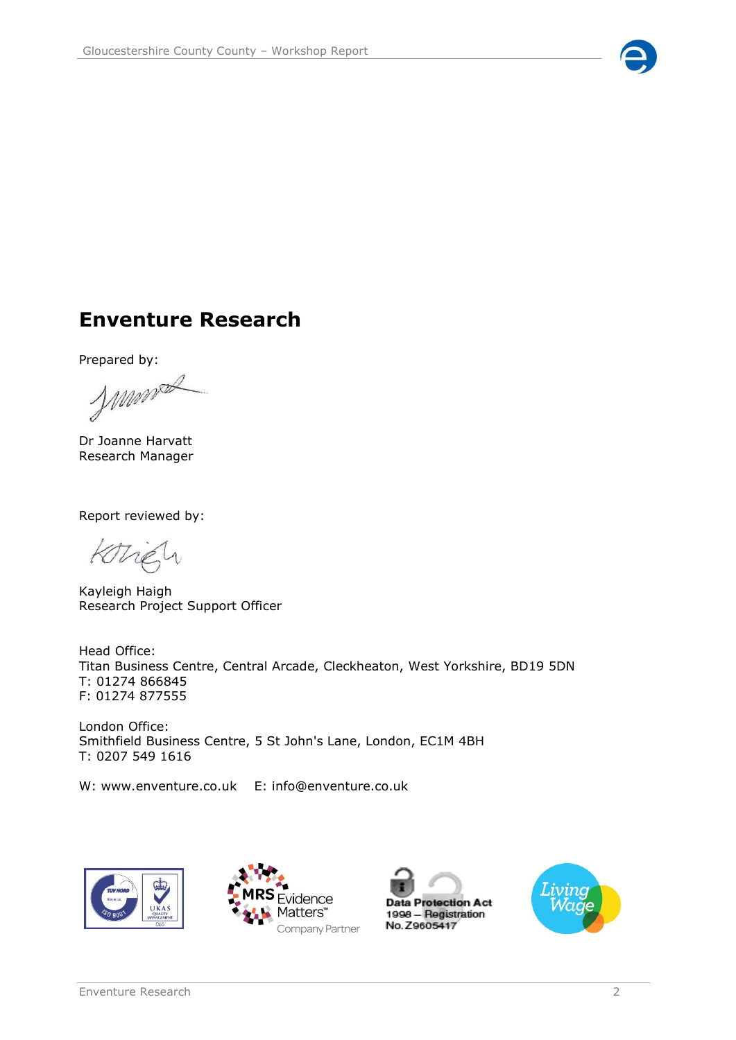## Enventure Research

Prepared by:

Dr Joanne Harvatt
Research Manager

Report reviewed by:

Kayleigh Haigh
Research Project Support Officer

Head Office:
Titan Business Centre, Central Arcade, Cleckheaton, West Yorkshire, BD19 5DN
T: 01274 866845
F: 01274 877555

London Office:
Smithfield Business Centre, 5 St John's Lane, London, EC1M 4BH
T: 0207 549 1616

W: www.enventure.co.uk E: info@enventure.co.uk

MRS Evidence Matters™ Company Partner

Data Protection Act 1998 – Registration No. Z9605417

Living Wage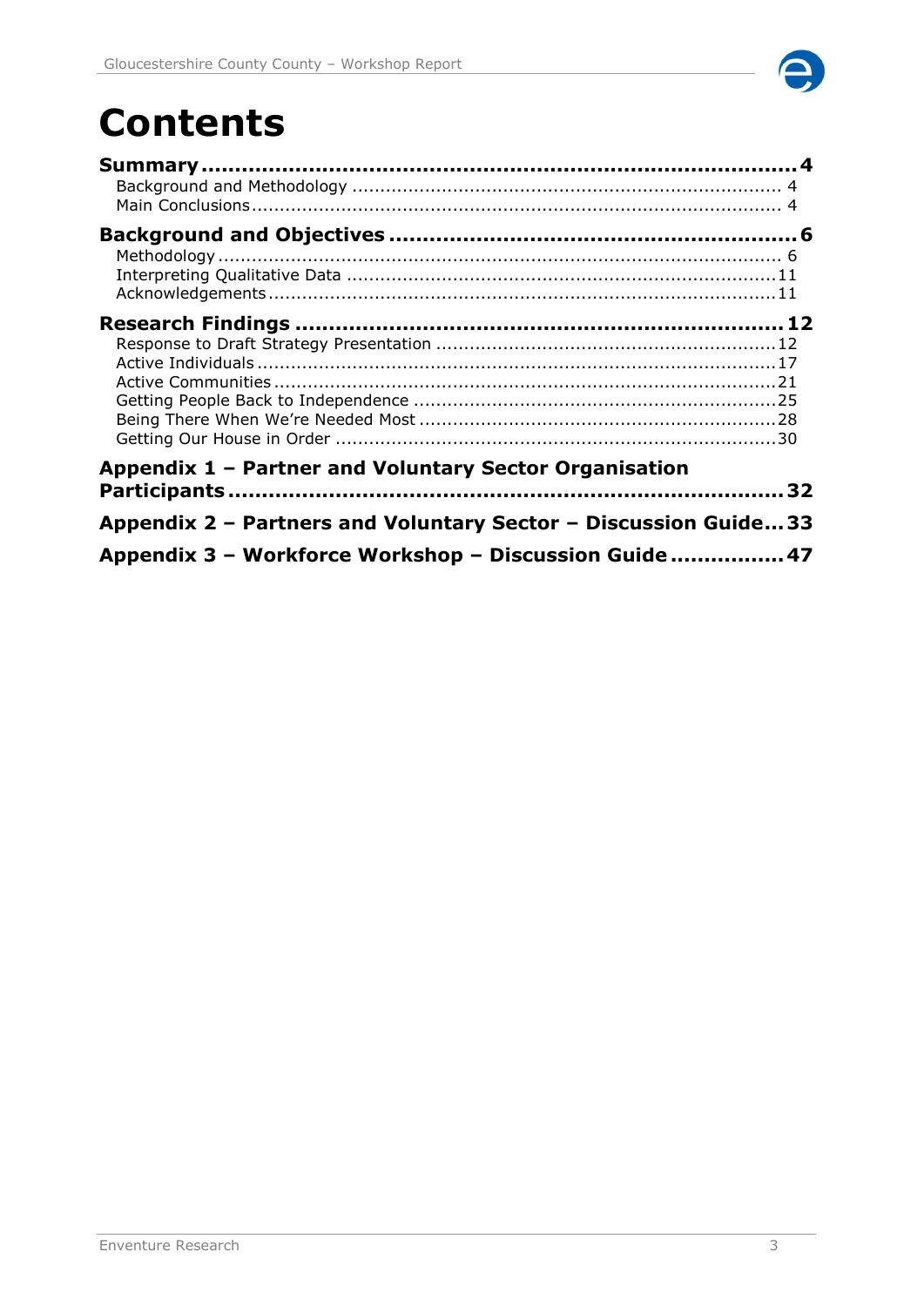# Contents

**Summary ........................................................................................ 4**
- Background and Methodology ........................................................................... 4
- Main Conclusions ............................................................................................. 4

**Background and Objectives ........................................................... 6**
- Methodology ...................................................................................................... 6
- Interpreting Qualitative Data ........................................................................... 11
- Acknowledgements .......................................................................................... 11

**Research Findings ........................................................................ 12**
- Response to Draft Strategy Presentation ........................................................ 12
- Active Individuals ............................................................................................. 17
- Active Communities .......................................................................................... 21
- Getting People Back to Independence ............................................................. 25
- Being There When We're Needed Most ............................................................ 28
- Getting Our House in Order ............................................................................. 30

**Appendix 1 – Partner and Voluntary Sector Organisation Participants ........................................................................................ 32**

**Appendix 2 – Partners and Voluntary Sector – Discussion Guide... 33**

**Appendix 3 – Workforce Workshop – Discussion Guide ................ 47**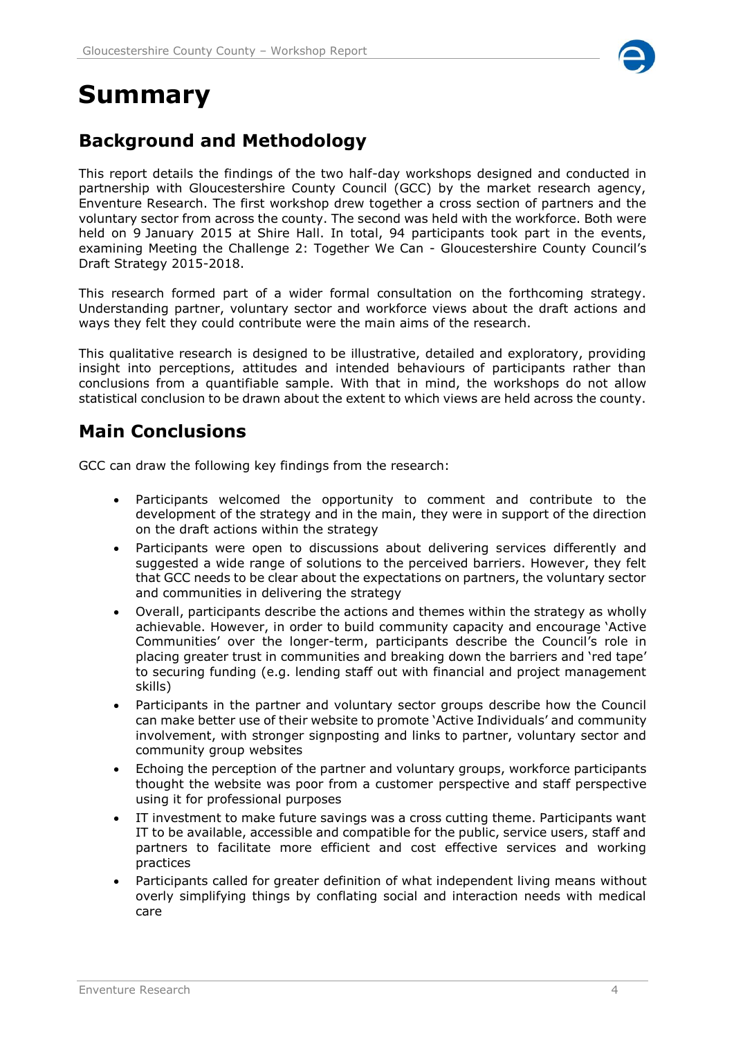# Summary

## Background and Methodology

This report details the findings of the two half-day workshops designed and conducted in partnership with Gloucestershire County Council (GCC) by the market research agency, Enventure Research. The first workshop drew together a cross section of partners and the voluntary sector from across the county. The second was held with the workforce. Both were held on 9 January 2015 at Shire Hall. In total, 94 participants took part in the events, examining Meeting the Challenge 2: Together We Can - Gloucestershire County Council's Draft Strategy 2015-2018.

This research formed part of a wider formal consultation on the forthcoming strategy. Understanding partner, voluntary sector and workforce views about the draft actions and ways they felt they could contribute were the main aims of the research.

This qualitative research is designed to be illustrative, detailed and exploratory, providing insight into perceptions, attitudes and intended behaviours of participants rather than conclusions from a quantifiable sample. With that in mind, the workshops do not allow statistical conclusion to be drawn about the extent to which views are held across the county.

## Main Conclusions

GCC can draw the following key findings from the research:

- Participants welcomed the opportunity to comment and contribute to the development of the strategy and in the main, they were in support of the direction on the draft actions within the strategy
- Participants were open to discussions about delivering services differently and suggested a wide range of solutions to the perceived barriers. However, they felt that GCC needs to be clear about the expectations on partners, the voluntary sector and communities in delivering the strategy
- Overall, participants describe the actions and themes within the strategy as wholly achievable. However, in order to build community capacity and encourage 'Active Communities' over the longer-term, participants describe the Council's role in placing greater trust in communities and breaking down the barriers and 'red tape' to securing funding (e.g. lending staff out with financial and project management skills)
- Participants in the partner and voluntary sector groups describe how the Council can make better use of their website to promote 'Active Individuals' and community involvement, with stronger signposting and links to partner, voluntary sector and community group websites
- Echoing the perception of the partner and voluntary groups, workforce participants thought the website was poor from a customer perspective and staff perspective using it for professional purposes
- IT investment to make future savings was a cross cutting theme. Participants want IT to be available, accessible and compatible for the public, service users, staff and partners to facilitate more efficient and cost effective services and working practices
- Participants called for greater definition of what independent living means without overly simplifying things by conflating social and interaction needs with medical care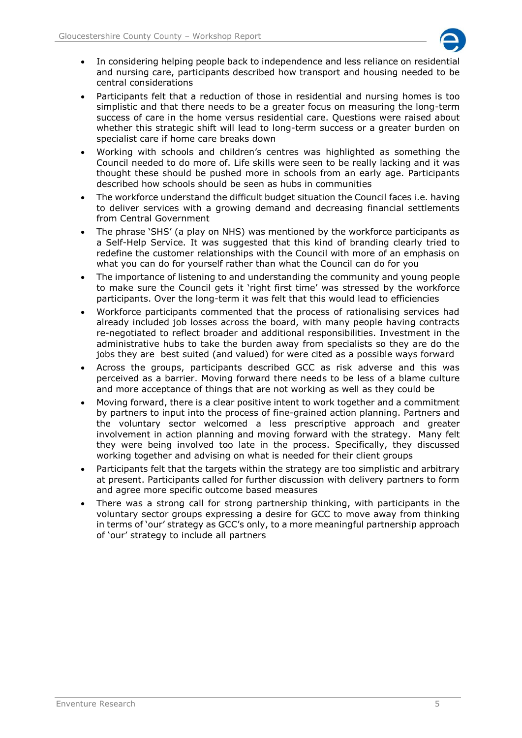- In considering helping people back to independence and less reliance on residential and nursing care, participants described how transport and housing needed to be central considerations
- Participants felt that a reduction of those in residential and nursing homes is too simplistic and that there needs to be a greater focus on measuring the long-term success of care in the home versus residential care. Questions were raised about whether this strategic shift will lead to long-term success or a greater burden on specialist care if home care breaks down
- Working with schools and children's centres was highlighted as something the Council needed to do more of. Life skills were seen to be really lacking and it was thought these should be pushed more in schools from an early age. Participants described how schools should be seen as hubs in communities
- The workforce understand the difficult budget situation the Council faces i.e. having to deliver services with a growing demand and decreasing financial settlements from Central Government
- The phrase 'SHS' (a play on NHS) was mentioned by the workforce participants as a Self-Help Service. It was suggested that this kind of branding clearly tried to redefine the customer relationships with the Council with more of an emphasis on what you can do for yourself rather than what the Council can do for you
- The importance of listening to and understanding the community and young people to make sure the Council gets it 'right first time' was stressed by the workforce participants. Over the long-term it was felt that this would lead to efficiencies
- Workforce participants commented that the process of rationalising services had already included job losses across the board, with many people having contracts re-negotiated to reflect broader and additional responsibilities. Investment in the administrative hubs to take the burden away from specialists so they are do the jobs they are best suited (and valued) for were cited as a possible ways forward
- Across the groups, participants described GCC as risk adverse and this was perceived as a barrier. Moving forward there needs to be less of a blame culture and more acceptance of things that are not working as well as they could be
- Moving forward, there is a clear positive intent to work together and a commitment by partners to input into the process of fine-grained action planning. Partners and the voluntary sector welcomed a less prescriptive approach and greater involvement in action planning and moving forward with the strategy. Many felt they were being involved too late in the process. Specifically, they discussed working together and advising on what is needed for their client groups
- Participants felt that the targets within the strategy are too simplistic and arbitrary at present. Participants called for further discussion with delivery partners to form and agree more specific outcome based measures
- There was a strong call for strong partnership thinking, with participants in the voluntary sector groups expressing a desire for GCC to move away from thinking in terms of 'our' strategy as GCC's only, to a more meaningful partnership approach of 'our' strategy to include all partners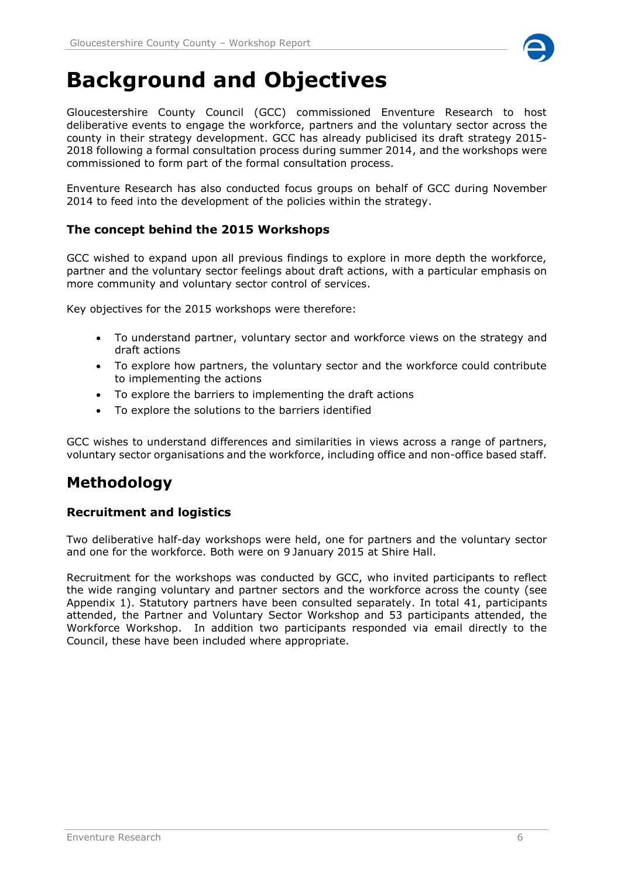# Background and Objectives

Gloucestershire County Council (GCC) commissioned Enventure Research to host deliberative events to engage the workforce, partners and the voluntary sector across the county in their strategy development. GCC has already publicised its draft strategy 2015-2018 following a formal consultation process during summer 2014, and the workshops were commissioned to form part of the formal consultation process.

Enventure Research has also conducted focus groups on behalf of GCC during November 2014 to feed into the development of the policies within the strategy.

### The concept behind the 2015 Workshops

GCC wished to expand upon all previous findings to explore in more depth the workforce, partner and the voluntary sector feelings about draft actions, with a particular emphasis on more community and voluntary sector control of services.

Key objectives for the 2015 workshops were therefore:

- To understand partner, voluntary sector and workforce views on the strategy and draft actions
- To explore how partners, the voluntary sector and the workforce could contribute to implementing the actions
- To explore the barriers to implementing the draft actions
- To explore the solutions to the barriers identified

GCC wishes to understand differences and similarities in views across a range of partners, voluntary sector organisations and the workforce, including office and non-office based staff.

## Methodology

### Recruitment and logistics

Two deliberative half-day workshops were held, one for partners and the voluntary sector and one for the workforce. Both were on 9 January 2015 at Shire Hall.

Recruitment for the workshops was conducted by GCC, who invited participants to reflect the wide ranging voluntary and partner sectors and the workforce across the county (see Appendix 1). Statutory partners have been consulted separately. In total 41, participants attended, the Partner and Voluntary Sector Workshop and 53 participants attended, the Workforce Workshop. In addition two participants responded via email directly to the Council, these have been included where appropriate.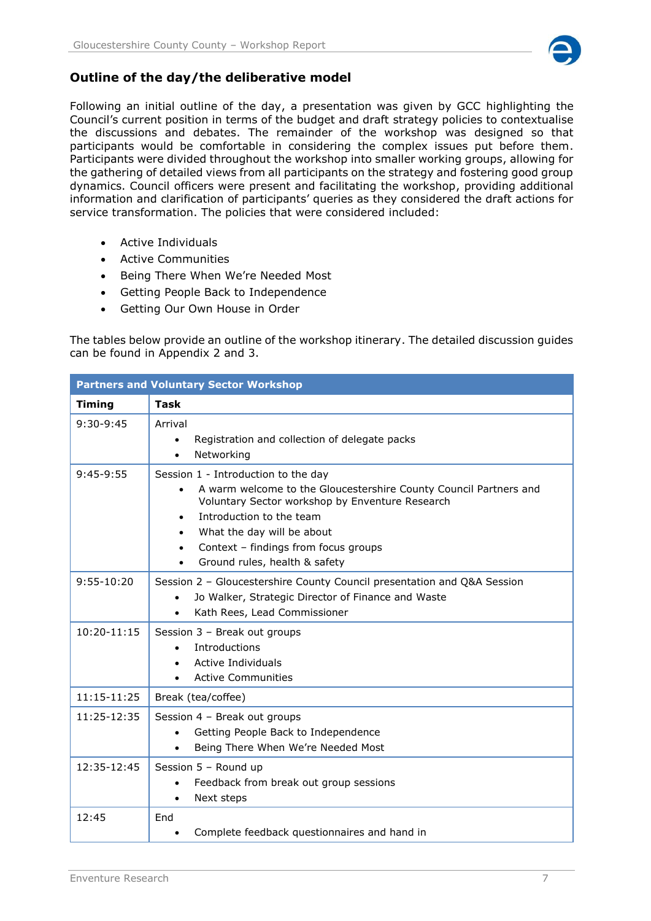## Outline of the day/the deliberative model

Following an initial outline of the day, a presentation was given by GCC highlighting the Council's current position in terms of the budget and draft strategy policies to contextualise the discussions and debates. The remainder of the workshop was designed so that participants would be comfortable in considering the complex issues put before them. Participants were divided throughout the workshop into smaller working groups, allowing for the gathering of detailed views from all participants on the strategy and fostering good group dynamics. Council officers were present and facilitating the workshop, providing additional information and clarification of participants' queries as they considered the draft actions for service transformation. The policies that were considered included:

- Active Individuals
- Active Communities
- Being There When We're Needed Most
- Getting People Back to Independence
- Getting Our Own House in Order

The tables below provide an outline of the workshop itinerary. The detailed discussion guides can be found in Appendix 2 and 3.

| **Partners and Voluntary Sector Workshop** | |
|---|---|
| **Timing** | **Task** |
| 9:30-9:45 | Arrival<br>• Registration and collection of delegate packs<br>• Networking |
| 9:45-9:55 | Session 1 - Introduction to the day<br>• A warm welcome to the Gloucestershire County Council Partners and Voluntary Sector workshop by Enventure Research<br>• Introduction to the team<br>• What the day will be about<br>• Context – findings from focus groups<br>• Ground rules, health & safety |
| 9:55-10:20 | Session 2 – Gloucestershire County Council presentation and Q&A Session<br>• Jo Walker, Strategic Director of Finance and Waste<br>• Kath Rees, Lead Commissioner |
| 10:20-11:15 | Session 3 – Break out groups<br>• Introductions<br>• Active Individuals<br>• Active Communities |
| 11:15-11:25 | Break (tea/coffee) |
| 11:25-12:35 | Session 4 – Break out groups<br>• Getting People Back to Independence<br>• Being There When We're Needed Most |
| 12:35-12:45 | Session 5 – Round up<br>• Feedback from break out group sessions<br>• Next steps |
| 12:45 | End<br>• Complete feedback questionnaires and hand in |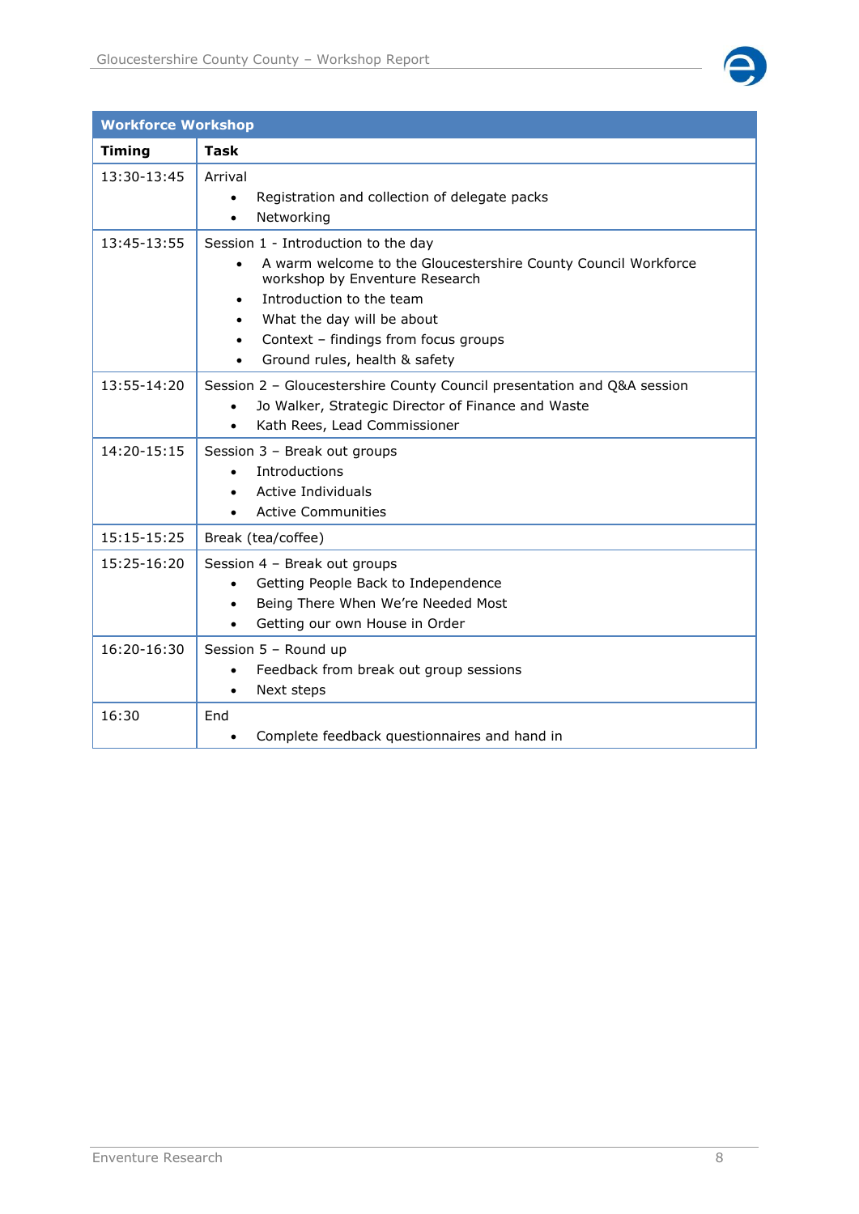| Workforce Workshop | |
|---|---|
| **Timing** | **Task** |
| 13:30-13:45 | Arrival<br>• Registration and collection of delegate packs<br>• Networking |
| 13:45-13:55 | Session 1 - Introduction to the day<br>• A warm welcome to the Gloucestershire County Council Workforce workshop by Enventure Research<br>• Introduction to the team<br>• What the day will be about<br>• Context – findings from focus groups<br>• Ground rules, health & safety |
| 13:55-14:20 | Session 2 – Gloucestershire County Council presentation and Q&A session<br>• Jo Walker, Strategic Director of Finance and Waste<br>• Kath Rees, Lead Commissioner |
| 14:20-15:15 | Session 3 – Break out groups<br>• Introductions<br>• Active Individuals<br>• Active Communities |
| 15:15-15:25 | Break (tea/coffee) |
| 15:25-16:20 | Session 4 – Break out groups<br>• Getting People Back to Independence<br>• Being There When We're Needed Most<br>• Getting our own House in Order |
| 16:20-16:30 | Session 5 – Round up<br>• Feedback from break out group sessions<br>• Next steps |
| 16:30 | End<br>• Complete feedback questionnaires and hand in |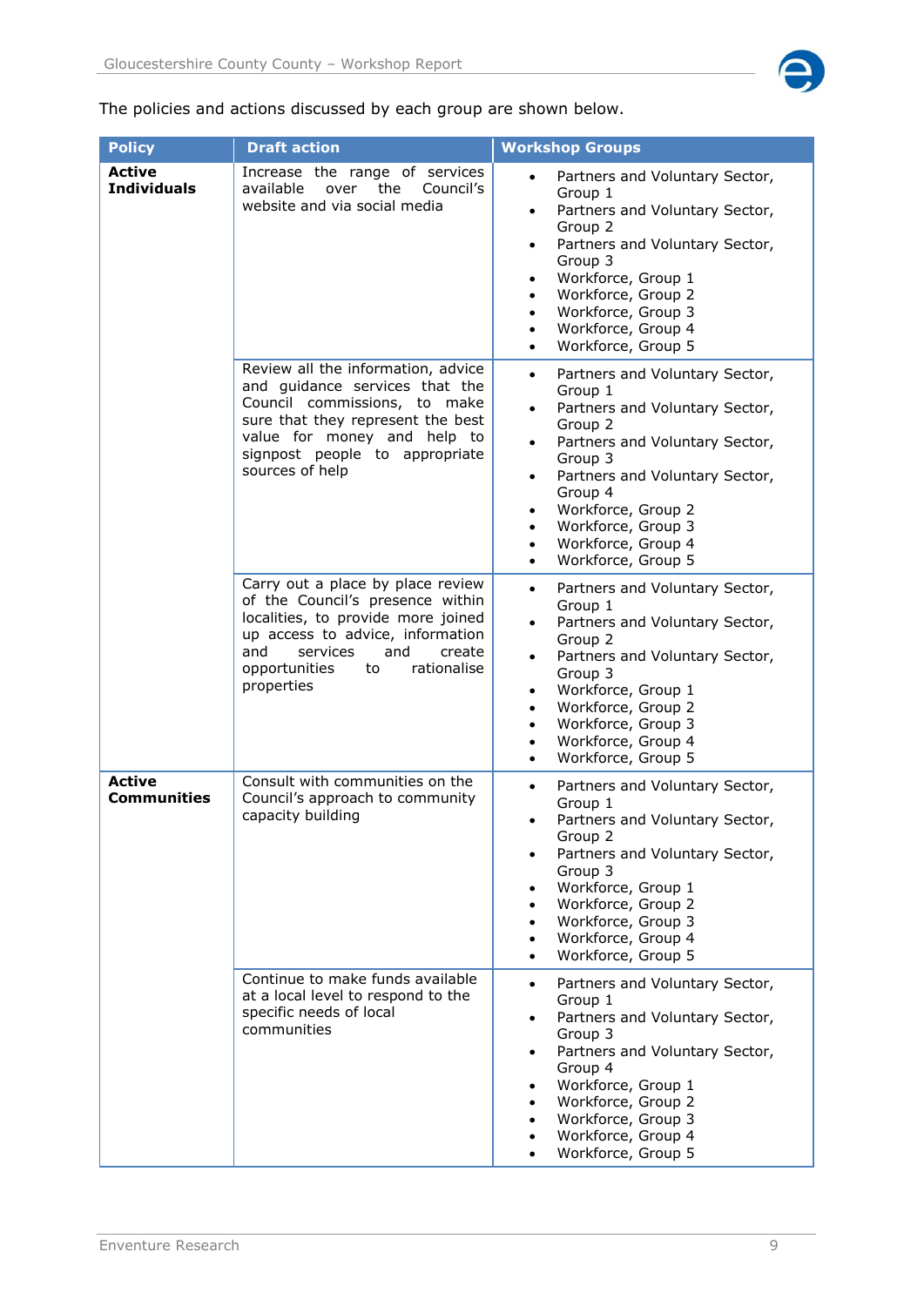The policies and actions discussed by each group are shown below.

| Policy | Draft action | Workshop Groups |
| --- | --- | --- |
| **Active Individuals** | Increase the range of services available over the Council's website and via social media | • Partners and Voluntary Sector, Group 1<br>• Partners and Voluntary Sector, Group 2<br>• Partners and Voluntary Sector, Group 3<br>• Workforce, Group 1<br>• Workforce, Group 2<br>• Workforce, Group 3<br>• Workforce, Group 4<br>• Workforce, Group 5 |
| | Review all the information, advice and guidance services that the Council commissions, to make sure that they represent the best value for money and help to signpost people to appropriate sources of help | • Partners and Voluntary Sector, Group 1<br>• Partners and Voluntary Sector, Group 2<br>• Partners and Voluntary Sector, Group 3<br>• Partners and Voluntary Sector, Group 4<br>• Workforce, Group 2<br>• Workforce, Group 3<br>• Workforce, Group 4<br>• Workforce, Group 5 |
| | Carry out a place by place review of the Council's presence within localities, to provide more joined up access to advice, information and services and create opportunities to rationalise properties | • Partners and Voluntary Sector, Group 1<br>• Partners and Voluntary Sector, Group 2<br>• Partners and Voluntary Sector, Group 3<br>• Workforce, Group 1<br>• Workforce, Group 2<br>• Workforce, Group 3<br>• Workforce, Group 4<br>• Workforce, Group 5 |
| **Active Communities** | Consult with communities on the Council's approach to community capacity building | • Partners and Voluntary Sector, Group 1<br>• Partners and Voluntary Sector, Group 2<br>• Partners and Voluntary Sector, Group 3<br>• Workforce, Group 1<br>• Workforce, Group 2<br>• Workforce, Group 3<br>• Workforce, Group 4<br>• Workforce, Group 5 |
| | Continue to make funds available at a local level to respond to the specific needs of local communities | • Partners and Voluntary Sector, Group 1<br>• Partners and Voluntary Sector, Group 3<br>• Partners and Voluntary Sector, Group 4<br>• Workforce, Group 1<br>• Workforce, Group 2<br>• Workforce, Group 3<br>• Workforce, Group 4<br>• Workforce, Group 5 |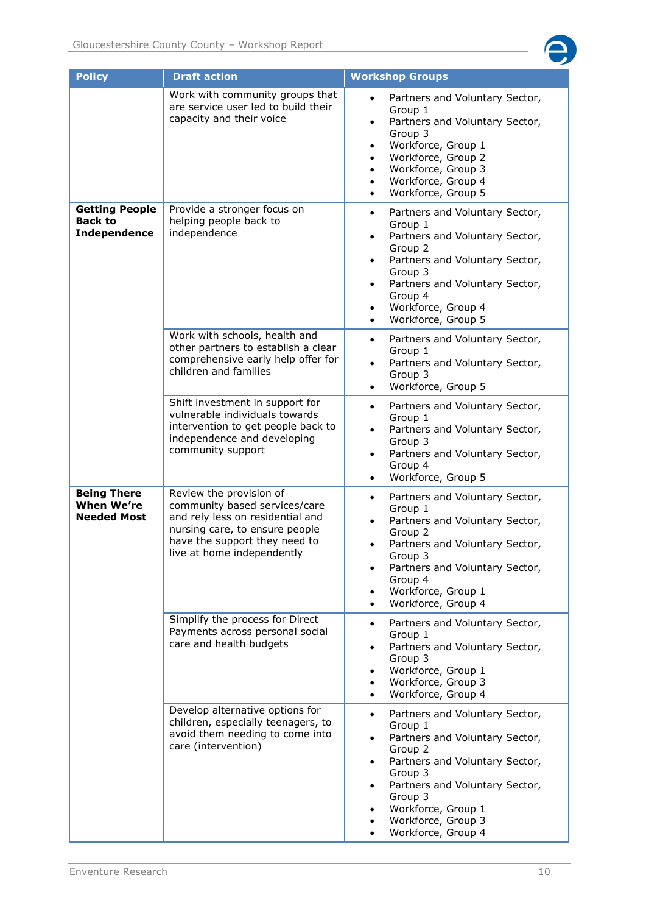| Policy | Draft action | Workshop Groups |
|---|---|---|
| | Work with community groups that are service user led to build their capacity and their voice | • Partners and Voluntary Sector, Group 1<br>• Partners and Voluntary Sector, Group 3<br>• Workforce, Group 1<br>• Workforce, Group 2<br>• Workforce, Group 3<br>• Workforce, Group 4<br>• Workforce, Group 5 |
| **Getting People Back to Independence** | Provide a stronger focus on helping people back to independence | • Partners and Voluntary Sector, Group 1<br>• Partners and Voluntary Sector, Group 2<br>• Partners and Voluntary Sector, Group 3<br>• Partners and Voluntary Sector, Group 4<br>• Workforce, Group 4<br>• Workforce, Group 5 |
| | Work with schools, health and other partners to establish a clear comprehensive early help offer for children and families | • Partners and Voluntary Sector, Group 1<br>• Partners and Voluntary Sector, Group 3<br>• Workforce, Group 5 |
| | Shift investment in support for vulnerable individuals towards intervention to get people back to independence and developing community support | • Partners and Voluntary Sector, Group 1<br>• Partners and Voluntary Sector, Group 3<br>• Partners and Voluntary Sector, Group 4<br>• Workforce, Group 5 |
| **Being There When We're Needed Most** | Review the provision of community based services/care and rely less on residential and nursing care, to ensure people have the support they need to live at home independently | • Partners and Voluntary Sector, Group 1<br>• Partners and Voluntary Sector, Group 2<br>• Partners and Voluntary Sector, Group 3<br>• Partners and Voluntary Sector, Group 4<br>• Workforce, Group 1<br>• Workforce, Group 4 |
| | Simplify the process for Direct Payments across personal social care and health budgets | • Partners and Voluntary Sector, Group 1<br>• Partners and Voluntary Sector, Group 3<br>• Workforce, Group 1<br>• Workforce, Group 3<br>• Workforce, Group 4 |
| | Develop alternative options for children, especially teenagers, to avoid them needing to come into care (intervention) | • Partners and Voluntary Sector, Group 1<br>• Partners and Voluntary Sector, Group 2<br>• Partners and Voluntary Sector, Group 3<br>• Partners and Voluntary Sector, Group 3<br>• Workforce, Group 1<br>• Workforce, Group 3<br>• Workforce, Group 4 |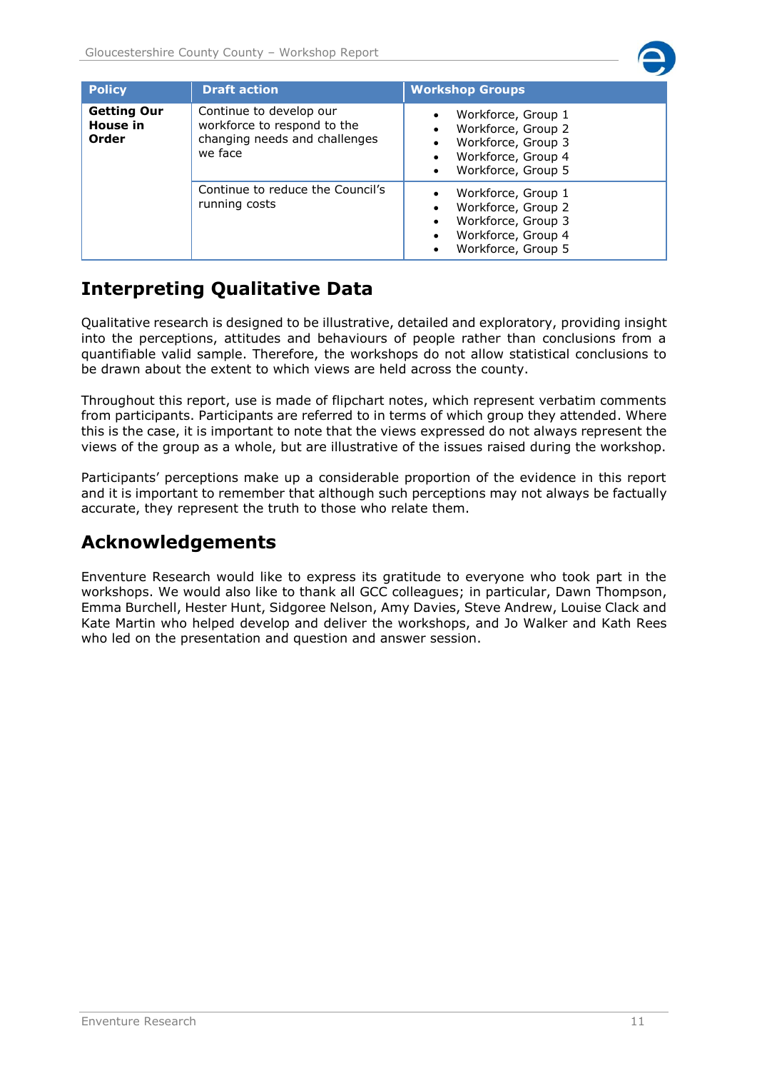| Policy | Draft action | Workshop Groups |
| --- | --- | --- |
| **Getting Our House in Order** | Continue to develop our workforce to respond to the changing needs and challenges we face | • Workforce, Group 1<br>• Workforce, Group 2<br>• Workforce, Group 3<br>• Workforce, Group 4<br>• Workforce, Group 5 |
| | Continue to reduce the Council's running costs | • Workforce, Group 1<br>• Workforce, Group 2<br>• Workforce, Group 3<br>• Workforce, Group 4<br>• Workforce, Group 5 |

## Interpreting Qualitative Data

Qualitative research is designed to be illustrative, detailed and exploratory, providing insight into the perceptions, attitudes and behaviours of people rather than conclusions from a quantifiable valid sample. Therefore, the workshops do not allow statistical conclusions to be drawn about the extent to which views are held across the county.

Throughout this report, use is made of flipchart notes, which represent verbatim comments from participants. Participants are referred to in terms of which group they attended. Where this is the case, it is important to note that the views expressed do not always represent the views of the group as a whole, but are illustrative of the issues raised during the workshop.

Participants' perceptions make up a considerable proportion of the evidence in this report and it is important to remember that although such perceptions may not always be factually accurate, they represent the truth to those who relate them.

## Acknowledgements

Enventure Research would like to express its gratitude to everyone who took part in the workshops. We would also like to thank all GCC colleagues; in particular, Dawn Thompson, Emma Burchell, Hester Hunt, Sidgoree Nelson, Amy Davies, Steve Andrew, Louise Clack and Kate Martin who helped develop and deliver the workshops, and Jo Walker and Kath Rees who led on the presentation and question and answer session.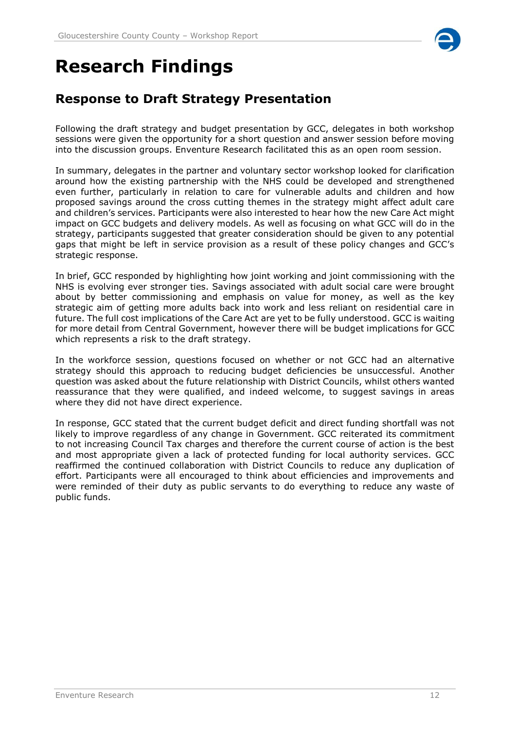# Research Findings

## Response to Draft Strategy Presentation

Following the draft strategy and budget presentation by GCC, delegates in both workshop sessions were given the opportunity for a short question and answer session before moving into the discussion groups. Enventure Research facilitated this as an open room session.

In summary, delegates in the partner and voluntary sector workshop looked for clarification around how the existing partnership with the NHS could be developed and strengthened even further, particularly in relation to care for vulnerable adults and children and how proposed savings around the cross cutting themes in the strategy might affect adult care and children's services. Participants were also interested to hear how the new Care Act might impact on GCC budgets and delivery models. As well as focusing on what GCC will do in the strategy, participants suggested that greater consideration should be given to any potential gaps that might be left in service provision as a result of these policy changes and GCC's strategic response.

In brief, GCC responded by highlighting how joint working and joint commissioning with the NHS is evolving ever stronger ties. Savings associated with adult social care were brought about by better commissioning and emphasis on value for money, as well as the key strategic aim of getting more adults back into work and less reliant on residential care in future. The full cost implications of the Care Act are yet to be fully understood. GCC is waiting for more detail from Central Government, however there will be budget implications for GCC which represents a risk to the draft strategy.

In the workforce session, questions focused on whether or not GCC had an alternative strategy should this approach to reducing budget deficiencies be unsuccessful. Another question was asked about the future relationship with District Councils, whilst others wanted reassurance that they were qualified, and indeed welcome, to suggest savings in areas where they did not have direct experience.

In response, GCC stated that the current budget deficit and direct funding shortfall was not likely to improve regardless of any change in Government. GCC reiterated its commitment to not increasing Council Tax charges and therefore the current course of action is the best and most appropriate given a lack of protected funding for local authority services. GCC reaffirmed the continued collaboration with District Councils to reduce any duplication of effort. Participants were all encouraged to think about efficiencies and improvements and were reminded of their duty as public servants to do everything to reduce any waste of public funds.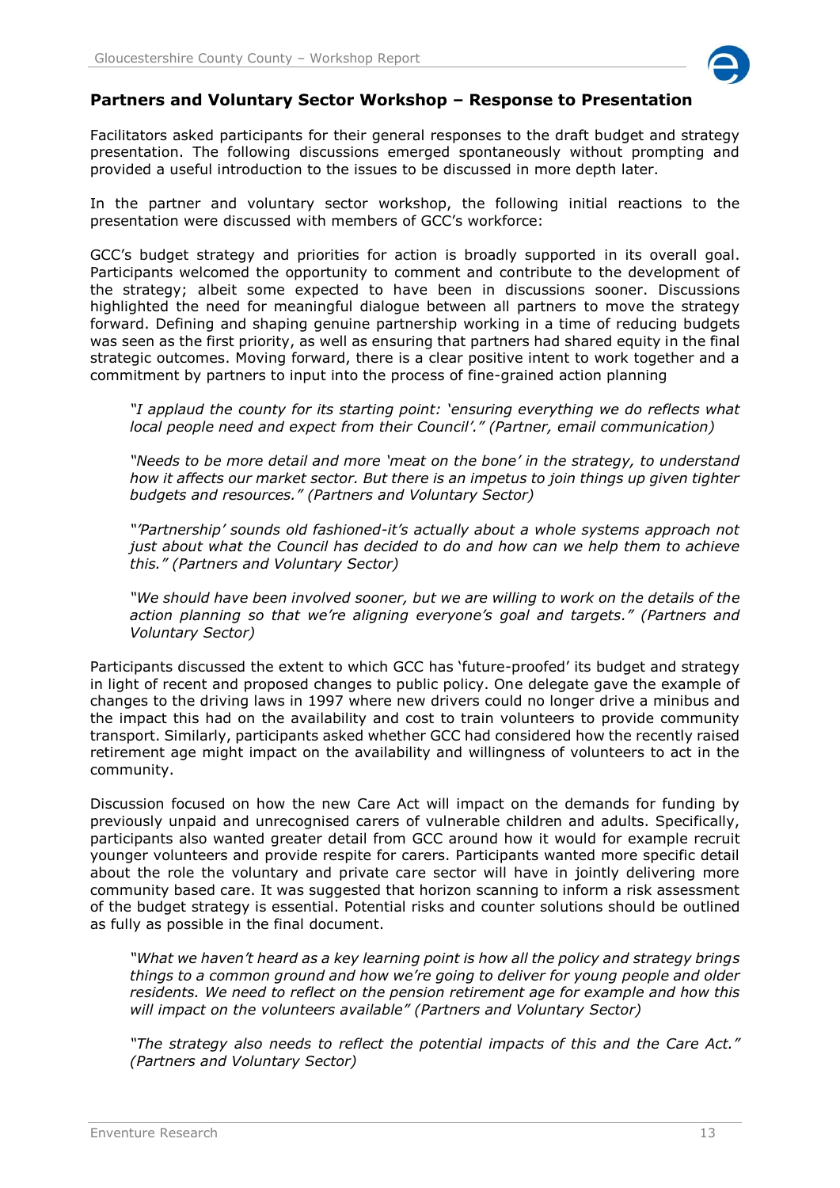## Partners and Voluntary Sector Workshop – Response to Presentation

Facilitators asked participants for their general responses to the draft budget and strategy presentation. The following discussions emerged spontaneously without prompting and provided a useful introduction to the issues to be discussed in more depth later.

In the partner and voluntary sector workshop, the following initial reactions to the presentation were discussed with members of GCC's workforce:

GCC's budget strategy and priorities for action is broadly supported in its overall goal. Participants welcomed the opportunity to comment and contribute to the development of the strategy; albeit some expected to have been in discussions sooner. Discussions highlighted the need for meaningful dialogue between all partners to move the strategy forward. Defining and shaping genuine partnership working in a time of reducing budgets was seen as the first priority, as well as ensuring that partners had shared equity in the final strategic outcomes. Moving forward, there is a clear positive intent to work together and a commitment by partners to input into the process of fine-grained action planning

> *"I applaud the county for its starting point: 'ensuring everything we do reflects what local people need and expect from their Council'." (Partner, email communication)*

> *"Needs to be more detail and more 'meat on the bone' in the strategy, to understand how it affects our market sector. But there is an impetus to join things up given tighter budgets and resources." (Partners and Voluntary Sector)*

> *"'Partnership' sounds old fashioned-it's actually about a whole systems approach not just about what the Council has decided to do and how can we help them to achieve this." (Partners and Voluntary Sector)*

> *"We should have been involved sooner, but we are willing to work on the details of the action planning so that we're aligning everyone's goal and targets." (Partners and Voluntary Sector)*

Participants discussed the extent to which GCC has 'future-proofed' its budget and strategy in light of recent and proposed changes to public policy. One delegate gave the example of changes to the driving laws in 1997 where new drivers could no longer drive a minibus and the impact this had on the availability and cost to train volunteers to provide community transport. Similarly, participants asked whether GCC had considered how the recently raised retirement age might impact on the availability and willingness of volunteers to act in the community.

Discussion focused on how the new Care Act will impact on the demands for funding by previously unpaid and unrecognised carers of vulnerable children and adults. Specifically, participants also wanted greater detail from GCC around how it would for example recruit younger volunteers and provide respite for carers. Participants wanted more specific detail about the role the voluntary and private care sector will have in jointly delivering more community based care. It was suggested that horizon scanning to inform a risk assessment of the budget strategy is essential. Potential risks and counter solutions should be outlined as fully as possible in the final document.

> *"What we haven't heard as a key learning point is how all the policy and strategy brings things to a common ground and how we're going to deliver for young people and older residents. We need to reflect on the pension retirement age for example and how this will impact on the volunteers available" (Partners and Voluntary Sector)*

> *"The strategy also needs to reflect the potential impacts of this and the Care Act." (Partners and Voluntary Sector)*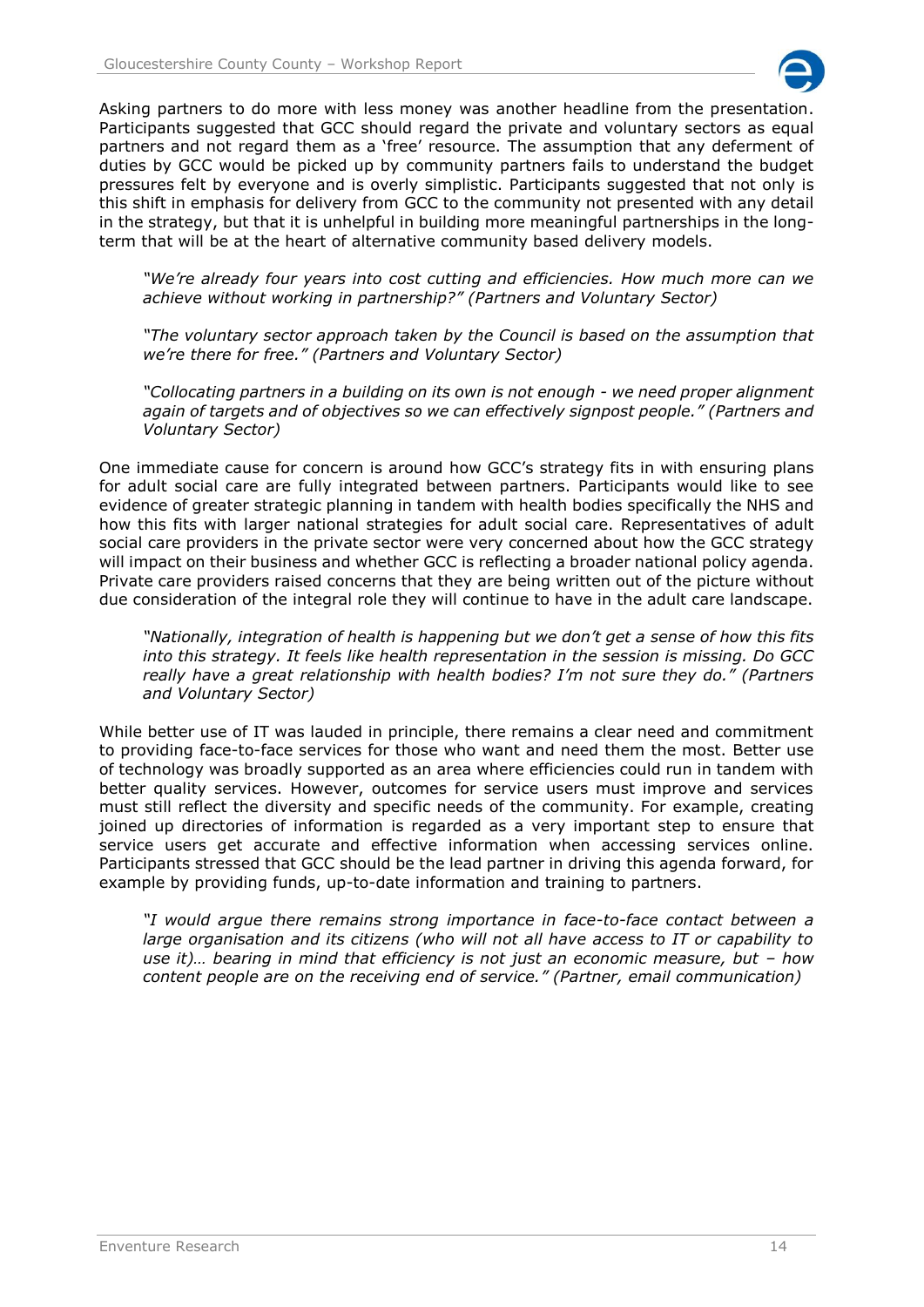Asking partners to do more with less money was another headline from the presentation. Participants suggested that GCC should regard the private and voluntary sectors as equal partners and not regard them as a 'free' resource. The assumption that any deferment of duties by GCC would be picked up by community partners fails to understand the budget pressures felt by everyone and is overly simplistic. Participants suggested that not only is this shift in emphasis for delivery from GCC to the community not presented with any detail in the strategy, but that it is unhelpful in building more meaningful partnerships in the long-term that will be at the heart of alternative community based delivery models.

> *"We're already four years into cost cutting and efficiencies. How much more can we achieve without working in partnership?" (Partners and Voluntary Sector)*

> *"The voluntary sector approach taken by the Council is based on the assumption that we're there for free." (Partners and Voluntary Sector)*

> *"Collocating partners in a building on its own is not enough - we need proper alignment again of targets and of objectives so we can effectively signpost people." (Partners and Voluntary Sector)*

One immediate cause for concern is around how GCC's strategy fits in with ensuring plans for adult social care are fully integrated between partners. Participants would like to see evidence of greater strategic planning in tandem with health bodies specifically the NHS and how this fits with larger national strategies for adult social care. Representatives of adult social care providers in the private sector were very concerned about how the GCC strategy will impact on their business and whether GCC is reflecting a broader national policy agenda. Private care providers raised concerns that they are being written out of the picture without due consideration of the integral role they will continue to have in the adult care landscape.

> *"Nationally, integration of health is happening but we don't get a sense of how this fits into this strategy. It feels like health representation in the session is missing. Do GCC really have a great relationship with health bodies? I'm not sure they do." (Partners and Voluntary Sector)*

While better use of IT was lauded in principle, there remains a clear need and commitment to providing face-to-face services for those who want and need them the most. Better use of technology was broadly supported as an area where efficiencies could run in tandem with better quality services. However, outcomes for service users must improve and services must still reflect the diversity and specific needs of the community. For example, creating joined up directories of information is regarded as a very important step to ensure that service users get accurate and effective information when accessing services online. Participants stressed that GCC should be the lead partner in driving this agenda forward, for example by providing funds, up-to-date information and training to partners.

> *"I would argue there remains strong importance in face-to-face contact between a large organisation and its citizens (who will not all have access to IT or capability to use it)… bearing in mind that efficiency is not just an economic measure, but – how content people are on the receiving end of service." (Partner, email communication)*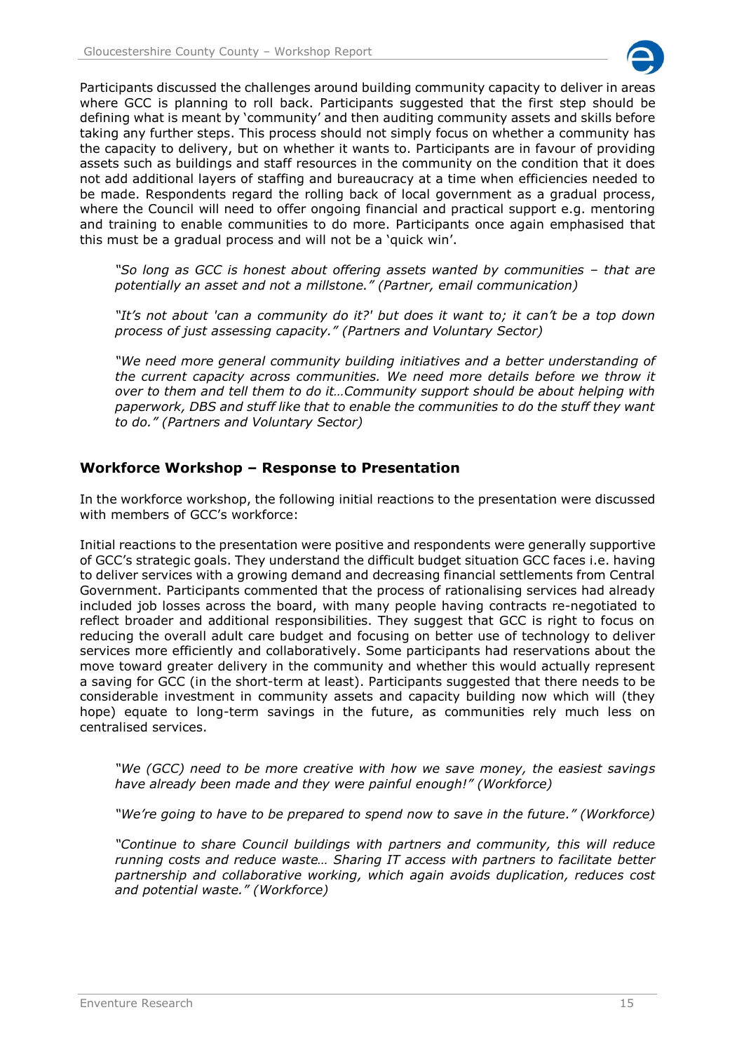Participants discussed the challenges around building community capacity to deliver in areas where GCC is planning to roll back. Participants suggested that the first step should be defining what is meant by 'community' and then auditing community assets and skills before taking any further steps. This process should not simply focus on whether a community has the capacity to delivery, but on whether it wants to. Participants are in favour of providing assets such as buildings and staff resources in the community on the condition that it does not add additional layers of staffing and bureaucracy at a time when efficiencies needed to be made. Respondents regard the rolling back of local government as a gradual process, where the Council will need to offer ongoing financial and practical support e.g. mentoring and training to enable communities to do more. Participants once again emphasised that this must be a gradual process and will not be a 'quick win'.

> *"So long as GCC is honest about offering assets wanted by communities – that are potentially an asset and not a millstone." (Partner, email communication)*

> *"It's not about 'can a community do it?' but does it want to; it can't be a top down process of just assessing capacity." (Partners and Voluntary Sector)*

> *"We need more general community building initiatives and a better understanding of the current capacity across communities. We need more details before we throw it over to them and tell them to do it…Community support should be about helping with paperwork, DBS and stuff like that to enable the communities to do the stuff they want to do." (Partners and Voluntary Sector)*

## Workforce Workshop – Response to Presentation

In the workforce workshop, the following initial reactions to the presentation were discussed with members of GCC's workforce:

Initial reactions to the presentation were positive and respondents were generally supportive of GCC's strategic goals. They understand the difficult budget situation GCC faces i.e. having to deliver services with a growing demand and decreasing financial settlements from Central Government. Participants commented that the process of rationalising services had already included job losses across the board, with many people having contracts re-negotiated to reflect broader and additional responsibilities. They suggest that GCC is right to focus on reducing the overall adult care budget and focusing on better use of technology to deliver services more efficiently and collaboratively. Some participants had reservations about the move toward greater delivery in the community and whether this would actually represent a saving for GCC (in the short-term at least). Participants suggested that there needs to be considerable investment in community assets and capacity building now which will (they hope) equate to long-term savings in the future, as communities rely much less on centralised services.

> *"We (GCC) need to be more creative with how we save money, the easiest savings have already been made and they were painful enough!" (Workforce)*

> *"We're going to have to be prepared to spend now to save in the future." (Workforce)*

> *"Continue to share Council buildings with partners and community, this will reduce running costs and reduce waste… Sharing IT access with partners to facilitate better partnership and collaborative working, which again avoids duplication, reduces cost and potential waste." (Workforce)*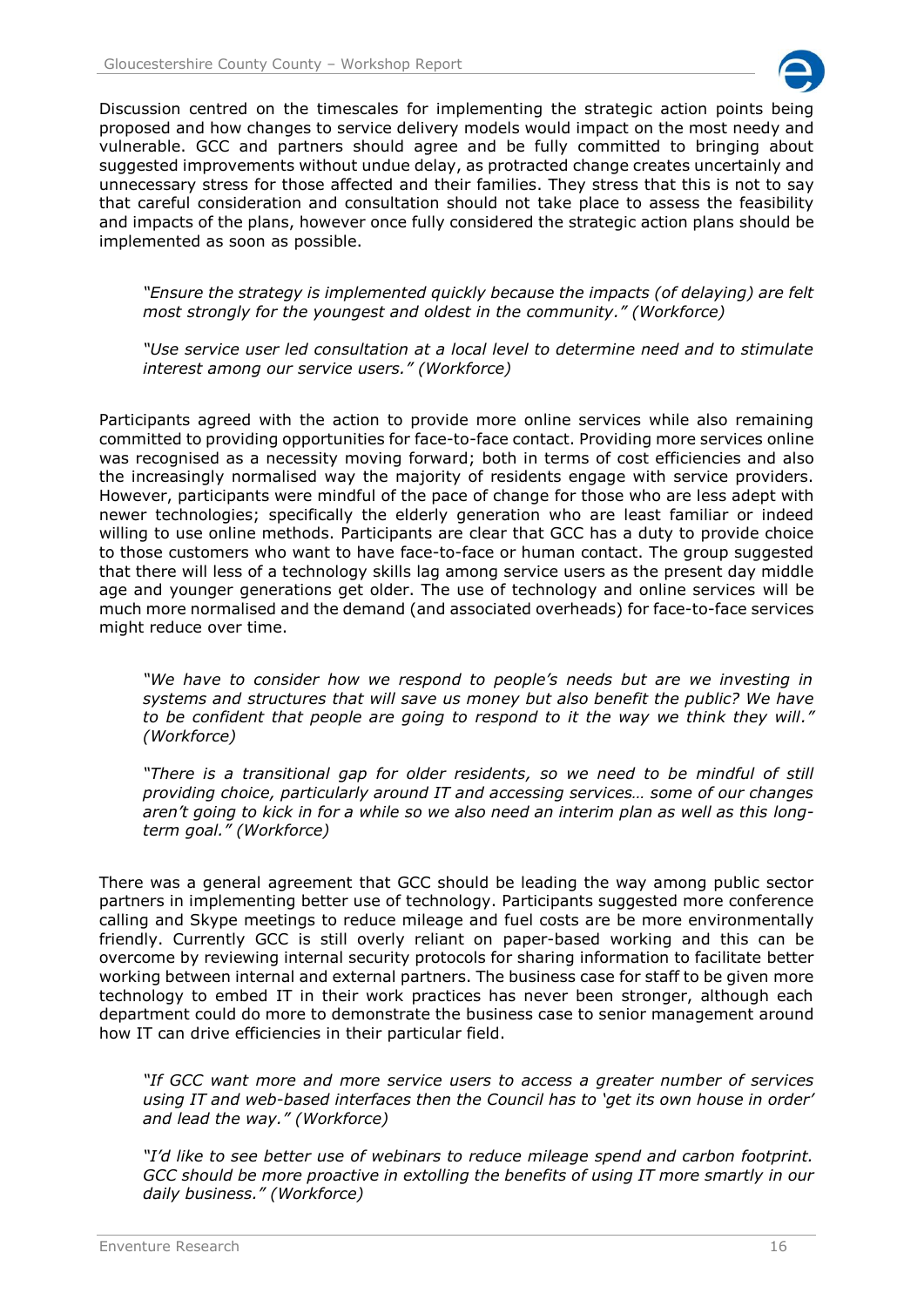Discussion centred on the timescales for implementing the strategic action points being proposed and how changes to service delivery models would impact on the most needy and vulnerable. GCC and partners should agree and be fully committed to bringing about suggested improvements without undue delay, as protracted change creates uncertainly and unnecessary stress for those affected and their families. They stress that this is not to say that careful consideration and consultation should not take place to assess the feasibility and impacts of the plans, however once fully considered the strategic action plans should be implemented as soon as possible.

> *"Ensure the strategy is implemented quickly because the impacts (of delaying) are felt most strongly for the youngest and oldest in the community." (Workforce)*
>
> *"Use service user led consultation at a local level to determine need and to stimulate interest among our service users." (Workforce)*

Participants agreed with the action to provide more online services while also remaining committed to providing opportunities for face-to-face contact. Providing more services online was recognised as a necessity moving forward; both in terms of cost efficiencies and also the increasingly normalised way the majority of residents engage with service providers. However, participants were mindful of the pace of change for those who are less adept with newer technologies; specifically the elderly generation who are least familiar or indeed willing to use online methods. Participants are clear that GCC has a duty to provide choice to those customers who want to have face-to-face or human contact. The group suggested that there will less of a technology skills lag among service users as the present day middle age and younger generations get older. The use of technology and online services will be much more normalised and the demand (and associated overheads) for face-to-face services might reduce over time.

> *"We have to consider how we respond to people's needs but are we investing in systems and structures that will save us money but also benefit the public? We have to be confident that people are going to respond to it the way we think they will." (Workforce)*
>
> *"There is a transitional gap for older residents, so we need to be mindful of still providing choice, particularly around IT and accessing services… some of our changes aren't going to kick in for a while so we also need an interim plan as well as this long-term goal." (Workforce)*

There was a general agreement that GCC should be leading the way among public sector partners in implementing better use of technology. Participants suggested more conference calling and Skype meetings to reduce mileage and fuel costs are be more environmentally friendly. Currently GCC is still overly reliant on paper-based working and this can be overcome by reviewing internal security protocols for sharing information to facilitate better working between internal and external partners. The business case for staff to be given more technology to embed IT in their work practices has never been stronger, although each department could do more to demonstrate the business case to senior management around how IT can drive efficiencies in their particular field.

> *"If GCC want more and more service users to access a greater number of services using IT and web-based interfaces then the Council has to 'get its own house in order' and lead the way." (Workforce)*
>
> *"I'd like to see better use of webinars to reduce mileage spend and carbon footprint. GCC should be more proactive in extolling the benefits of using IT more smartly in our daily business." (Workforce)*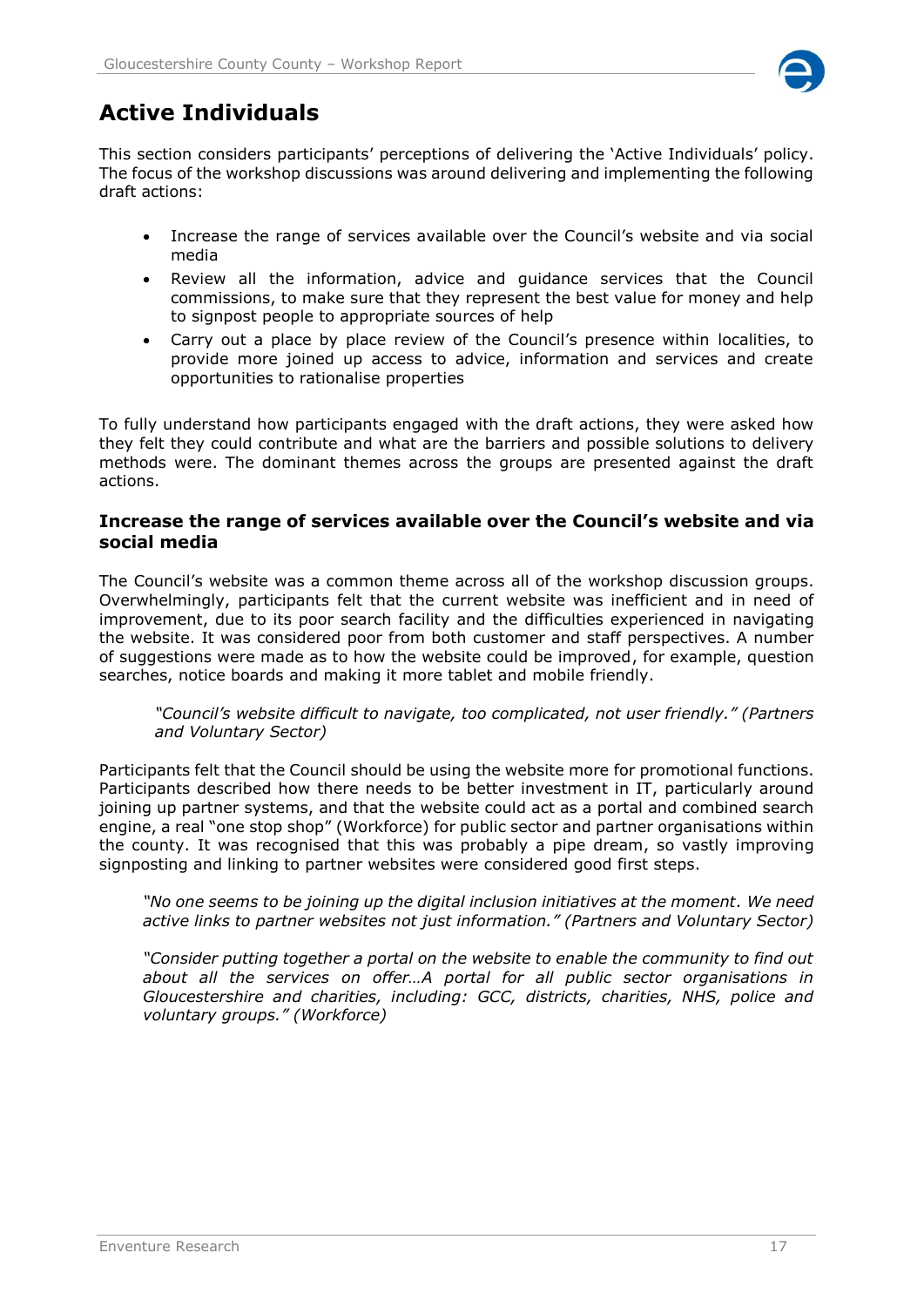# Active Individuals

This section considers participants' perceptions of delivering the 'Active Individuals' policy. The focus of the workshop discussions was around delivering and implementing the following draft actions:

- Increase the range of services available over the Council's website and via social media
- Review all the information, advice and guidance services that the Council commissions, to make sure that they represent the best value for money and help to signpost people to appropriate sources of help
- Carry out a place by place review of the Council's presence within localities, to provide more joined up access to advice, information and services and create opportunities to rationalise properties

To fully understand how participants engaged with the draft actions, they were asked how they felt they could contribute and what are the barriers and possible solutions to delivery methods were. The dominant themes across the groups are presented against the draft actions.

### Increase the range of services available over the Council's website and via social media

The Council's website was a common theme across all of the workshop discussion groups. Overwhelmingly, participants felt that the current website was inefficient and in need of improvement, due to its poor search facility and the difficulties experienced in navigating the website. It was considered poor from both customer and staff perspectives. A number of suggestions were made as to how the website could be improved, for example, question searches, notice boards and making it more tablet and mobile friendly.

> *"Council's website difficult to navigate, too complicated, not user friendly." (Partners and Voluntary Sector)*

Participants felt that the Council should be using the website more for promotional functions. Participants described how there needs to be better investment in IT, particularly around joining up partner systems, and that the website could act as a portal and combined search engine, a real "one stop shop" (Workforce) for public sector and partner organisations within the county. It was recognised that this was probably a pipe dream, so vastly improving signposting and linking to partner websites were considered good first steps.

> *"No one seems to be joining up the digital inclusion initiatives at the moment. We need active links to partner websites not just information." (Partners and Voluntary Sector)*

> *"Consider putting together a portal on the website to enable the community to find out about all the services on offer…A portal for all public sector organisations in Gloucestershire and charities, including: GCC, districts, charities, NHS, police and voluntary groups." (Workforce)*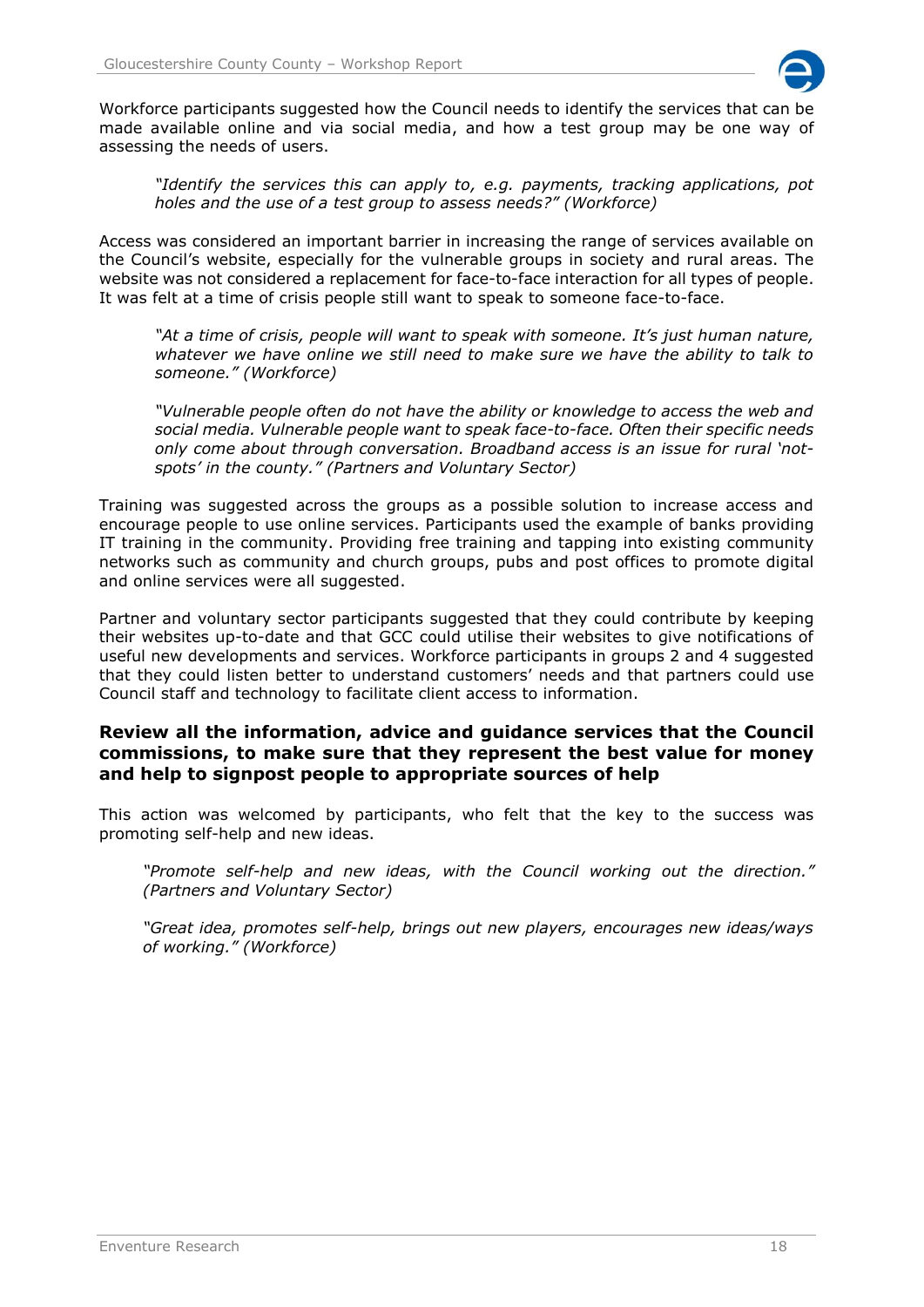Workforce participants suggested how the Council needs to identify the services that can be made available online and via social media, and how a test group may be one way of assessing the needs of users.

> *"Identify the services this can apply to, e.g. payments, tracking applications, pot holes and the use of a test group to assess needs?" (Workforce)*

Access was considered an important barrier in increasing the range of services available on the Council's website, especially for the vulnerable groups in society and rural areas. The website was not considered a replacement for face-to-face interaction for all types of people. It was felt at a time of crisis people still want to speak to someone face-to-face.

> *"At a time of crisis, people will want to speak with someone. It's just human nature, whatever we have online we still need to make sure we have the ability to talk to someone." (Workforce)*

> *"Vulnerable people often do not have the ability or knowledge to access the web and social media. Vulnerable people want to speak face-to-face. Often their specific needs only come about through conversation. Broadband access is an issue for rural 'not-spots' in the county." (Partners and Voluntary Sector)*

Training was suggested across the groups as a possible solution to increase access and encourage people to use online services. Participants used the example of banks providing IT training in the community. Providing free training and tapping into existing community networks such as community and church groups, pubs and post offices to promote digital and online services were all suggested.

Partner and voluntary sector participants suggested that they could contribute by keeping their websites up-to-date and that GCC could utilise their websites to give notifications of useful new developments and services. Workforce participants in groups 2 and 4 suggested that they could listen better to understand customers' needs and that partners could use Council staff and technology to facilitate client access to information.

### Review all the information, advice and guidance services that the Council commissions, to make sure that they represent the best value for money and help to signpost people to appropriate sources of help

This action was welcomed by participants, who felt that the key to the success was promoting self-help and new ideas.

> *"Promote self-help and new ideas, with the Council working out the direction." (Partners and Voluntary Sector)*

> *"Great idea, promotes self-help, brings out new players, encourages new ideas/ways of working." (Workforce)*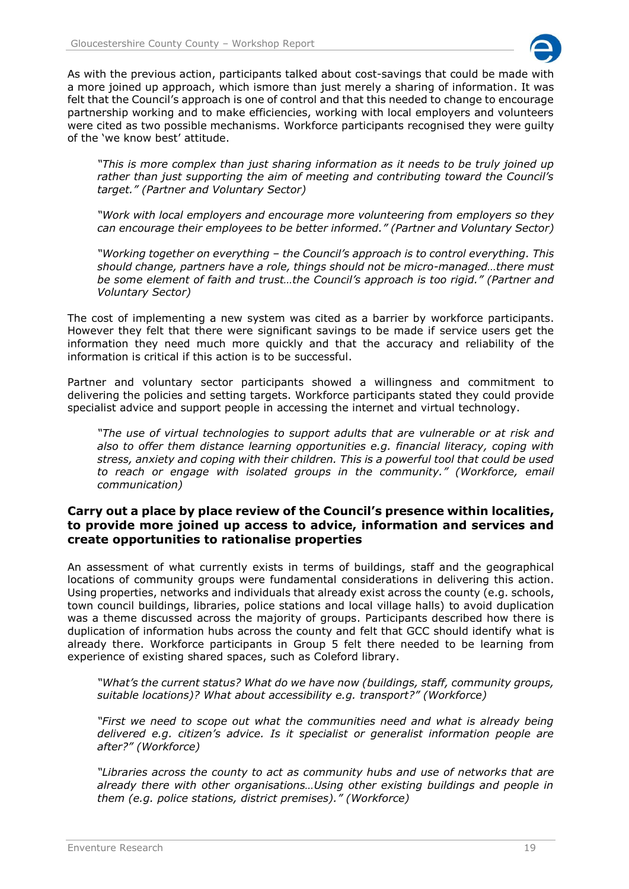As with the previous action, participants talked about cost-savings that could be made with a more joined up approach, which ismore than just merely a sharing of information. It was felt that the Council's approach is one of control and that this needed to change to encourage partnership working and to make efficiencies, working with local employers and volunteers were cited as two possible mechanisms. Workforce participants recognised they were guilty of the 'we know best' attitude.

> *"This is more complex than just sharing information as it needs to be truly joined up rather than just supporting the aim of meeting and contributing toward the Council's target." (Partner and Voluntary Sector)*

> *"Work with local employers and encourage more volunteering from employers so they can encourage their employees to be better informed." (Partner and Voluntary Sector)*

> *"Working together on everything – the Council's approach is to control everything. This should change, partners have a role, things should not be micro-managed…there must be some element of faith and trust…the Council's approach is too rigid." (Partner and Voluntary Sector)*

The cost of implementing a new system was cited as a barrier by workforce participants. However they felt that there were significant savings to be made if service users get the information they need much more quickly and that the accuracy and reliability of the information is critical if this action is to be successful.

Partner and voluntary sector participants showed a willingness and commitment to delivering the policies and setting targets. Workforce participants stated they could provide specialist advice and support people in accessing the internet and virtual technology.

> *"The use of virtual technologies to support adults that are vulnerable or at risk and also to offer them distance learning opportunities e.g. financial literacy, coping with stress, anxiety and coping with their children. This is a powerful tool that could be used to reach or engage with isolated groups in the community." (Workforce, email communication)*

### Carry out a place by place review of the Council's presence within localities, to provide more joined up access to advice, information and services and create opportunities to rationalise properties

An assessment of what currently exists in terms of buildings, staff and the geographical locations of community groups were fundamental considerations in delivering this action. Using properties, networks and individuals that already exist across the county (e.g. schools, town council buildings, libraries, police stations and local village halls) to avoid duplication was a theme discussed across the majority of groups. Participants described how there is duplication of information hubs across the county and felt that GCC should identify what is already there. Workforce participants in Group 5 felt there needed to be learning from experience of existing shared spaces, such as Coleford library.

> *"What's the current status? What do we have now (buildings, staff, community groups, suitable locations)? What about accessibility e.g. transport?" (Workforce)*

> *"First we need to scope out what the communities need and what is already being delivered e.g. citizen's advice. Is it specialist or generalist information people are after?" (Workforce)*

> *"Libraries across the county to act as community hubs and use of networks that are already there with other organisations…Using other existing buildings and people in them (e.g. police stations, district premises)." (Workforce)*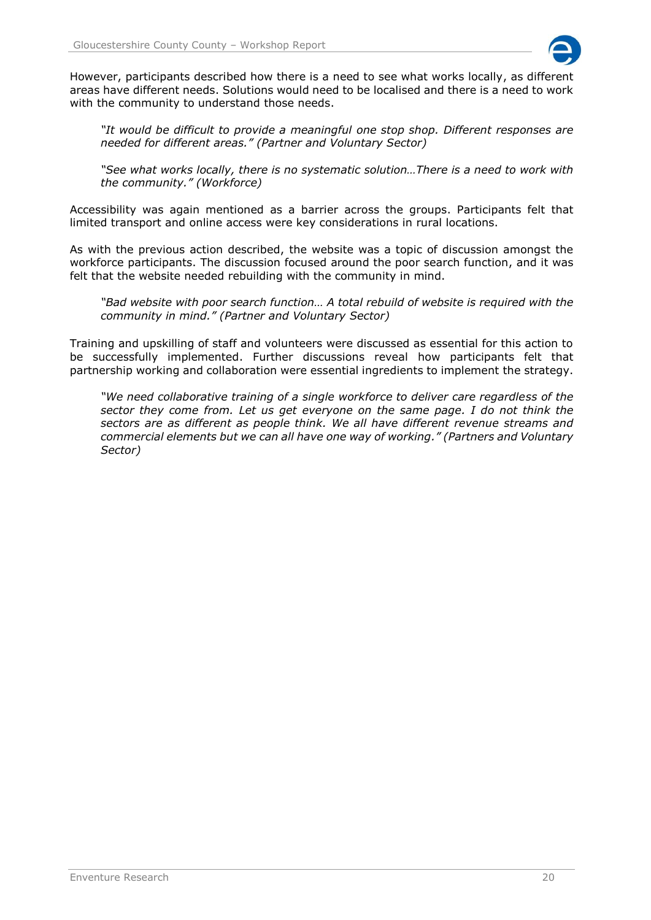However, participants described how there is a need to see what works locally, as different areas have different needs. Solutions would need to be localised and there is a need to work with the community to understand those needs.

> *"It would be difficult to provide a meaningful one stop shop. Different responses are needed for different areas." (Partner and Voluntary Sector)*

> *"See what works locally, there is no systematic solution…There is a need to work with the community." (Workforce)*

Accessibility was again mentioned as a barrier across the groups. Participants felt that limited transport and online access were key considerations in rural locations.

As with the previous action described, the website was a topic of discussion amongst the workforce participants. The discussion focused around the poor search function, and it was felt that the website needed rebuilding with the community in mind.

> *"Bad website with poor search function… A total rebuild of website is required with the community in mind." (Partner and Voluntary Sector)*

Training and upskilling of staff and volunteers were discussed as essential for this action to be successfully implemented. Further discussions reveal how participants felt that partnership working and collaboration were essential ingredients to implement the strategy.

> *"We need collaborative training of a single workforce to deliver care regardless of the sector they come from. Let us get everyone on the same page. I do not think the sectors are as different as people think. We all have different revenue streams and commercial elements but we can all have one way of working." (Partners and Voluntary Sector)*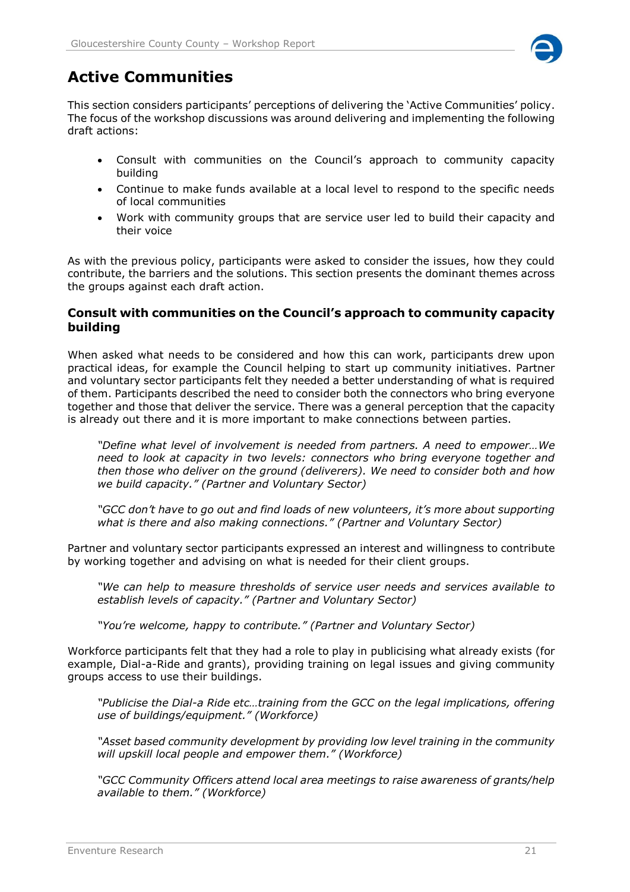## Active Communities

This section considers participants' perceptions of delivering the 'Active Communities' policy. The focus of the workshop discussions was around delivering and implementing the following draft actions:

- Consult with communities on the Council's approach to community capacity building
- Continue to make funds available at a local level to respond to the specific needs of local communities
- Work with community groups that are service user led to build their capacity and their voice

As with the previous policy, participants were asked to consider the issues, how they could contribute, the barriers and the solutions. This section presents the dominant themes across the groups against each draft action.

### Consult with communities on the Council's approach to community capacity building

When asked what needs to be considered and how this can work, participants drew upon practical ideas, for example the Council helping to start up community initiatives. Partner and voluntary sector participants felt they needed a better understanding of what is required of them. Participants described the need to consider both the connectors who bring everyone together and those that deliver the service. There was a general perception that the capacity is already out there and it is more important to make connections between parties.

> *"Define what level of involvement is needed from partners. A need to empower…We need to look at capacity in two levels: connectors who bring everyone together and then those who deliver on the ground (deliverers). We need to consider both and how we build capacity." (Partner and Voluntary Sector)*

> *"GCC don't have to go out and find loads of new volunteers, it's more about supporting what is there and also making connections." (Partner and Voluntary Sector)*

Partner and voluntary sector participants expressed an interest and willingness to contribute by working together and advising on what is needed for their client groups.

> *"We can help to measure thresholds of service user needs and services available to establish levels of capacity." (Partner and Voluntary Sector)*

> *"You're welcome, happy to contribute." (Partner and Voluntary Sector)*

Workforce participants felt that they had a role to play in publicising what already exists (for example, Dial-a-Ride and grants), providing training on legal issues and giving community groups access to use their buildings.

> *"Publicise the Dial-a Ride etc…training from the GCC on the legal implications, offering use of buildings/equipment." (Workforce)*

> *"Asset based community development by providing low level training in the community will upskill local people and empower them." (Workforce)*

> *"GCC Community Officers attend local area meetings to raise awareness of grants/help available to them." (Workforce)*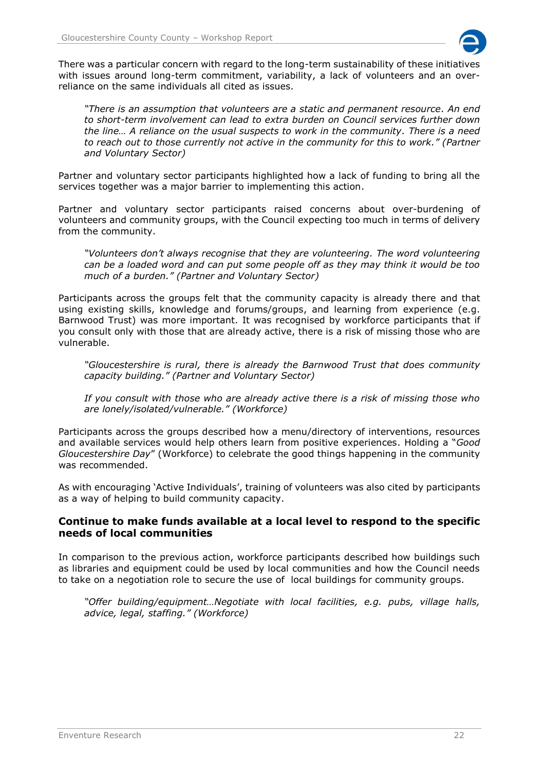There was a particular concern with regard to the long-term sustainability of these initiatives with issues around long-term commitment, variability, a lack of volunteers and an over-reliance on the same individuals all cited as issues.

> *"There is an assumption that volunteers are a static and permanent resource. An end to short-term involvement can lead to extra burden on Council services further down the line… A reliance on the usual suspects to work in the community. There is a need to reach out to those currently not active in the community for this to work." (Partner and Voluntary Sector)*

Partner and voluntary sector participants highlighted how a lack of funding to bring all the services together was a major barrier to implementing this action.

Partner and voluntary sector participants raised concerns about over-burdening of volunteers and community groups, with the Council expecting too much in terms of delivery from the community.

> *"Volunteers don't always recognise that they are volunteering. The word volunteering can be a loaded word and can put some people off as they may think it would be too much of a burden." (Partner and Voluntary Sector)*

Participants across the groups felt that the community capacity is already there and that using existing skills, knowledge and forums/groups, and learning from experience (e.g. Barnwood Trust) was more important. It was recognised by workforce participants that if you consult only with those that are already active, there is a risk of missing those who are vulnerable.

> *"Gloucestershire is rural, there is already the Barnwood Trust that does community capacity building." (Partner and Voluntary Sector)*

> *If you consult with those who are already active there is a risk of missing those who are lonely/isolated/vulnerable." (Workforce)*

Participants across the groups described how a menu/directory of interventions, resources and available services would help others learn from positive experiences. Holding a "*Good Gloucestershire Day*" (Workforce) to celebrate the good things happening in the community was recommended.

As with encouraging 'Active Individuals', training of volunteers was also cited by participants as a way of helping to build community capacity.

### Continue to make funds available at a local level to respond to the specific needs of local communities

In comparison to the previous action, workforce participants described how buildings such as libraries and equipment could be used by local communities and how the Council needs to take on a negotiation role to secure the use of local buildings for community groups.

> *"Offer building/equipment…Negotiate with local facilities, e.g. pubs, village halls, advice, legal, staffing." (Workforce)*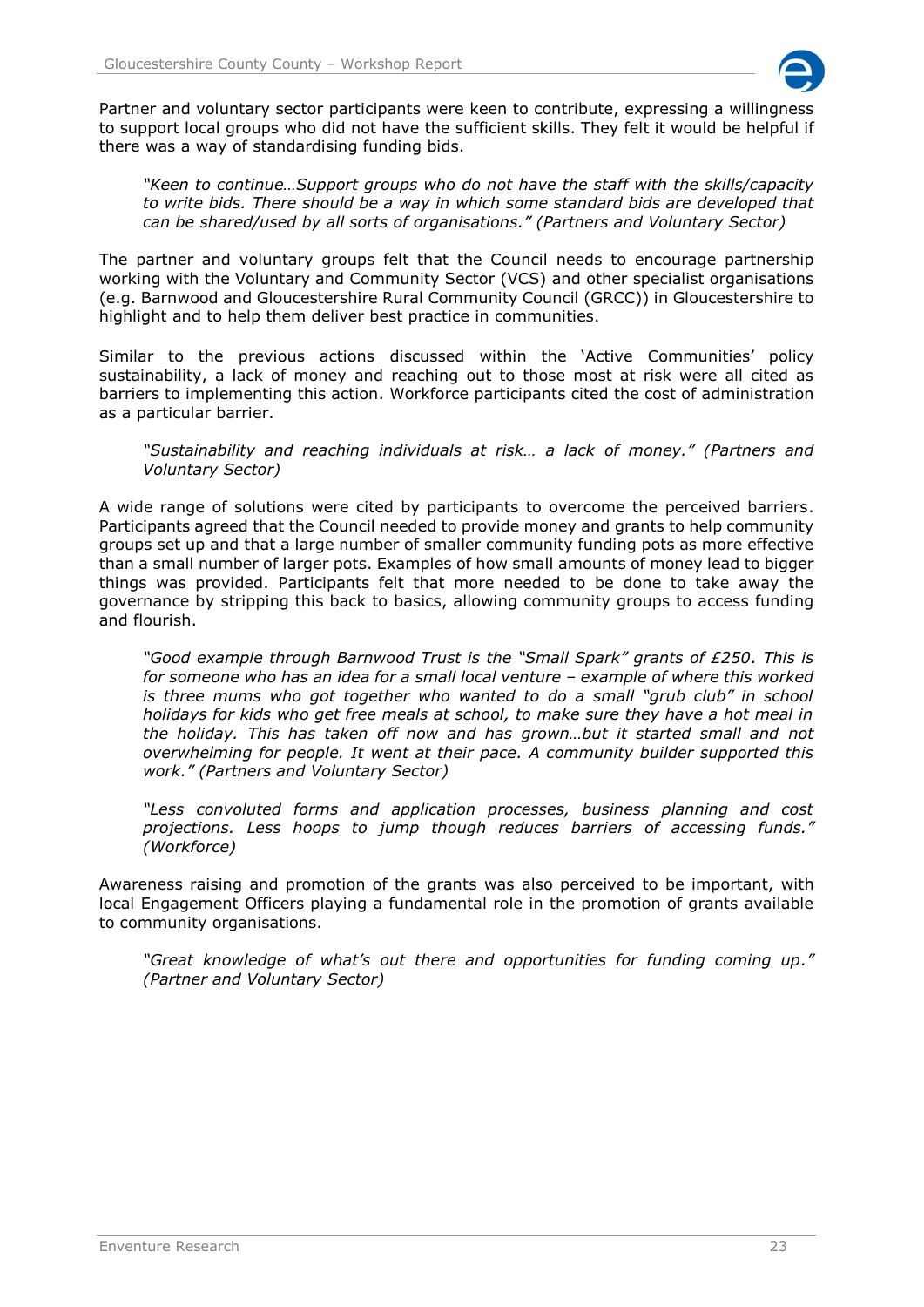Partner and voluntary sector participants were keen to contribute, expressing a willingness to support local groups who did not have the sufficient skills. They felt it would be helpful if there was a way of standardising funding bids.

> *"Keen to continue…Support groups who do not have the staff with the skills/capacity to write bids. There should be a way in which some standard bids are developed that can be shared/used by all sorts of organisations." (Partners and Voluntary Sector)*

The partner and voluntary groups felt that the Council needs to encourage partnership working with the Voluntary and Community Sector (VCS) and other specialist organisations (e.g. Barnwood and Gloucestershire Rural Community Council (GRCC)) in Gloucestershire to highlight and to help them deliver best practice in communities.

Similar to the previous actions discussed within the 'Active Communities' policy sustainability, a lack of money and reaching out to those most at risk were all cited as barriers to implementing this action. Workforce participants cited the cost of administration as a particular barrier.

> *"Sustainability and reaching individuals at risk… a lack of money." (Partners and Voluntary Sector)*

A wide range of solutions were cited by participants to overcome the perceived barriers. Participants agreed that the Council needed to provide money and grants to help community groups set up and that a large number of smaller community funding pots as more effective than a small number of larger pots. Examples of how small amounts of money lead to bigger things was provided. Participants felt that more needed to be done to take away the governance by stripping this back to basics, allowing community groups to access funding and flourish.

> *"Good example through Barnwood Trust is the "Small Spark" grants of £250. This is for someone who has an idea for a small local venture – example of where this worked is three mums who got together who wanted to do a small "grub club" in school holidays for kids who get free meals at school, to make sure they have a hot meal in the holiday. This has taken off now and has grown…but it started small and not overwhelming for people. It went at their pace. A community builder supported this work." (Partners and Voluntary Sector)*

> *"Less convoluted forms and application processes, business planning and cost projections. Less hoops to jump though reduces barriers of accessing funds." (Workforce)*

Awareness raising and promotion of the grants was also perceived to be important, with local Engagement Officers playing a fundamental role in the promotion of grants available to community organisations.

> *"Great knowledge of what's out there and opportunities for funding coming up." (Partner and Voluntary Sector)*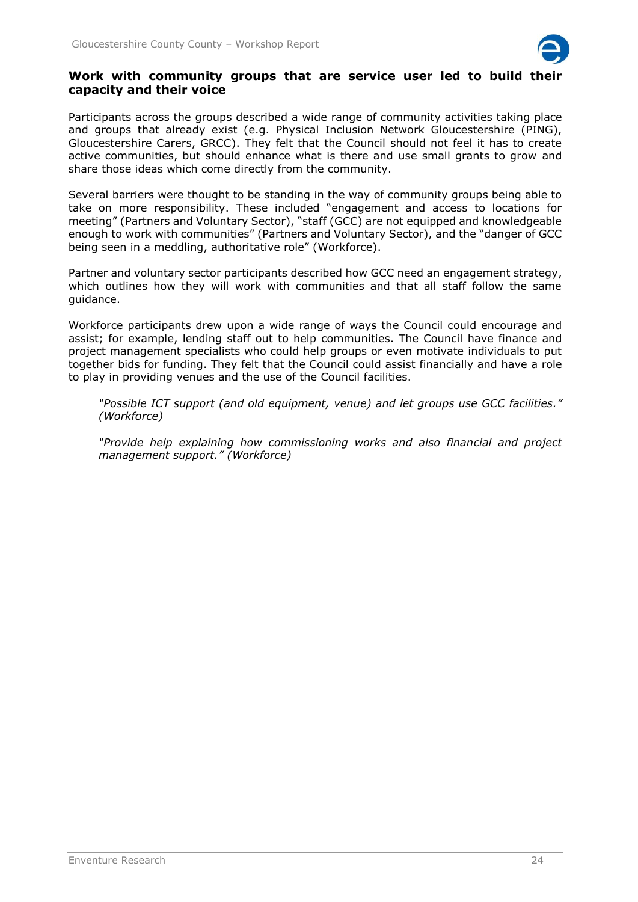## Work with community groups that are service user led to build their capacity and their voice

Participants across the groups described a wide range of community activities taking place and groups that already exist (e.g. Physical Inclusion Network Gloucestershire (PING), Gloucestershire Carers, GRCC). They felt that the Council should not feel it has to create active communities, but should enhance what is there and use small grants to grow and share those ideas which come directly from the community.

Several barriers were thought to be standing in the way of community groups being able to take on more responsibility. These included "engagement and access to locations for meeting" (Partners and Voluntary Sector), "staff (GCC) are not equipped and knowledgeable enough to work with communities" (Partners and Voluntary Sector), and the "danger of GCC being seen in a meddling, authoritative role" (Workforce).

Partner and voluntary sector participants described how GCC need an engagement strategy, which outlines how they will work with communities and that all staff follow the same guidance.

Workforce participants drew upon a wide range of ways the Council could encourage and assist; for example, lending staff out to help communities. The Council have finance and project management specialists who could help groups or even motivate individuals to put together bids for funding. They felt that the Council could assist financially and have a role to play in providing venues and the use of the Council facilities.

> *"Possible ICT support (and old equipment, venue) and let groups use GCC facilities." (Workforce)*

> *"Provide help explaining how commissioning works and also financial and project management support." (Workforce)*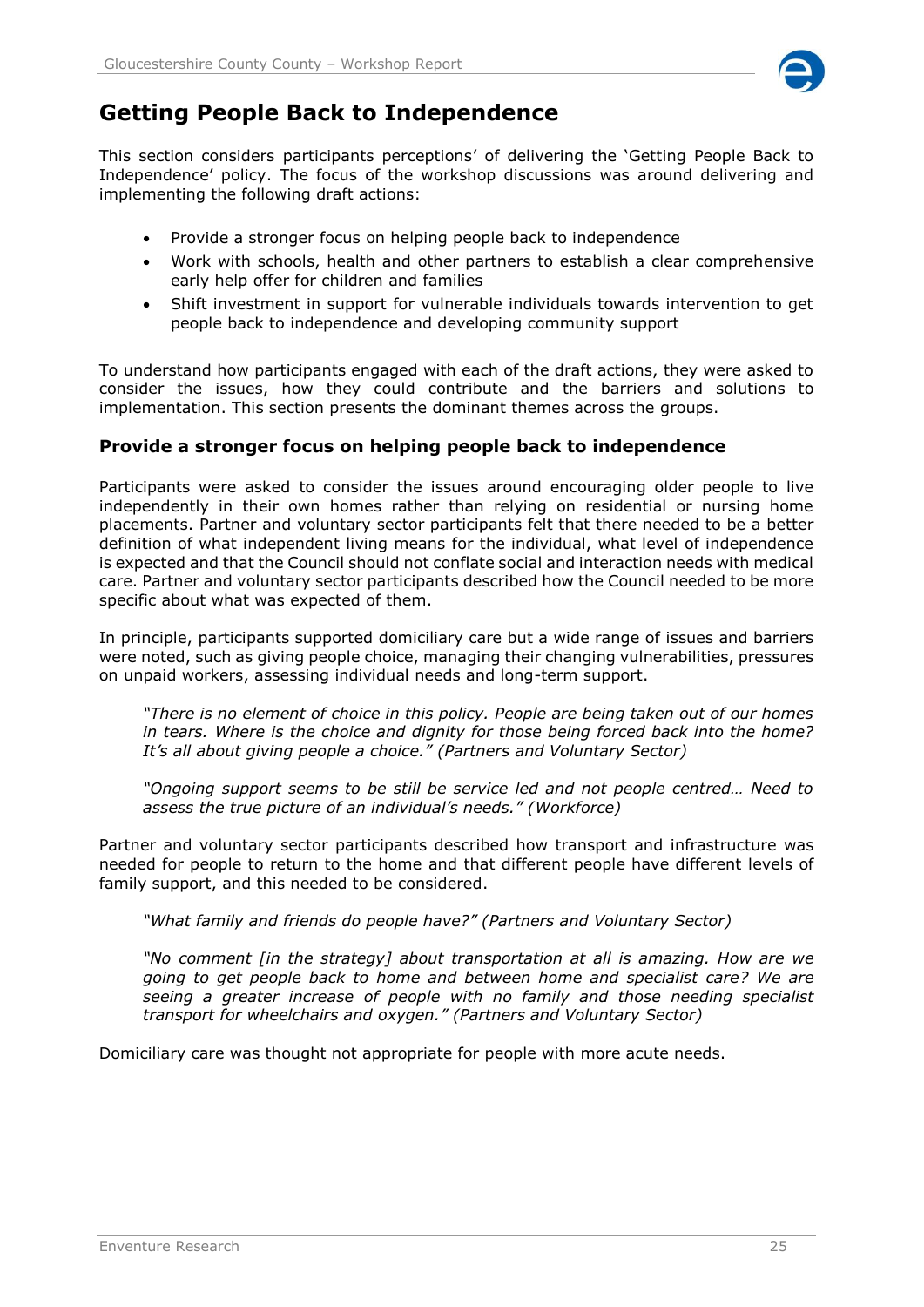## Getting People Back to Independence

This section considers participants perceptions' of delivering the 'Getting People Back to Independence' policy. The focus of the workshop discussions was around delivering and implementing the following draft actions:

- Provide a stronger focus on helping people back to independence
- Work with schools, health and other partners to establish a clear comprehensive early help offer for children and families
- Shift investment in support for vulnerable individuals towards intervention to get people back to independence and developing community support

To understand how participants engaged with each of the draft actions, they were asked to consider the issues, how they could contribute and the barriers and solutions to implementation. This section presents the dominant themes across the groups.

### Provide a stronger focus on helping people back to independence

Participants were asked to consider the issues around encouraging older people to live independently in their own homes rather than relying on residential or nursing home placements. Partner and voluntary sector participants felt that there needed to be a better definition of what independent living means for the individual, what level of independence is expected and that the Council should not conflate social and interaction needs with medical care. Partner and voluntary sector participants described how the Council needed to be more specific about what was expected of them.

In principle, participants supported domiciliary care but a wide range of issues and barriers were noted, such as giving people choice, managing their changing vulnerabilities, pressures on unpaid workers, assessing individual needs and long-term support.

> *"There is no element of choice in this policy. People are being taken out of our homes in tears. Where is the choice and dignity for those being forced back into the home? It's all about giving people a choice." (Partners and Voluntary Sector)*

> *"Ongoing support seems to be still be service led and not people centred… Need to assess the true picture of an individual's needs." (Workforce)*

Partner and voluntary sector participants described how transport and infrastructure was needed for people to return to the home and that different people have different levels of family support, and this needed to be considered.

> *"What family and friends do people have?" (Partners and Voluntary Sector)*

> *"No comment [in the strategy] about transportation at all is amazing. How are we going to get people back to home and between home and specialist care? We are seeing a greater increase of people with no family and those needing specialist transport for wheelchairs and oxygen." (Partners and Voluntary Sector)*

Domiciliary care was thought not appropriate for people with more acute needs.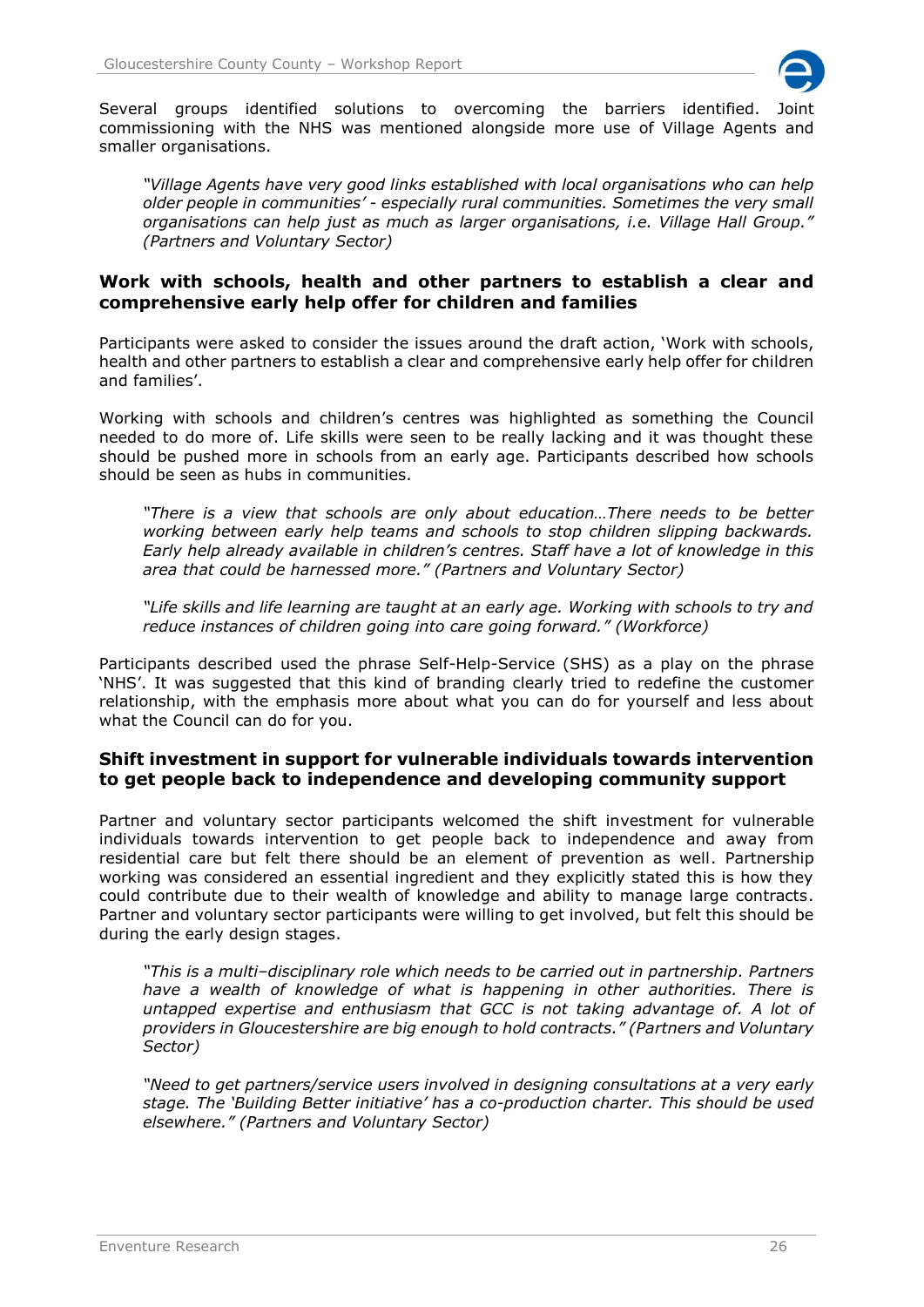Several groups identified solutions to overcoming the barriers identified. Joint commissioning with the NHS was mentioned alongside more use of Village Agents and smaller organisations.

> *"Village Agents have very good links established with local organisations who can help older people in communities' - especially rural communities. Sometimes the very small organisations can help just as much as larger organisations, i.e. Village Hall Group." (Partners and Voluntary Sector)*

### Work with schools, health and other partners to establish a clear and comprehensive early help offer for children and families

Participants were asked to consider the issues around the draft action, 'Work with schools, health and other partners to establish a clear and comprehensive early help offer for children and families'.

Working with schools and children's centres was highlighted as something the Council needed to do more of. Life skills were seen to be really lacking and it was thought these should be pushed more in schools from an early age. Participants described how schools should be seen as hubs in communities.

> *"There is a view that schools are only about education…There needs to be better working between early help teams and schools to stop children slipping backwards. Early help already available in children's centres. Staff have a lot of knowledge in this area that could be harnessed more." (Partners and Voluntary Sector)*

> *"Life skills and life learning are taught at an early age. Working with schools to try and reduce instances of children going into care going forward." (Workforce)*

Participants described used the phrase Self-Help-Service (SHS) as a play on the phrase 'NHS'. It was suggested that this kind of branding clearly tried to redefine the customer relationship, with the emphasis more about what you can do for yourself and less about what the Council can do for you.

### Shift investment in support for vulnerable individuals towards intervention to get people back to independence and developing community support

Partner and voluntary sector participants welcomed the shift investment for vulnerable individuals towards intervention to get people back to independence and away from residential care but felt there should be an element of prevention as well. Partnership working was considered an essential ingredient and they explicitly stated this is how they could contribute due to their wealth of knowledge and ability to manage large contracts. Partner and voluntary sector participants were willing to get involved, but felt this should be during the early design stages.

> *"This is a multi–disciplinary role which needs to be carried out in partnership. Partners have a wealth of knowledge of what is happening in other authorities. There is untapped expertise and enthusiasm that GCC is not taking advantage of. A lot of providers in Gloucestershire are big enough to hold contracts." (Partners and Voluntary Sector)*

> *"Need to get partners/service users involved in designing consultations at a very early stage. The 'Building Better initiative' has a co-production charter. This should be used elsewhere." (Partners and Voluntary Sector)*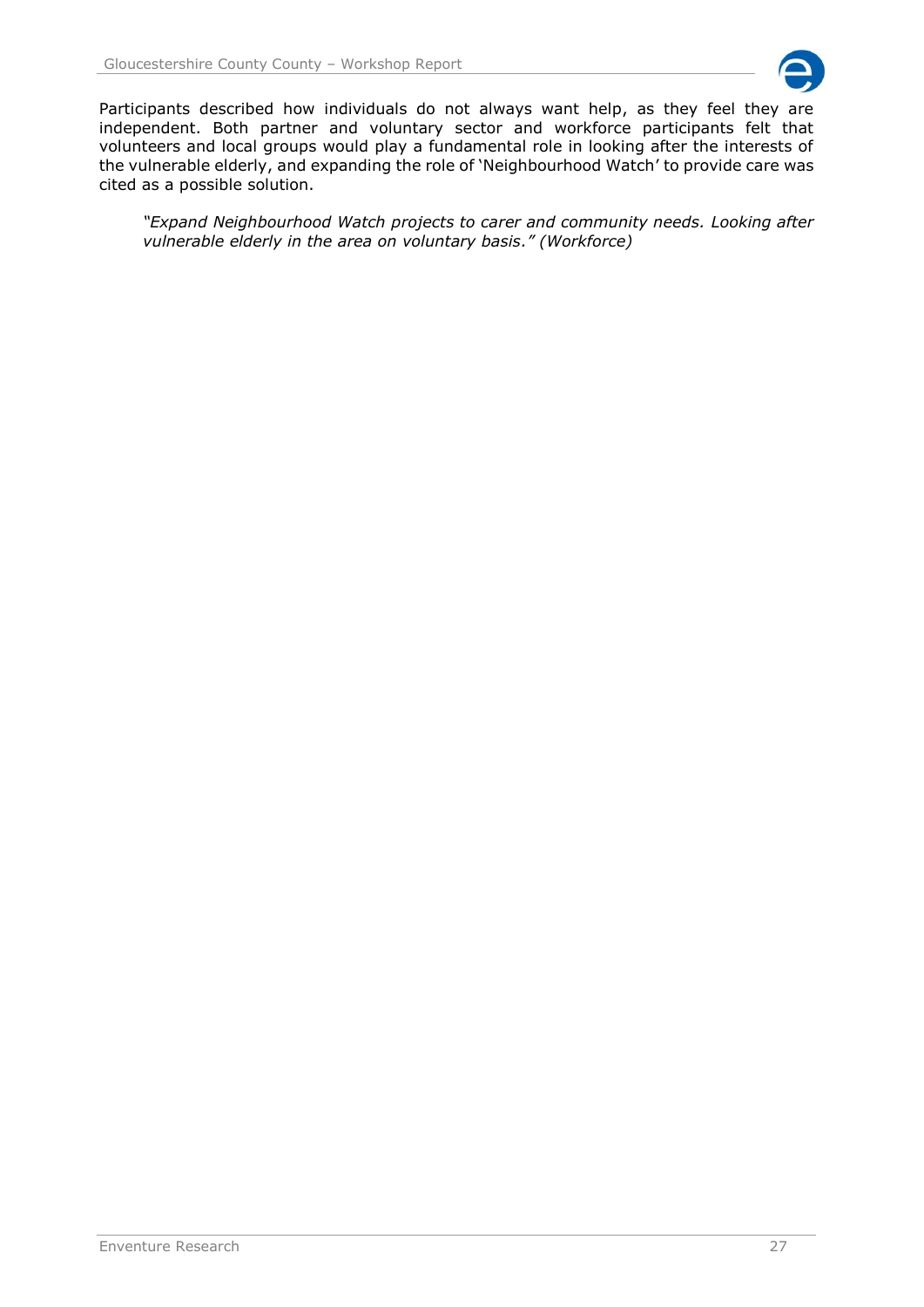Participants described how individuals do not always want help, as they feel they are independent. Both partner and voluntary sector and workforce participants felt that volunteers and local groups would play a fundamental role in looking after the interests of the vulnerable elderly, and expanding the role of 'Neighbourhood Watch' to provide care was cited as a possible solution.

> *"Expand Neighbourhood Watch projects to carer and community needs. Looking after vulnerable elderly in the area on voluntary basis." (Workforce)*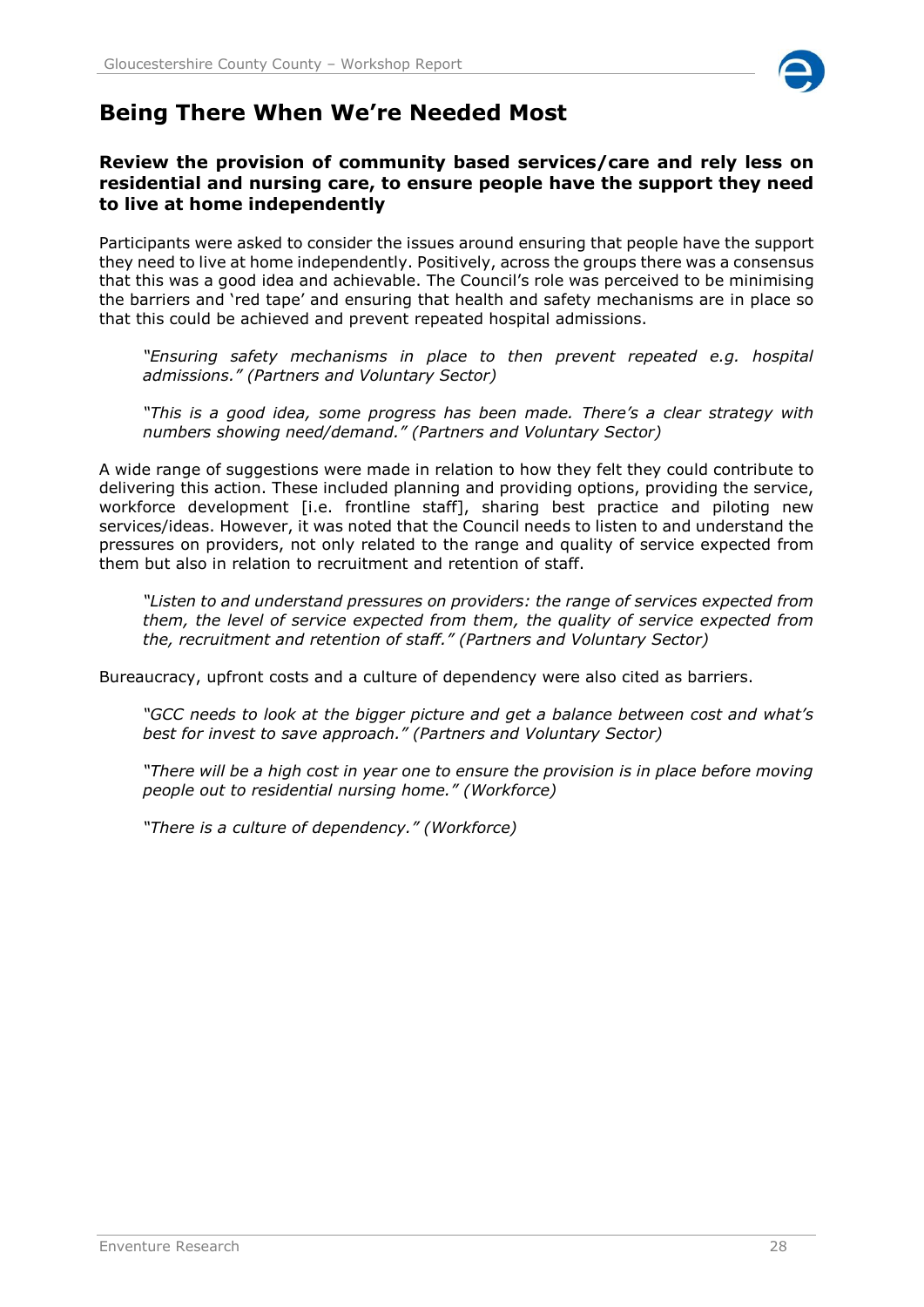# Being There When We're Needed Most

### Review the provision of community based services/care and rely less on residential and nursing care, to ensure people have the support they need to live at home independently

Participants were asked to consider the issues around ensuring that people have the support they need to live at home independently. Positively, across the groups there was a consensus that this was a good idea and achievable. The Council's role was perceived to be minimising the barriers and 'red tape' and ensuring that health and safety mechanisms are in place so that this could be achieved and prevent repeated hospital admissions.

> *"Ensuring safety mechanisms in place to then prevent repeated e.g. hospital admissions." (Partners and Voluntary Sector)*

> *"This is a good idea, some progress has been made. There's a clear strategy with numbers showing need/demand." (Partners and Voluntary Sector)*

A wide range of suggestions were made in relation to how they felt they could contribute to delivering this action. These included planning and providing options, providing the service, workforce development [i.e. frontline staff], sharing best practice and piloting new services/ideas. However, it was noted that the Council needs to listen to and understand the pressures on providers, not only related to the range and quality of service expected from them but also in relation to recruitment and retention of staff.

> *"Listen to and understand pressures on providers: the range of services expected from them, the level of service expected from them, the quality of service expected from the, recruitment and retention of staff." (Partners and Voluntary Sector)*

Bureaucracy, upfront costs and a culture of dependency were also cited as barriers.

> *"GCC needs to look at the bigger picture and get a balance between cost and what's best for invest to save approach." (Partners and Voluntary Sector)*

> *"There will be a high cost in year one to ensure the provision is in place before moving people out to residential nursing home." (Workforce)*

> *"There is a culture of dependency." (Workforce)*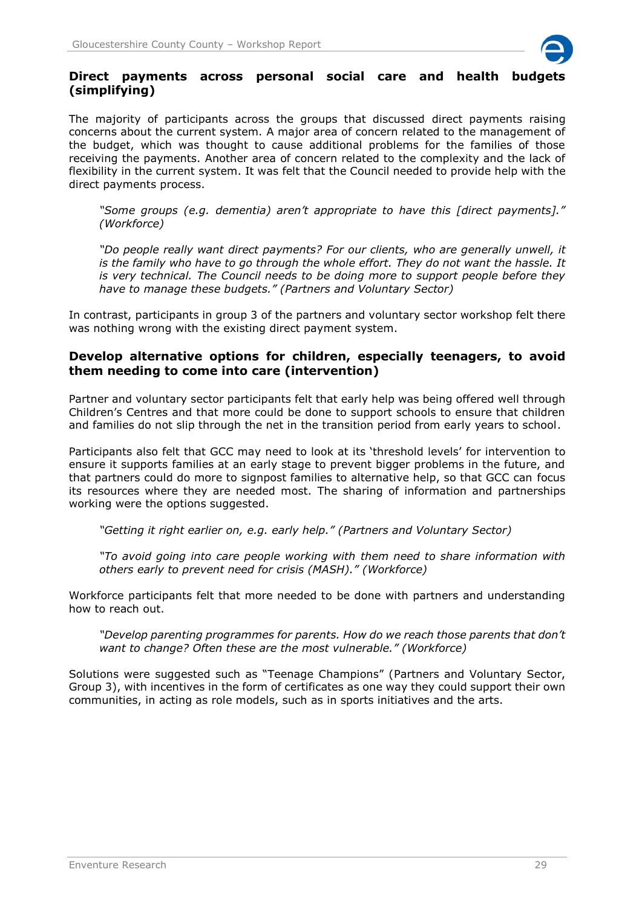## Direct payments across personal social care and health budgets (simplifying)

The majority of participants across the groups that discussed direct payments raising concerns about the current system. A major area of concern related to the management of the budget, which was thought to cause additional problems for the families of those receiving the payments. Another area of concern related to the complexity and the lack of flexibility in the current system. It was felt that the Council needed to provide help with the direct payments process.

> *"Some groups (e.g. dementia) aren't appropriate to have this [direct payments]." (Workforce)*

> *"Do people really want direct payments? For our clients, who are generally unwell, it is the family who have to go through the whole effort. They do not want the hassle. It is very technical. The Council needs to be doing more to support people before they have to manage these budgets." (Partners and Voluntary Sector)*

In contrast, participants in group 3 of the partners and voluntary sector workshop felt there was nothing wrong with the existing direct payment system.

## Develop alternative options for children, especially teenagers, to avoid them needing to come into care (intervention)

Partner and voluntary sector participants felt that early help was being offered well through Children's Centres and that more could be done to support schools to ensure that children and families do not slip through the net in the transition period from early years to school.

Participants also felt that GCC may need to look at its 'threshold levels' for intervention to ensure it supports families at an early stage to prevent bigger problems in the future, and that partners could do more to signpost families to alternative help, so that GCC can focus its resources where they are needed most. The sharing of information and partnerships working were the options suggested.

> *"Getting it right earlier on, e.g. early help." (Partners and Voluntary Sector)*

> *"To avoid going into care people working with them need to share information with others early to prevent need for crisis (MASH)." (Workforce)*

Workforce participants felt that more needed to be done with partners and understanding how to reach out.

> *"Develop parenting programmes for parents. How do we reach those parents that don't want to change? Often these are the most vulnerable." (Workforce)*

Solutions were suggested such as "Teenage Champions" (Partners and Voluntary Sector, Group 3), with incentives in the form of certificates as one way they could support their own communities, in acting as role models, such as in sports initiatives and the arts.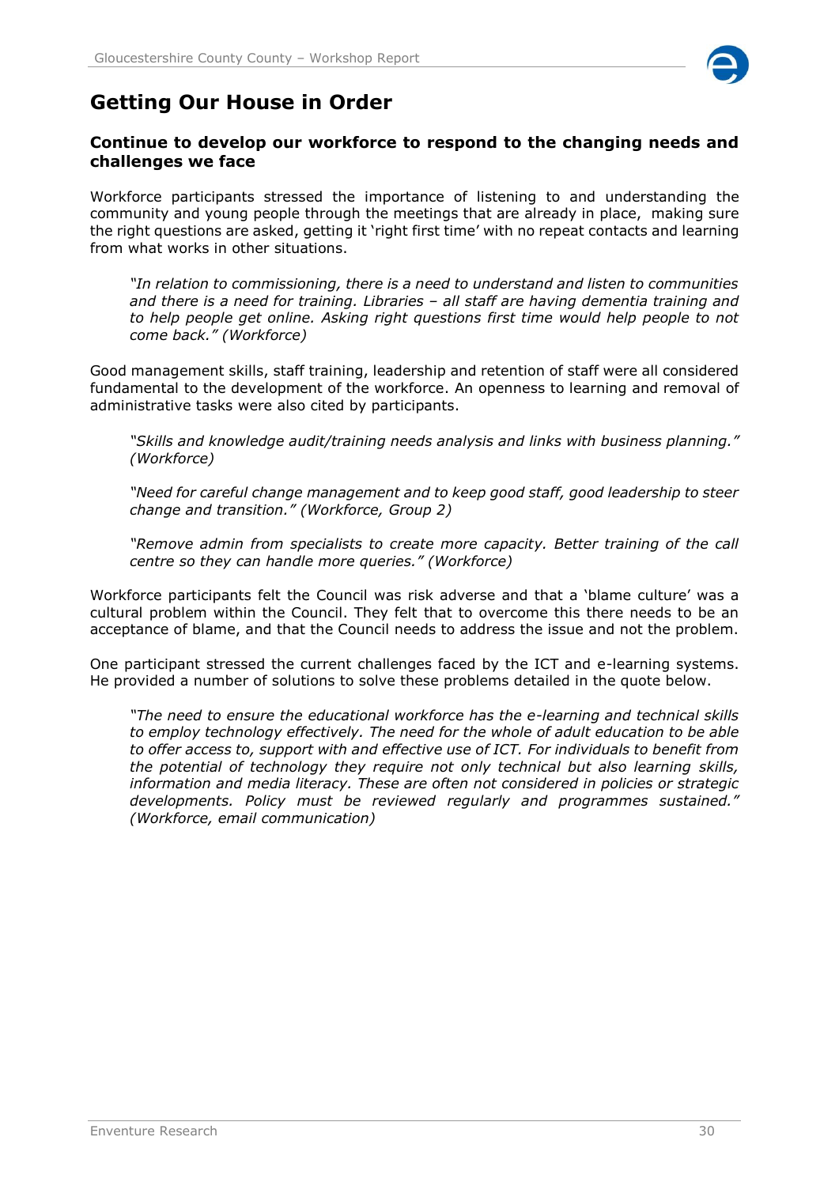# Getting Our House in Order

### Continue to develop our workforce to respond to the changing needs and challenges we face

Workforce participants stressed the importance of listening to and understanding the community and young people through the meetings that are already in place, making sure the right questions are asked, getting it 'right first time' with no repeat contacts and learning from what works in other situations.

> *"In relation to commissioning, there is a need to understand and listen to communities and there is a need for training. Libraries – all staff are having dementia training and to help people get online. Asking right questions first time would help people to not come back." (Workforce)*

Good management skills, staff training, leadership and retention of staff were all considered fundamental to the development of the workforce. An openness to learning and removal of administrative tasks were also cited by participants.

> *"Skills and knowledge audit/training needs analysis and links with business planning." (Workforce)*

> *"Need for careful change management and to keep good staff, good leadership to steer change and transition." (Workforce, Group 2)*

> *"Remove admin from specialists to create more capacity. Better training of the call centre so they can handle more queries." (Workforce)*

Workforce participants felt the Council was risk adverse and that a 'blame culture' was a cultural problem within the Council. They felt that to overcome this there needs to be an acceptance of blame, and that the Council needs to address the issue and not the problem.

One participant stressed the current challenges faced by the ICT and e-learning systems. He provided a number of solutions to solve these problems detailed in the quote below.

> *"The need to ensure the educational workforce has the e-learning and technical skills to employ technology effectively. The need for the whole of adult education to be able to offer access to, support with and effective use of ICT. For individuals to benefit from the potential of technology they require not only technical but also learning skills, information and media literacy. These are often not considered in policies or strategic developments. Policy must be reviewed regularly and programmes sustained." (Workforce, email communication)*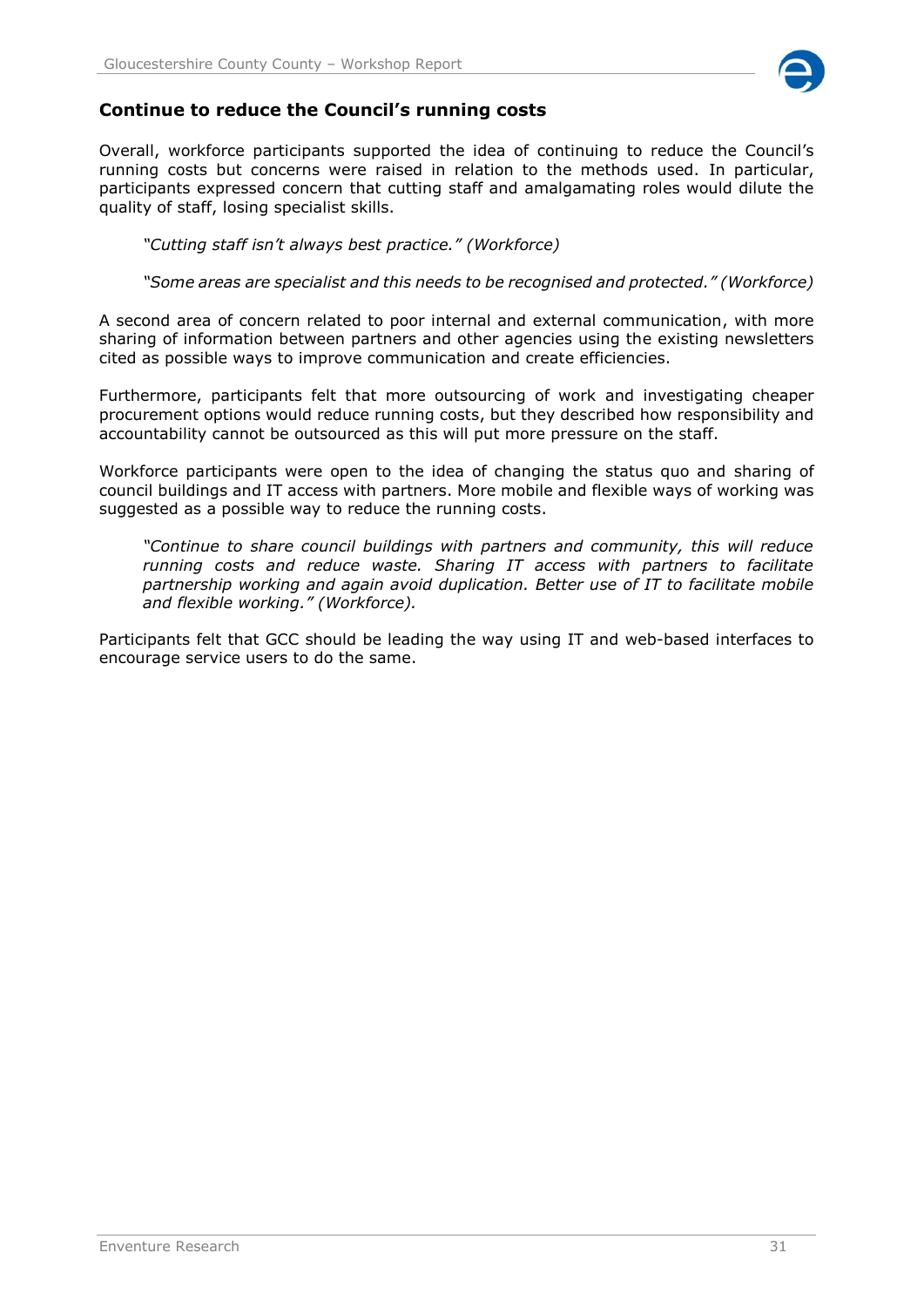## Continue to reduce the Council's running costs

Overall, workforce participants supported the idea of continuing to reduce the Council's running costs but concerns were raised in relation to the methods used. In particular, participants expressed concern that cutting staff and amalgamating roles would dilute the quality of staff, losing specialist skills.

> *"Cutting staff isn't always best practice." (Workforce)*

> *"Some areas are specialist and this needs to be recognised and protected." (Workforce)*

A second area of concern related to poor internal and external communication, with more sharing of information between partners and other agencies using the existing newsletters cited as possible ways to improve communication and create efficiencies.

Furthermore, participants felt that more outsourcing of work and investigating cheaper procurement options would reduce running costs, but they described how responsibility and accountability cannot be outsourced as this will put more pressure on the staff.

Workforce participants were open to the idea of changing the status quo and sharing of council buildings and IT access with partners. More mobile and flexible ways of working was suggested as a possible way to reduce the running costs.

> *"Continue to share council buildings with partners and community, this will reduce running costs and reduce waste. Sharing IT access with partners to facilitate partnership working and again avoid duplication. Better use of IT to facilitate mobile and flexible working." (Workforce).*

Participants felt that GCC should be leading the way using IT and web-based interfaces to encourage service users to do the same.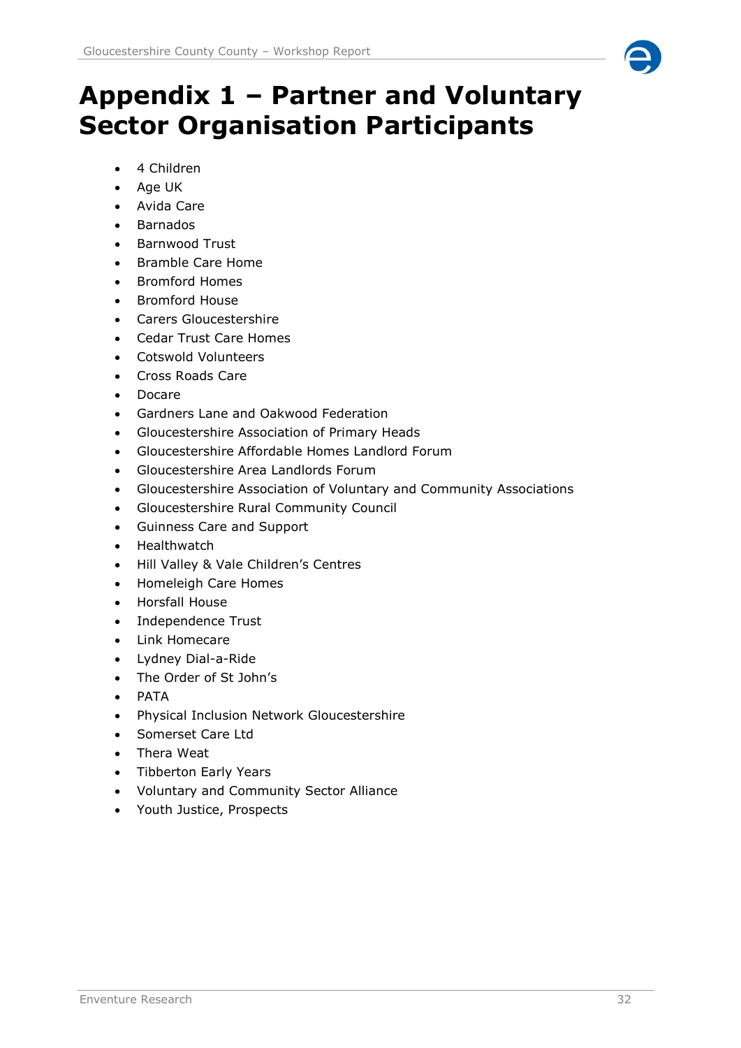# Appendix 1 – Partner and Voluntary Sector Organisation Participants

- 4 Children
- Age UK
- Avida Care
- Barnados
- Barnwood Trust
- Bramble Care Home
- Bromford Homes
- Bromford House
- Carers Gloucestershire
- Cedar Trust Care Homes
- Cotswold Volunteers
- Cross Roads Care
- Docare
- Gardners Lane and Oakwood Federation
- Gloucestershire Association of Primary Heads
- Gloucestershire Affordable Homes Landlord Forum
- Gloucestershire Area Landlords Forum
- Gloucestershire Association of Voluntary and Community Associations
- Gloucestershire Rural Community Council
- Guinness Care and Support
- Healthwatch
- Hill Valley & Vale Children's Centres
- Homeleigh Care Homes
- Horsfall House
- Independence Trust
- Link Homecare
- Lydney Dial-a-Ride
- The Order of St John's
- PATA
- Physical Inclusion Network Gloucestershire
- Somerset Care Ltd
- Thera Weat
- Tibberton Early Years
- Voluntary and Community Sector Alliance
- Youth Justice, Prospects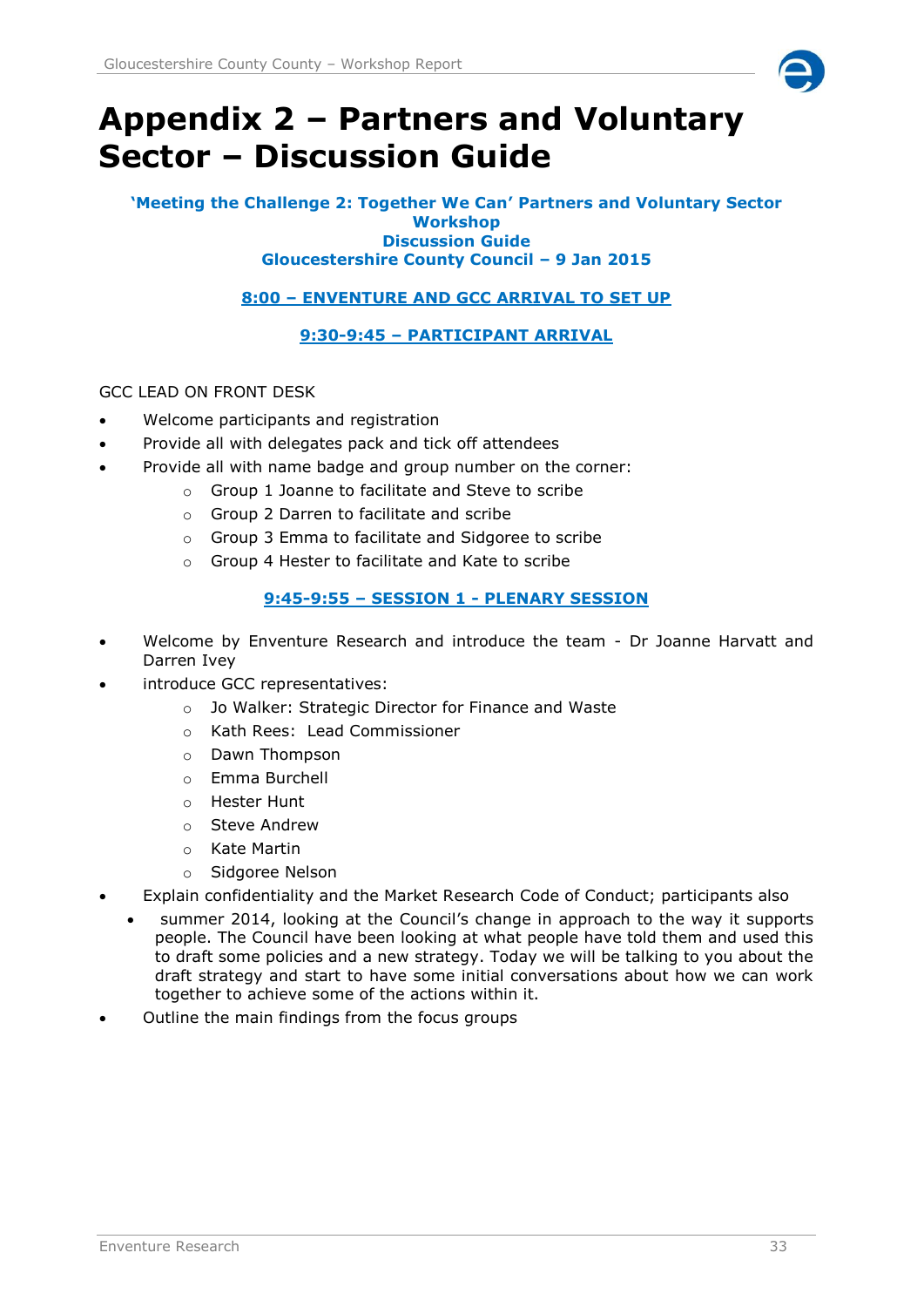# Appendix 2 – Partners and Voluntary Sector – Discussion Guide

**'Meeting the Challenge 2: Together We Can' Partners and Voluntary Sector Workshop**
**Discussion Guide**
**Gloucestershire County Council – 9 Jan 2015**

**8:00 – ENVENTURE AND GCC ARRIVAL TO SET UP**

**9:30-9:45 – PARTICIPANT ARRIVAL**

GCC LEAD ON FRONT DESK

- Welcome participants and registration
- Provide all with delegates pack and tick off attendees
- Provide all with name badge and group number on the corner:
  - Group 1 Joanne to facilitate and Steve to scribe
  - Group 2 Darren to facilitate and scribe
  - Group 3 Emma to facilitate and Sidgoree to scribe
  - Group 4 Hester to facilitate and Kate to scribe

**9:45-9:55 – SESSION 1 - PLENARY SESSION**

- Welcome by Enventure Research and introduce the team - Dr Joanne Harvatt and Darren Ivey
- introduce GCC representatives:
  - Jo Walker: Strategic Director for Finance and Waste
  - Kath Rees: Lead Commissioner
  - Dawn Thompson
  - Emma Burchell
  - Hester Hunt
  - Steve Andrew
  - Kate Martin
  - Sidgoree Nelson
- Explain confidentiality and the Market Research Code of Conduct; participants also
  - summer 2014, looking at the Council's change in approach to the way it supports people. The Council have been looking at what people have told them and used this to draft some policies and a new strategy. Today we will be talking to you about the draft strategy and start to have some initial conversations about how we can work together to achieve some of the actions within it.
- Outline the main findings from the focus groups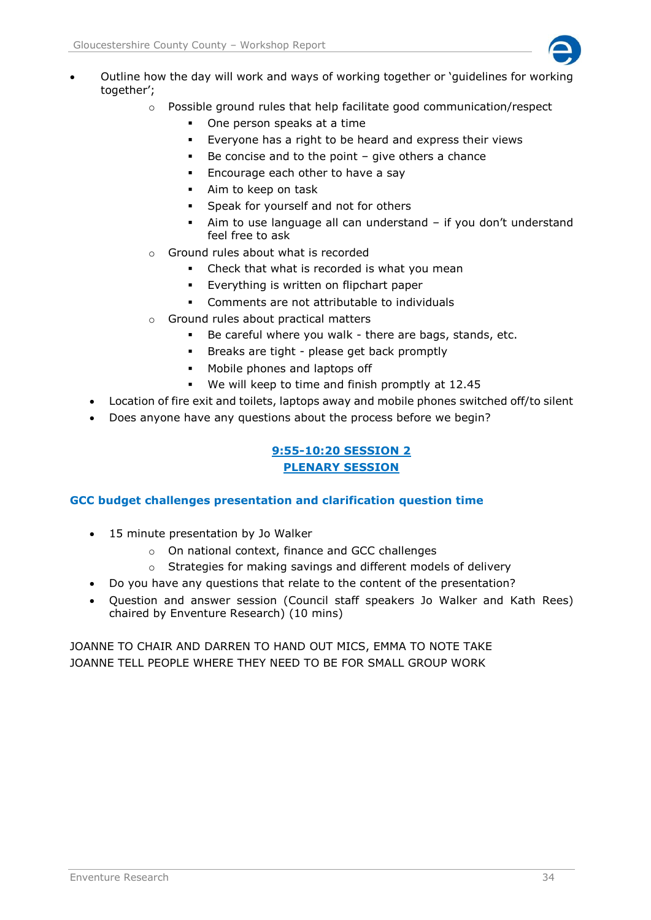- Outline how the day will work and ways of working together or 'guidelines for working together';
    - Possible ground rules that help facilitate good communication/respect
        - One person speaks at a time
        - Everyone has a right to be heard and express their views
        - Be concise and to the point – give others a chance
        - Encourage each other to have a say
        - Aim to keep on task
        - Speak for yourself and not for others
        - Aim to use language all can understand – if you don't understand feel free to ask
    - Ground rules about what is recorded
        - Check that what is recorded is what you mean
        - Everything is written on flipchart paper
        - Comments are not attributable to individuals
    - Ground rules about practical matters
        - Be careful where you walk - there are bags, stands, etc.
        - Breaks are tight - please get back promptly
        - Mobile phones and laptops off
        - We will keep to time and finish promptly at 12.45
- Location of fire exit and toilets, laptops away and mobile phones switched off/to silent
- Does anyone have any questions about the process before we begin?

**9:55-10:20 SESSION 2**
**PLENARY SESSION**

### GCC budget challenges presentation and clarification question time

- 15 minute presentation by Jo Walker
    - On national context, finance and GCC challenges
    - Strategies for making savings and different models of delivery
- Do you have any questions that relate to the content of the presentation?
- Question and answer session (Council staff speakers Jo Walker and Kath Rees) chaired by Enventure Research) (10 mins)

JOANNE TO CHAIR AND DARREN TO HAND OUT MICS, EMMA TO NOTE TAKE
JOANNE TELL PEOPLE WHERE THEY NEED TO BE FOR SMALL GROUP WORK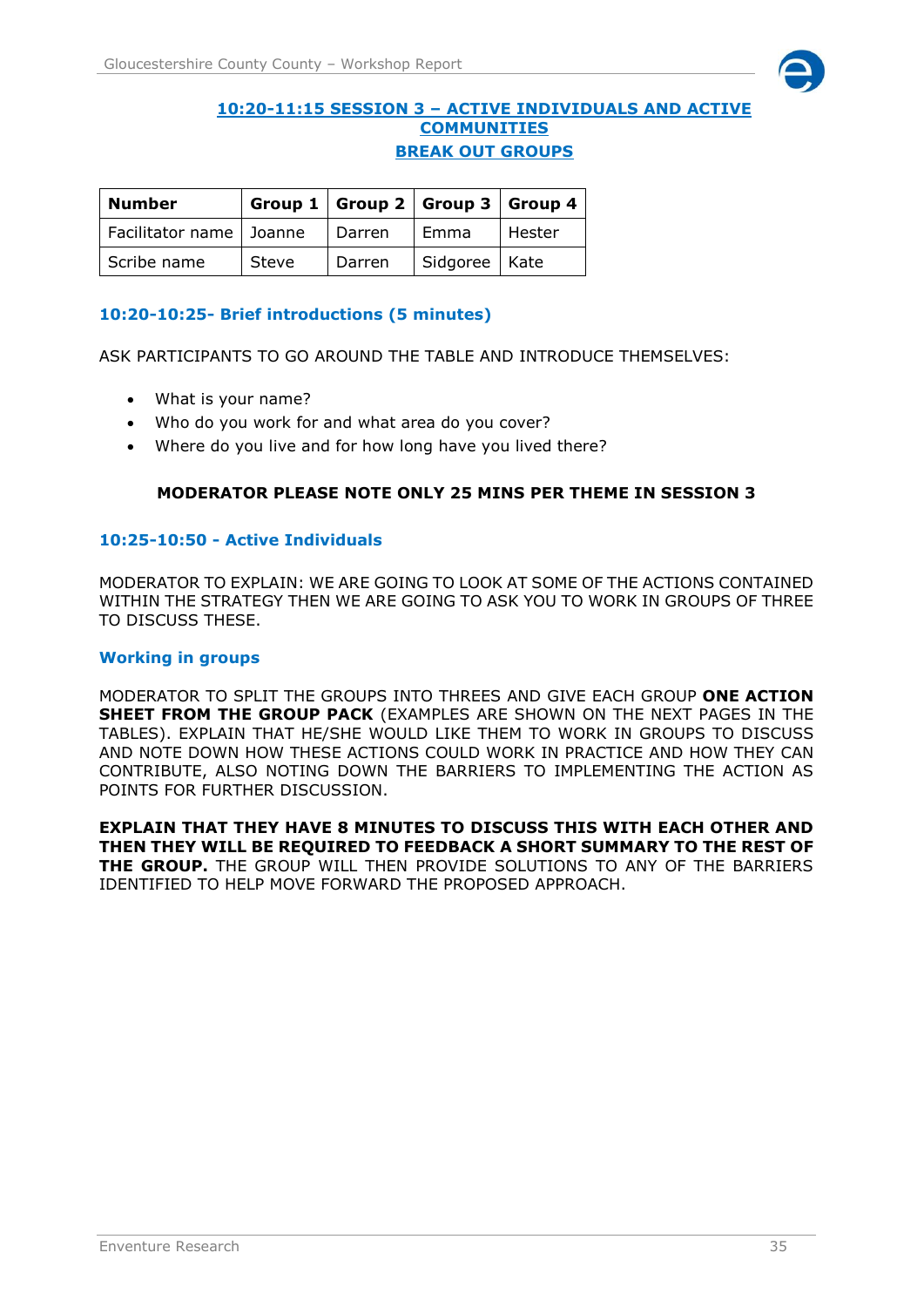## 10:20-11:15 SESSION 3 – ACTIVE INDIVIDUALS AND ACTIVE COMMUNITIES

## BREAK OUT GROUPS

| Number | Group 1 | Group 2 | Group 3 | Group 4 |
|---|---|---|---|---|
| Facilitator name | Joanne | Darren | Emma | Hester |
| Scribe name | Steve | Darren | Sidgoree | Kate |

### 10:20-10:25- Brief introductions (5 minutes)

ASK PARTICIPANTS TO GO AROUND THE TABLE AND INTRODUCE THEMSELVES:

- What is your name?
- Who do you work for and what area do you cover?
- Where do you live and for how long have you lived there?

**MODERATOR PLEASE NOTE ONLY 25 MINS PER THEME IN SESSION 3**

### 10:25-10:50 - Active Individuals

MODERATOR TO EXPLAIN: WE ARE GOING TO LOOK AT SOME OF THE ACTIONS CONTAINED WITHIN THE STRATEGY THEN WE ARE GOING TO ASK YOU TO WORK IN GROUPS OF THREE TO DISCUSS THESE.

### Working in groups

MODERATOR TO SPLIT THE GROUPS INTO THREES AND GIVE EACH GROUP **ONE ACTION SHEET FROM THE GROUP PACK** (EXAMPLES ARE SHOWN ON THE NEXT PAGES IN THE TABLES). EXPLAIN THAT HE/SHE WOULD LIKE THEM TO WORK IN GROUPS TO DISCUSS AND NOTE DOWN HOW THESE ACTIONS COULD WORK IN PRACTICE AND HOW THEY CAN CONTRIBUTE, ALSO NOTING DOWN THE BARRIERS TO IMPLEMENTING THE ACTION AS POINTS FOR FURTHER DISCUSSION.

**EXPLAIN THAT THEY HAVE 8 MINUTES TO DISCUSS THIS WITH EACH OTHER AND THEN THEY WILL BE REQUIRED TO FEEDBACK A SHORT SUMMARY TO THE REST OF THE GROUP.** THE GROUP WILL THEN PROVIDE SOLUTIONS TO ANY OF THE BARRIERS IDENTIFIED TO HELP MOVE FORWARD THE PROPOSED APPROACH.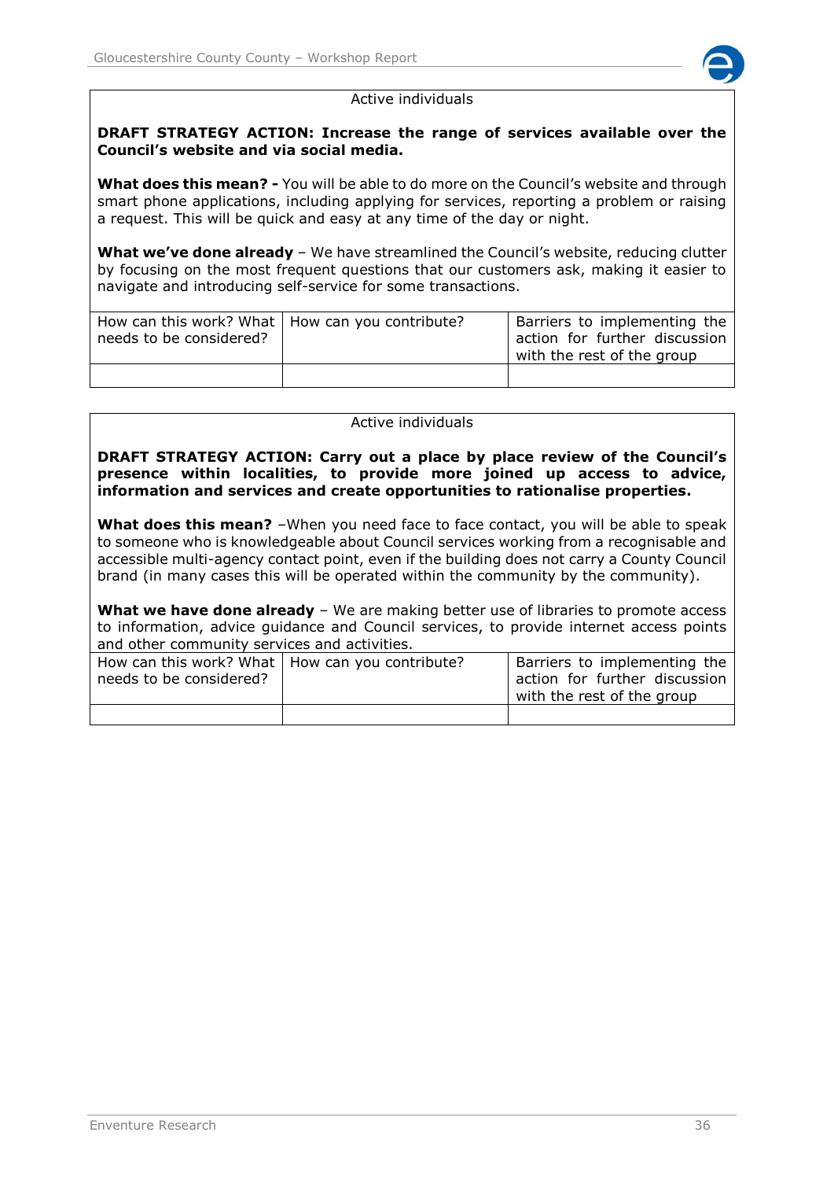Active individuals

**DRAFT STRATEGY ACTION: Increase the range of services available over the Council's website and via social media.**

**What does this mean? -** You will be able to do more on the Council's website and through smart phone applications, including applying for services, reporting a problem or raising a request. This will be quick and easy at any time of the day or night.

**What we've done already** – We have streamlined the Council's website, reducing clutter by focusing on the most frequent questions that our customers ask, making it easier to navigate and introducing self-service for some transactions.

| How can this work? What needs to be considered? | How can you contribute? | Barriers to implementing the action for further discussion with the rest of the group |
|---|---|---|
| | | |

Active individuals

**DRAFT STRATEGY ACTION: Carry out a place by place review of the Council's presence within localities, to provide more joined up access to advice, information and services and create opportunities to rationalise properties.**

**What does this mean?** –When you need face to face contact, you will be able to speak to someone who is knowledgeable about Council services working from a recognisable and accessible multi-agency contact point, even if the building does not carry a County Council brand (in many cases this will be operated within the community by the community).

**What we have done already** – We are making better use of libraries to promote access to information, advice guidance and Council services, to provide internet access points and other community services and activities.

| How can this work? What needs to be considered? | How can you contribute? | Barriers to implementing the action for further discussion with the rest of the group |
|---|---|---|
| | | |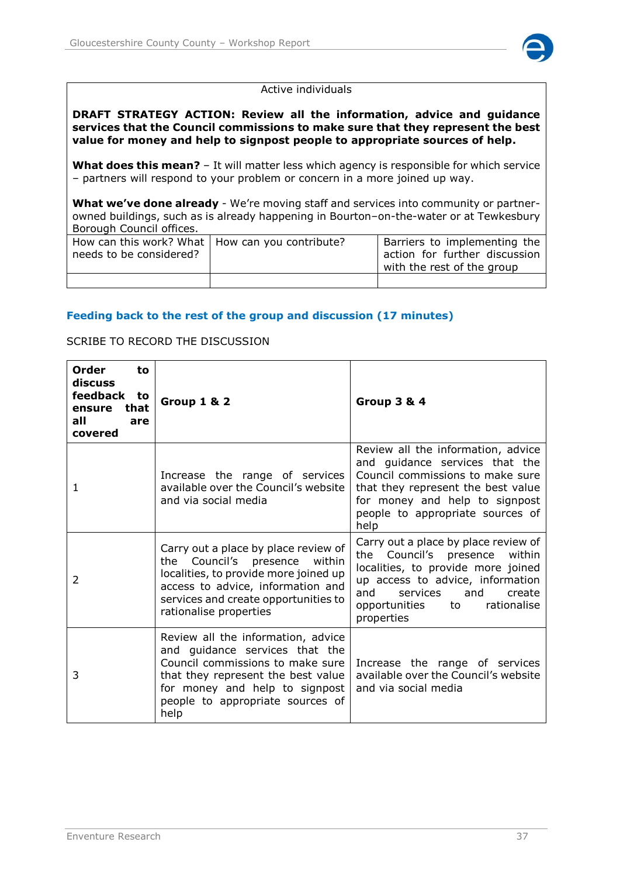<table>
<tr><td colspan="3">Active individuals<br><br><b>DRAFT STRATEGY ACTION: Review all the information, advice and guidance services that the Council commissions to make sure that they represent the best value for money and help to signpost people to appropriate sources of help.</b><br><br><b>What does this mean?</b> – It will matter less which agency is responsible for which service – partners will respond to your problem or concern in a more joined up way.<br><br><b>What we've done already</b> - We're moving staff and services into community or partner-owned buildings, such as is already happening in Bourton–on-the-water or at Tewkesbury Borough Council offices.</td></tr>
<tr><td>How can this work? What needs to be considered?</td><td>How can you contribute?</td><td>Barriers to implementing the action for further discussion with the rest of the group</td></tr>
<tr><td></td><td></td><td></td></tr>
</table>

## Feeding back to the rest of the group and discussion (17 minutes)

SCRIBE TO RECORD THE DISCUSSION

| Order to discuss feedback to ensure that all are covered | Group 1 & 2 | Group 3 & 4 |
|---|---|---|
| 1 | Increase the range of services available over the Council's website and via social media | Review all the information, advice and guidance services that the Council commissions to make sure that they represent the best value for money and help to signpost people to appropriate sources of help |
| 2 | Carry out a place by place review of the Council's presence within localities, to provide more joined up access to advice, information and services and create opportunities to rationalise properties | Carry out a place by place review of the Council's presence within localities, to provide more joined up access to advice, information and services and create opportunities to rationalise properties |
| 3 | Review all the information, advice and guidance services that the Council commissions to make sure that they represent the best value for money and help to signpost people to appropriate sources of help | Increase the range of services available over the Council's website and via social media |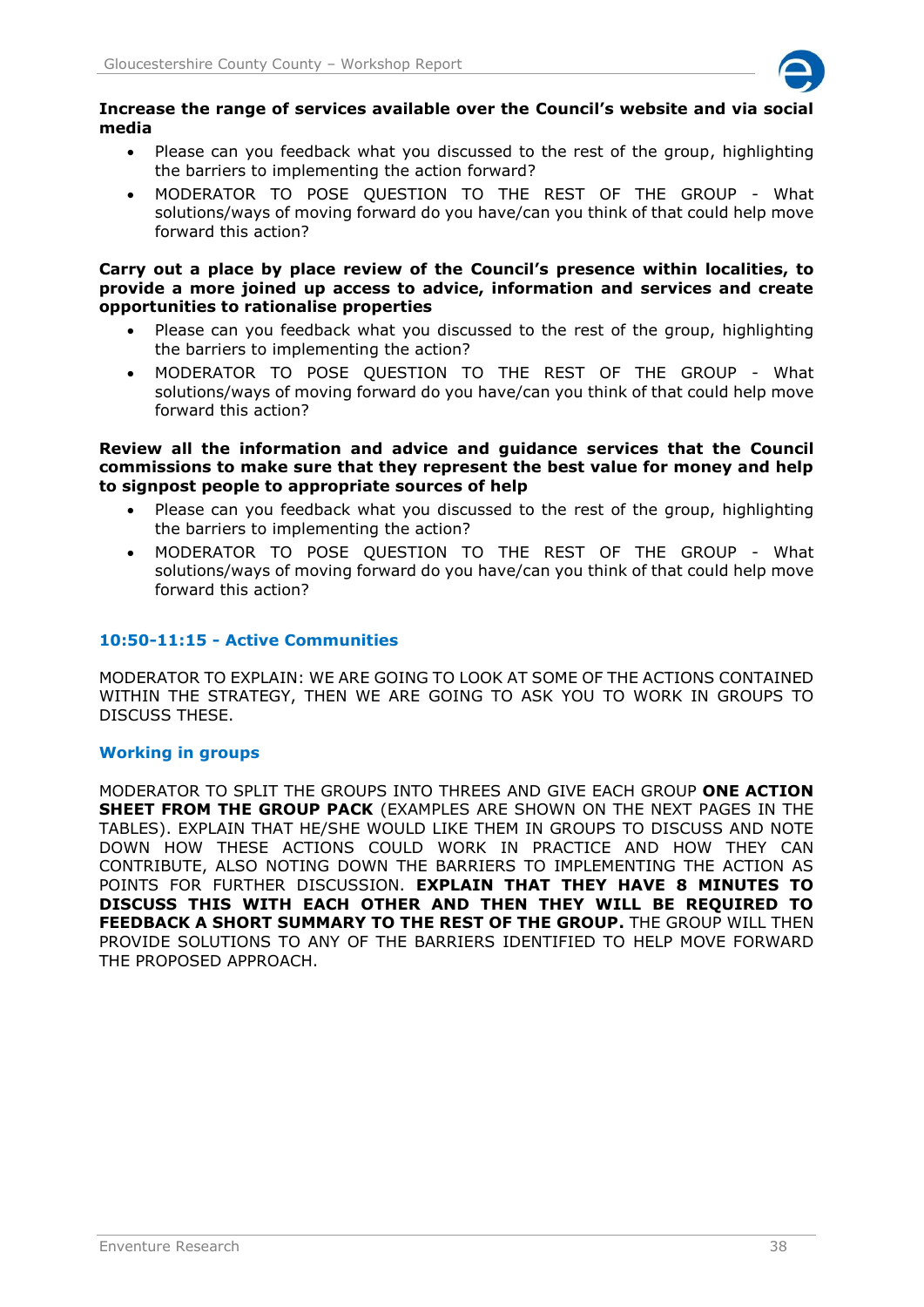**Increase the range of services available over the Council's website and via social media**

- Please can you feedback what you discussed to the rest of the group, highlighting the barriers to implementing the action forward?
- MODERATOR TO POSE QUESTION TO THE REST OF THE GROUP - What solutions/ways of moving forward do you have/can you think of that could help move forward this action?

**Carry out a place by place review of the Council's presence within localities, to provide a more joined up access to advice, information and services and create opportunities to rationalise properties**

- Please can you feedback what you discussed to the rest of the group, highlighting the barriers to implementing the action?
- MODERATOR TO POSE QUESTION TO THE REST OF THE GROUP - What solutions/ways of moving forward do you have/can you think of that could help move forward this action?

**Review all the information and advice and guidance services that the Council commissions to make sure that they represent the best value for money and help to signpost people to appropriate sources of help**

- Please can you feedback what you discussed to the rest of the group, highlighting the barriers to implementing the action?
- MODERATOR TO POSE QUESTION TO THE REST OF THE GROUP - What solutions/ways of moving forward do you have/can you think of that could help move forward this action?

### 10:50-11:15 - Active Communities

MODERATOR TO EXPLAIN: WE ARE GOING TO LOOK AT SOME OF THE ACTIONS CONTAINED WITHIN THE STRATEGY, THEN WE ARE GOING TO ASK YOU TO WORK IN GROUPS TO DISCUSS THESE.

### Working in groups

MODERATOR TO SPLIT THE GROUPS INTO THREES AND GIVE EACH GROUP **ONE ACTION SHEET FROM THE GROUP PACK** (EXAMPLES ARE SHOWN ON THE NEXT PAGES IN THE TABLES). EXPLAIN THAT HE/SHE WOULD LIKE THEM IN GROUPS TO DISCUSS AND NOTE DOWN HOW THESE ACTIONS COULD WORK IN PRACTICE AND HOW THEY CAN CONTRIBUTE, ALSO NOTING DOWN THE BARRIERS TO IMPLEMENTING THE ACTION AS POINTS FOR FURTHER DISCUSSION. **EXPLAIN THAT THEY HAVE 8 MINUTES TO DISCUSS THIS WITH EACH OTHER AND THEN THEY WILL BE REQUIRED TO FEEDBACK A SHORT SUMMARY TO THE REST OF THE GROUP.** THE GROUP WILL THEN PROVIDE SOLUTIONS TO ANY OF THE BARRIERS IDENTIFIED TO HELP MOVE FORWARD THE PROPOSED APPROACH.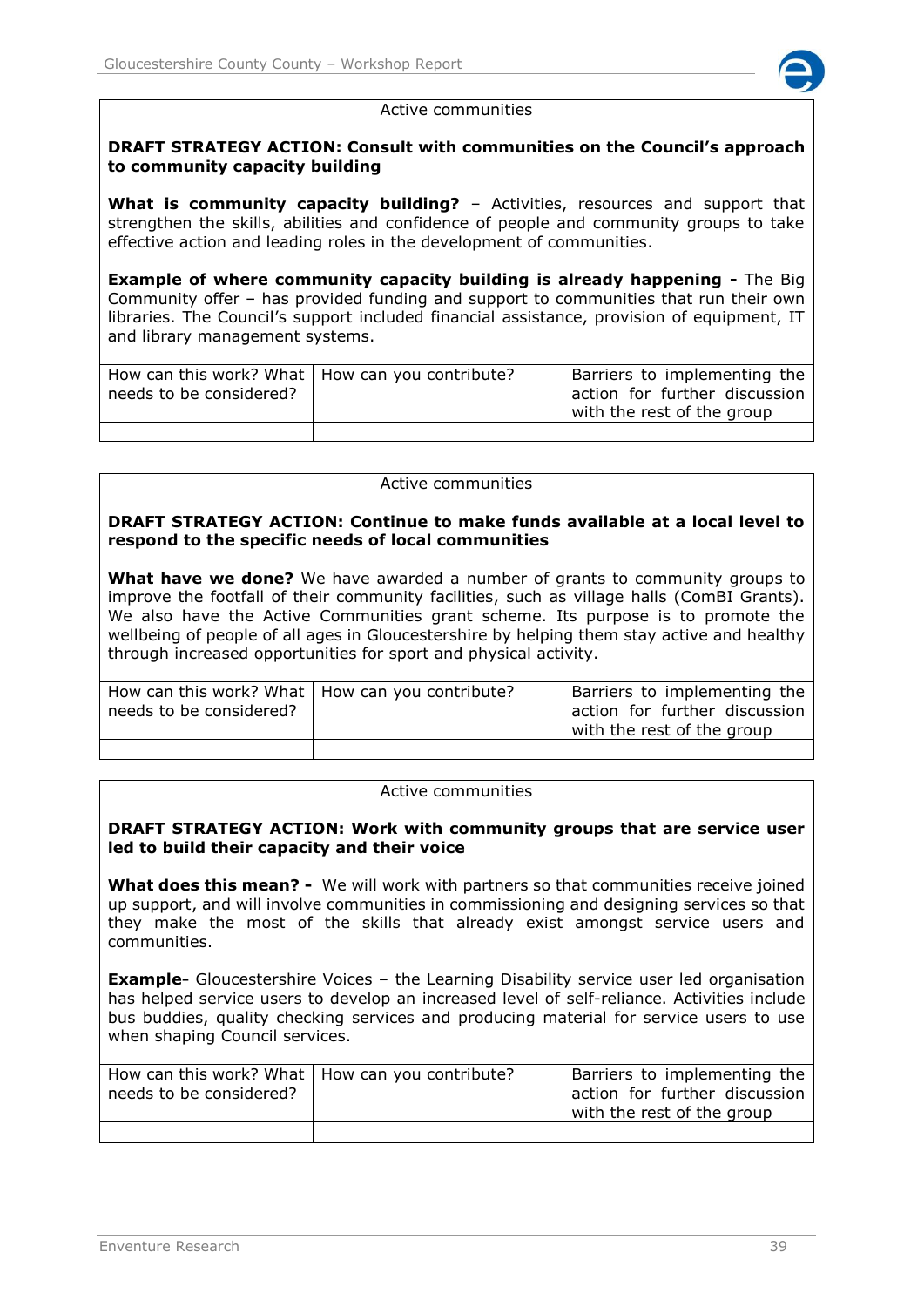Active communities

**DRAFT STRATEGY ACTION: Consult with communities on the Council's approach to community capacity building**

**What is community capacity building?** – Activities, resources and support that strengthen the skills, abilities and confidence of people and community groups to take effective action and leading roles in the development of communities.

**Example of where community capacity building is already happening -** The Big Community offer – has provided funding and support to communities that run their own libraries. The Council's support included financial assistance, provision of equipment, IT and library management systems.

| How can this work? What needs to be considered? | How can you contribute? | Barriers to implementing the action for further discussion with the rest of the group |
|---|---|---|
| | | |

Active communities

**DRAFT STRATEGY ACTION: Continue to make funds available at a local level to respond to the specific needs of local communities**

**What have we done?** We have awarded a number of grants to community groups to improve the footfall of their community facilities, such as village halls (ComBI Grants). We also have the Active Communities grant scheme. Its purpose is to promote the wellbeing of people of all ages in Gloucestershire by helping them stay active and healthy through increased opportunities for sport and physical activity.

| How can this work? What needs to be considered? | How can you contribute? | Barriers to implementing the action for further discussion with the rest of the group |
|---|---|---|
| | | |

Active communities

**DRAFT STRATEGY ACTION: Work with community groups that are service user led to build their capacity and their voice**

**What does this mean? -** We will work with partners so that communities receive joined up support, and will involve communities in commissioning and designing services so that they make the most of the skills that already exist amongst service users and communities.

**Example-** Gloucestershire Voices – the Learning Disability service user led organisation has helped service users to develop an increased level of self-reliance. Activities include bus buddies, quality checking services and producing material for service users to use when shaping Council services.

| How can this work? What needs to be considered? | How can you contribute? | Barriers to implementing the action for further discussion with the rest of the group |
|---|---|---|
| | | |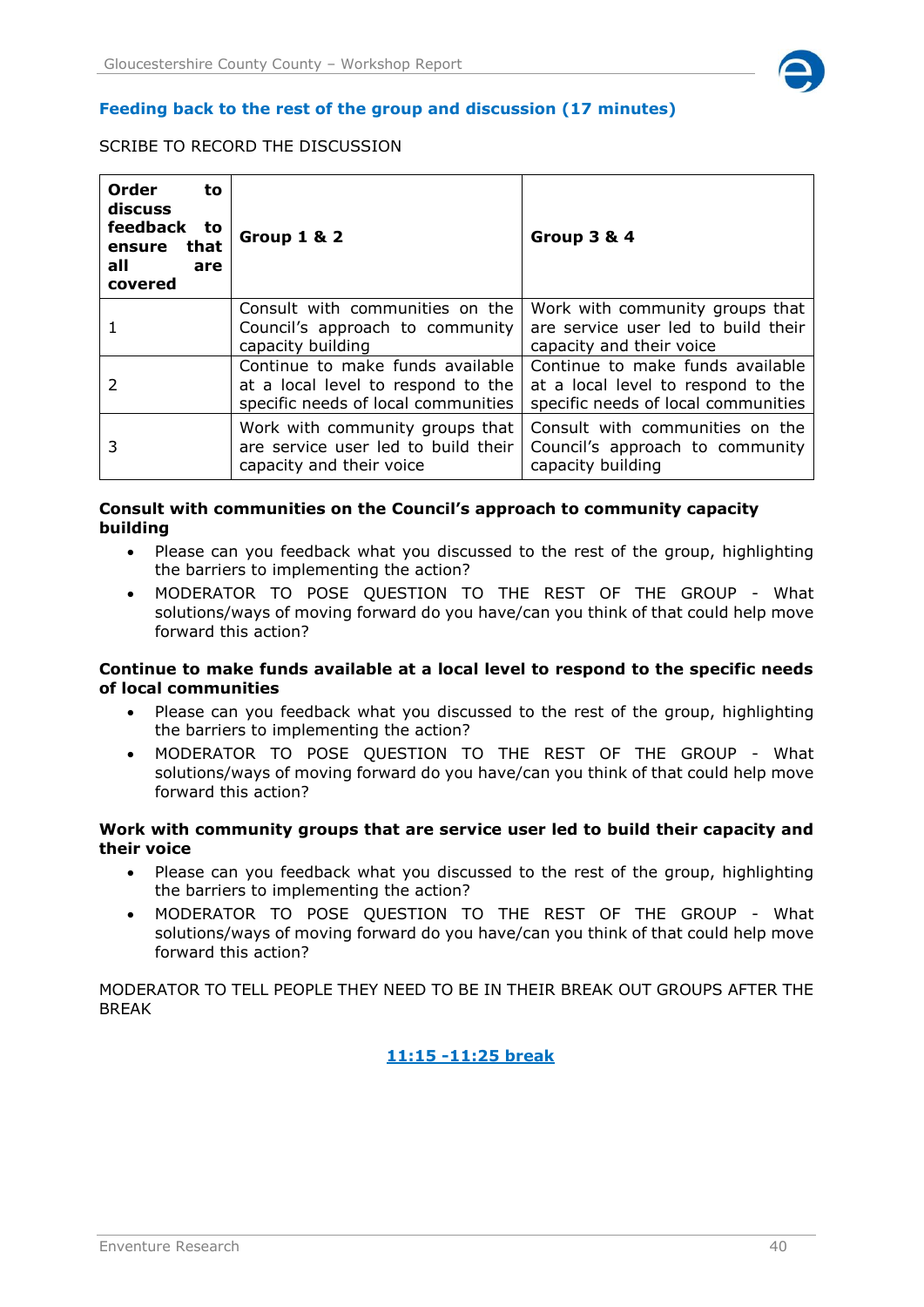## Feeding back to the rest of the group and discussion (17 minutes)

SCRIBE TO RECORD THE DISCUSSION

| **Order to discuss feedback to ensure that all are covered** | **Group 1 & 2** | **Group 3 & 4** |
|---|---|---|
| 1 | Consult with communities on the Council's approach to community capacity building | Work with community groups that are service user led to build their capacity and their voice |
| 2 | Continue to make funds available at a local level to respond to the specific needs of local communities | Continue to make funds available at a local level to respond to the specific needs of local communities |
| 3 | Work with community groups that are service user led to build their capacity and their voice | Consult with communities on the Council's approach to community capacity building |

**Consult with communities on the Council's approach to community capacity building**

- Please can you feedback what you discussed to the rest of the group, highlighting the barriers to implementing the action?
- MODERATOR TO POSE QUESTION TO THE REST OF THE GROUP - What solutions/ways of moving forward do you have/can you think of that could help move forward this action?

**Continue to make funds available at a local level to respond to the specific needs of local communities**

- Please can you feedback what you discussed to the rest of the group, highlighting the barriers to implementing the action?
- MODERATOR TO POSE QUESTION TO THE REST OF THE GROUP - What solutions/ways of moving forward do you have/can you think of that could help move forward this action?

**Work with community groups that are service user led to build their capacity and their voice**

- Please can you feedback what you discussed to the rest of the group, highlighting the barriers to implementing the action?
- MODERATOR TO POSE QUESTION TO THE REST OF THE GROUP - What solutions/ways of moving forward do you have/can you think of that could help move forward this action?

MODERATOR TO TELL PEOPLE THEY NEED TO BE IN THEIR BREAK OUT GROUPS AFTER THE BREAK

**11:15 -11:25 break**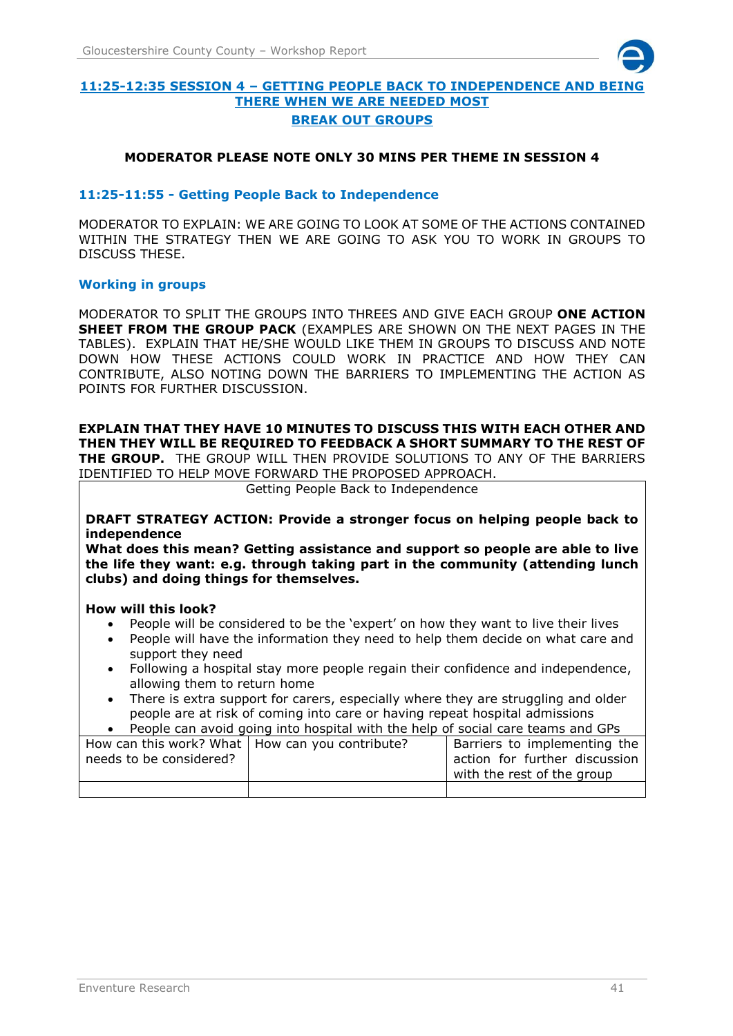## 11:25-12:35 SESSION 4 – GETTING PEOPLE BACK TO INDEPENDENCE AND BEING THERE WHEN WE ARE NEEDED MOST

## BREAK OUT GROUPS

**MODERATOR PLEASE NOTE ONLY 30 MINS PER THEME IN SESSION 4**

### 11:25-11:55 - Getting People Back to Independence

MODERATOR TO EXPLAIN: WE ARE GOING TO LOOK AT SOME OF THE ACTIONS CONTAINED WITHIN THE STRATEGY THEN WE ARE GOING TO ASK YOU TO WORK IN GROUPS TO DISCUSS THESE.

### Working in groups

MODERATOR TO SPLIT THE GROUPS INTO THREES AND GIVE EACH GROUP **ONE ACTION SHEET FROM THE GROUP PACK** (EXAMPLES ARE SHOWN ON THE NEXT PAGES IN THE TABLES). EXPLAIN THAT HE/SHE WOULD LIKE THEM IN GROUPS TO DISCUSS AND NOTE DOWN HOW THESE ACTIONS COULD WORK IN PRACTICE AND HOW THEY CAN CONTRIBUTE, ALSO NOTING DOWN THE BARRIERS TO IMPLEMENTING THE ACTION AS POINTS FOR FURTHER DISCUSSION.

**EXPLAIN THAT THEY HAVE 10 MINUTES TO DISCUSS THIS WITH EACH OTHER AND THEN THEY WILL BE REQUIRED TO FEEDBACK A SHORT SUMMARY TO THE REST OF THE GROUP.** THE GROUP WILL THEN PROVIDE SOLUTIONS TO ANY OF THE BARRIERS IDENTIFIED TO HELP MOVE FORWARD THE PROPOSED APPROACH.

Getting People Back to Independence

**DRAFT STRATEGY ACTION: Provide a stronger focus on helping people back to independence**
**What does this mean? Getting assistance and support so people are able to live the life they want: e.g. through taking part in the community (attending lunch clubs) and doing things for themselves.**

**How will this look?**

- People will be considered to be the 'expert' on how they want to live their lives
- People will have the information they need to help them decide on what care and support they need
- Following a hospital stay more people regain their confidence and independence, allowing them to return home
- There is extra support for carers, especially where they are struggling and older people are at risk of coming into care or having repeat hospital admissions
- People can avoid going into hospital with the help of social care teams and GPs

| How can this work? What needs to be considered? | How can you contribute? | Barriers to implementing the action for further discussion with the rest of the group |
|---|---|---|
| | | |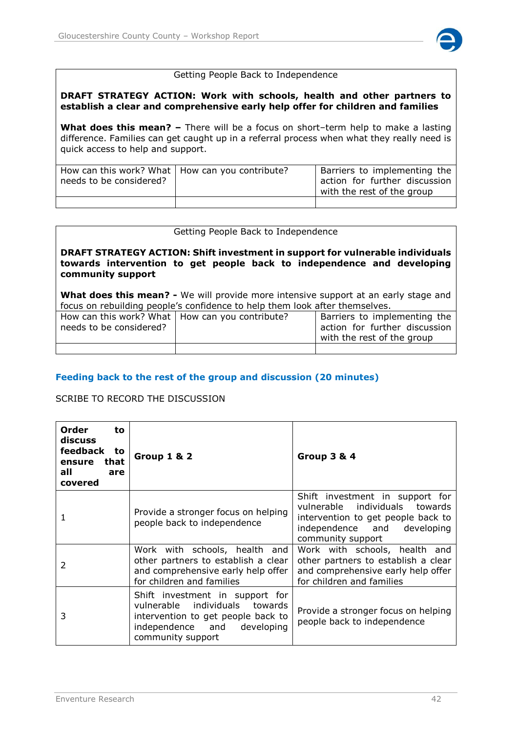| Getting People Back to Independence | | |
|---|---|---|
| **DRAFT STRATEGY ACTION: Work with schools, health and other partners to establish a clear and comprehensive early help offer for children and families** | | |
| **What does this mean? –** There will be a focus on short–term help to make a lasting difference. Families can get caught up in a referral process when what they really need is quick access to help and support. | | |
| How can this work? What needs to be considered? | How can you contribute? | Barriers to implementing the action for further discussion with the rest of the group |
| | | |

| Getting People Back to Independence | | |
|---|---|---|
| **DRAFT STRATEGY ACTION: Shift investment in support for vulnerable individuals towards intervention to get people back to independence and developing community support** | | |
| **What does this mean? -** We will provide more intensive support at an early stage and focus on rebuilding people's confidence to help them look after themselves. | | |
| How can this work? What needs to be considered? | How can you contribute? | Barriers to implementing the action for further discussion with the rest of the group |
| | | |

## Feeding back to the rest of the group and discussion (20 minutes)

SCRIBE TO RECORD THE DISCUSSION

| **Order to discuss feedback to ensure that all are covered** | **Group 1 & 2** | **Group 3 & 4** |
|---|---|---|
| 1 | Provide a stronger focus on helping people back to independence | Shift investment in support for vulnerable individuals towards intervention to get people back to independence and developing community support |
| 2 | Work with schools, health and other partners to establish a clear and comprehensive early help offer for children and families | Work with schools, health and other partners to establish a clear and comprehensive early help offer for children and families |
| 3 | Shift investment in support for vulnerable individuals towards intervention to get people back to independence and developing community support | Provide a stronger focus on helping people back to independence |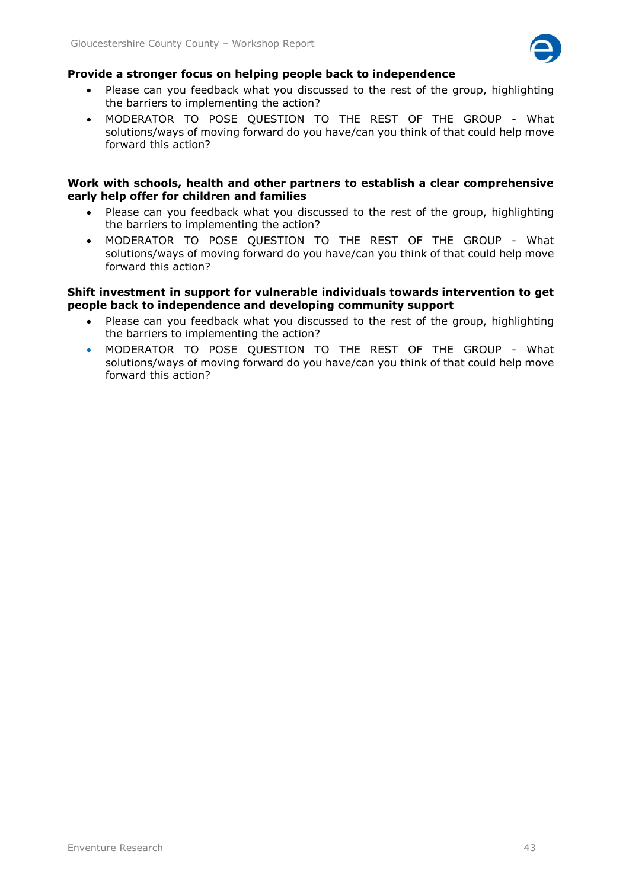**Provide a stronger focus on helping people back to independence**

- Please can you feedback what you discussed to the rest of the group, highlighting the barriers to implementing the action?
- MODERATOR TO POSE QUESTION TO THE REST OF THE GROUP - What solutions/ways of moving forward do you have/can you think of that could help move forward this action?

**Work with schools, health and other partners to establish a clear comprehensive early help offer for children and families**

- Please can you feedback what you discussed to the rest of the group, highlighting the barriers to implementing the action?
- MODERATOR TO POSE QUESTION TO THE REST OF THE GROUP - What solutions/ways of moving forward do you have/can you think of that could help move forward this action?

**Shift investment in support for vulnerable individuals towards intervention to get people back to independence and developing community support**

- Please can you feedback what you discussed to the rest of the group, highlighting the barriers to implementing the action?
- MODERATOR TO POSE QUESTION TO THE REST OF THE GROUP - What solutions/ways of moving forward do you have/can you think of that could help move forward this action?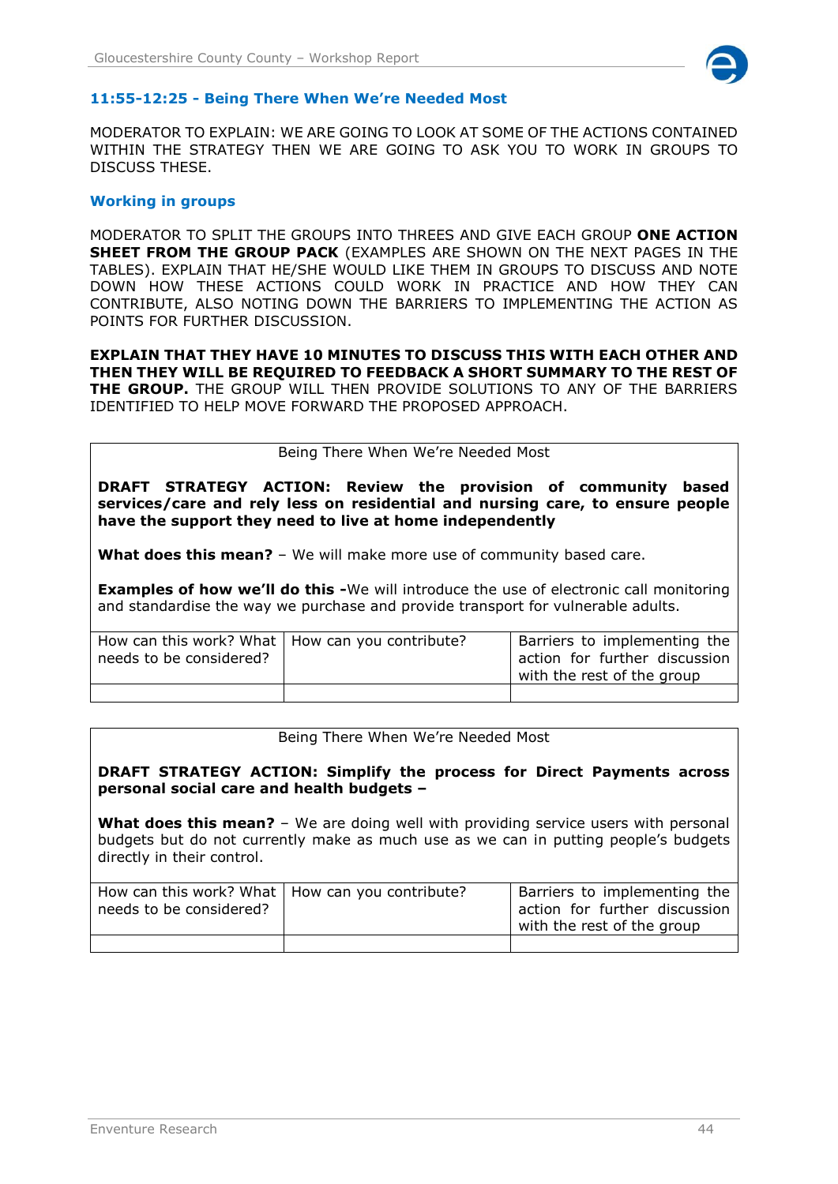### 11:55-12:25 - Being There When We're Needed Most

MODERATOR TO EXPLAIN: WE ARE GOING TO LOOK AT SOME OF THE ACTIONS CONTAINED WITHIN THE STRATEGY THEN WE ARE GOING TO ASK YOU TO WORK IN GROUPS TO DISCUSS THESE.

### Working in groups

MODERATOR TO SPLIT THE GROUPS INTO THREES AND GIVE EACH GROUP **ONE ACTION SHEET FROM THE GROUP PACK** (EXAMPLES ARE SHOWN ON THE NEXT PAGES IN THE TABLES). EXPLAIN THAT HE/SHE WOULD LIKE THEM IN GROUPS TO DISCUSS AND NOTE DOWN HOW THESE ACTIONS COULD WORK IN PRACTICE AND HOW THEY CAN CONTRIBUTE, ALSO NOTING DOWN THE BARRIERS TO IMPLEMENTING THE ACTION AS POINTS FOR FURTHER DISCUSSION.

**EXPLAIN THAT THEY HAVE 10 MINUTES TO DISCUSS THIS WITH EACH OTHER AND THEN THEY WILL BE REQUIRED TO FEEDBACK A SHORT SUMMARY TO THE REST OF THE GROUP.** THE GROUP WILL THEN PROVIDE SOLUTIONS TO ANY OF THE BARRIERS IDENTIFIED TO HELP MOVE FORWARD THE PROPOSED APPROACH.

Being There When We're Needed Most

**DRAFT STRATEGY ACTION: Review the provision of community based services/care and rely less on residential and nursing care, to ensure people have the support they need to live at home independently**

**What does this mean?** – We will make more use of community based care.

**Examples of how we'll do this -**We will introduce the use of electronic call monitoring and standardise the way we purchase and provide transport for vulnerable adults.

| How can this work? What needs to be considered? | How can you contribute? | Barriers to implementing the action for further discussion with the rest of the group |
|---|---|---|
| | | |

Being There When We're Needed Most

**DRAFT STRATEGY ACTION: Simplify the process for Direct Payments across personal social care and health budgets –**

**What does this mean?** – We are doing well with providing service users with personal budgets but do not currently make as much use as we can in putting people's budgets directly in their control.

| How can this work? What needs to be considered? | How can you contribute? | Barriers to implementing the action for further discussion with the rest of the group |
|---|---|---|
| | | |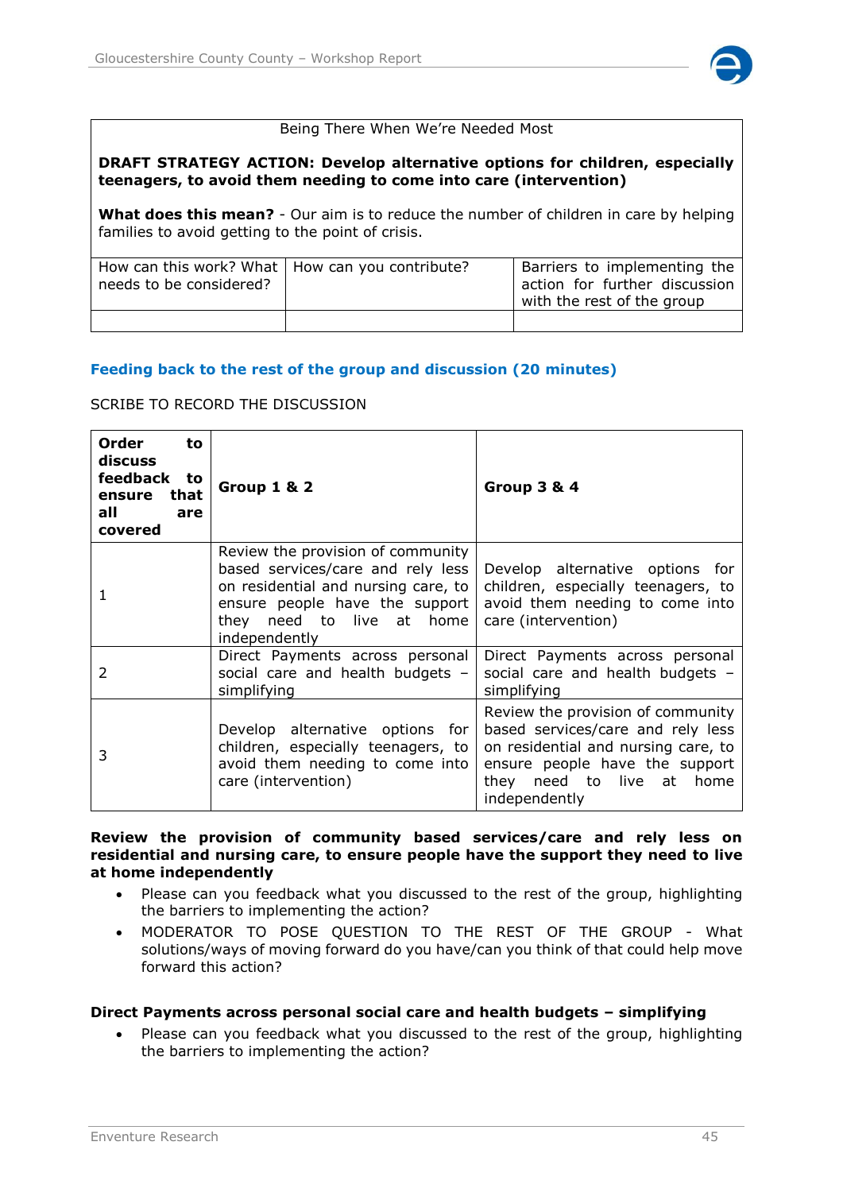Being There When We're Needed Most

**DRAFT STRATEGY ACTION: Develop alternative options for children, especially teenagers, to avoid them needing to come into care (intervention)**

**What does this mean?** - Our aim is to reduce the number of children in care by helping families to avoid getting to the point of crisis.

| How can this work? What needs to be considered? | How can you contribute? | Barriers to implementing the action for further discussion with the rest of the group |
|---|---|---|
| | | |

## Feeding back to the rest of the group and discussion (20 minutes)

SCRIBE TO RECORD THE DISCUSSION

| **Order to discuss feedback to ensure that all are covered** | **Group 1 & 2** | **Group 3 & 4** |
|---|---|---|
| 1 | Review the provision of community based services/care and rely less on residential and nursing care, to ensure people have the support they need to live at home independently | Develop alternative options for children, especially teenagers, to avoid them needing to come into care (intervention) |
| 2 | Direct Payments across personal social care and health budgets – simplifying | Direct Payments across personal social care and health budgets – simplifying |
| 3 | Develop alternative options for children, especially teenagers, to avoid them needing to come into care (intervention) | Review the provision of community based services/care and rely less on residential and nursing care, to ensure people have the support they need to live at home independently |

**Review the provision of community based services/care and rely less on residential and nursing care, to ensure people have the support they need to live at home independently**

- Please can you feedback what you discussed to the rest of the group, highlighting the barriers to implementing the action?
- MODERATOR TO POSE QUESTION TO THE REST OF THE GROUP - What solutions/ways of moving forward do you have/can you think of that could help move forward this action?

**Direct Payments across personal social care and health budgets – simplifying**

- Please can you feedback what you discussed to the rest of the group, highlighting the barriers to implementing the action?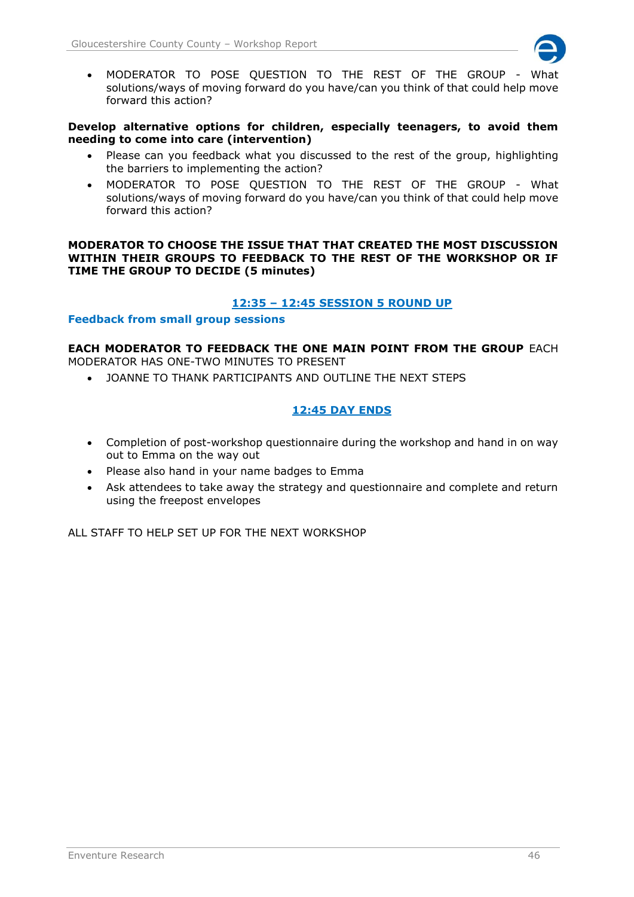- MODERATOR TO POSE QUESTION TO THE REST OF THE GROUP - What solutions/ways of moving forward do you have/can you think of that could help move forward this action?

**Develop alternative options for children, especially teenagers, to avoid them needing to come into care (intervention)**

- Please can you feedback what you discussed to the rest of the group, highlighting the barriers to implementing the action?
- MODERATOR TO POSE QUESTION TO THE REST OF THE GROUP - What solutions/ways of moving forward do you have/can you think of that could help move forward this action?

**MODERATOR TO CHOOSE THE ISSUE THAT THAT CREATED THE MOST DISCUSSION WITHIN THEIR GROUPS TO FEEDBACK TO THE REST OF THE WORKSHOP OR IF TIME THE GROUP TO DECIDE (5 minutes)**

## 12:35 – 12:45 SESSION 5 ROUND UP

### Feedback from small group sessions

**EACH MODERATOR TO FEEDBACK THE ONE MAIN POINT FROM THE GROUP** EACH MODERATOR HAS ONE-TWO MINUTES TO PRESENT

- JOANNE TO THANK PARTICIPANTS AND OUTLINE THE NEXT STEPS

## 12:45 DAY ENDS

- Completion of post-workshop questionnaire during the workshop and hand in on way out to Emma on the way out
- Please also hand in your name badges to Emma
- Ask attendees to take away the strategy and questionnaire and complete and return using the freepost envelopes

ALL STAFF TO HELP SET UP FOR THE NEXT WORKSHOP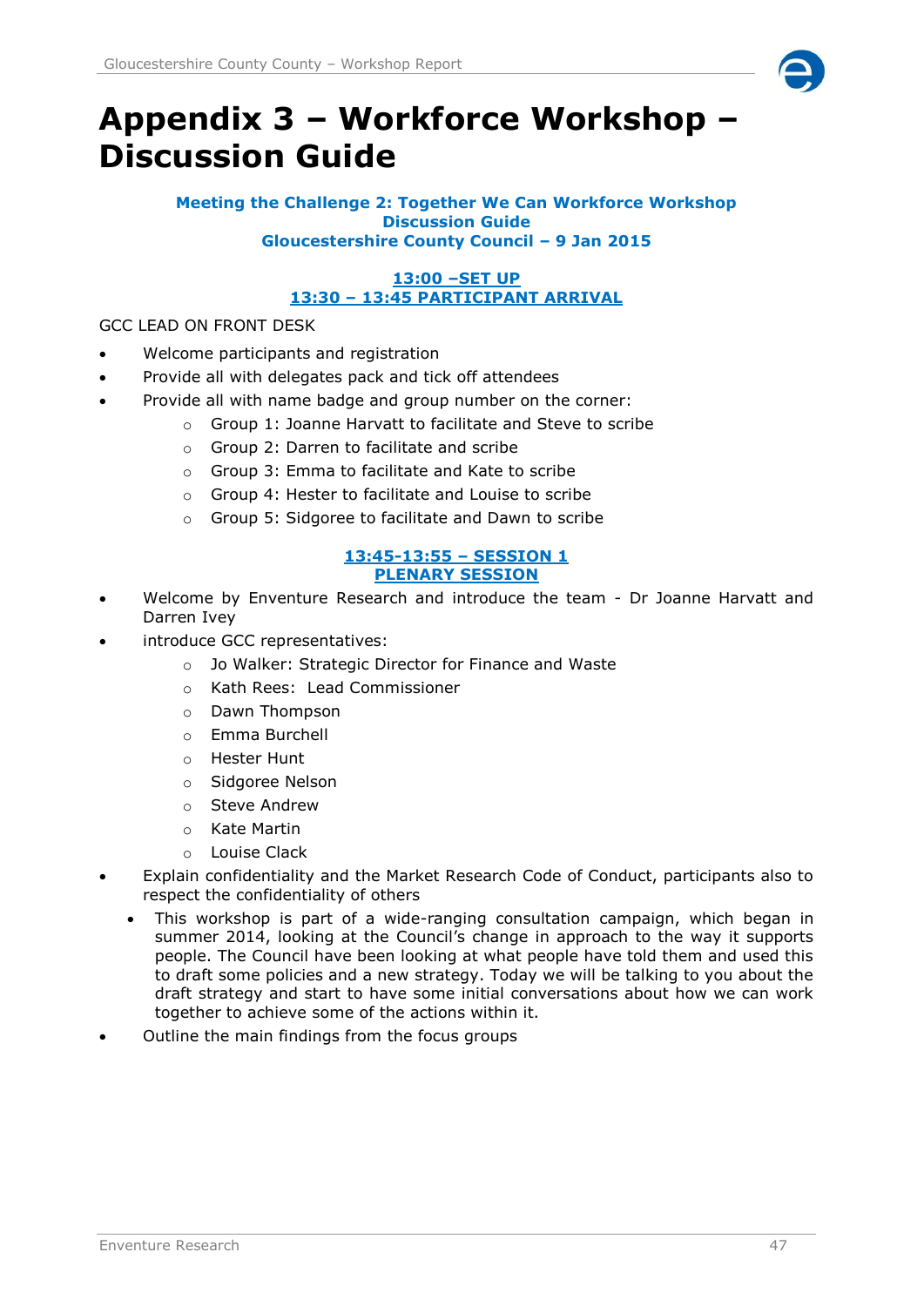# Appendix 3 – Workforce Workshop – Discussion Guide

**Meeting the Challenge 2: Together We Can Workforce Workshop**
**Discussion Guide**
**Gloucestershire County Council – 9 Jan 2015**

**13:00 –SET UP**
**13:30 – 13:45 PARTICIPANT ARRIVAL**

GCC LEAD ON FRONT DESK

- Welcome participants and registration
- Provide all with delegates pack and tick off attendees
- Provide all with name badge and group number on the corner:
  - Group 1: Joanne Harvatt to facilitate and Steve to scribe
  - Group 2: Darren to facilitate and scribe
  - Group 3: Emma to facilitate and Kate to scribe
  - Group 4: Hester to facilitate and Louise to scribe
  - Group 5: Sidgoree to facilitate and Dawn to scribe

**13:45-13:55 – SESSION 1**
**PLENARY SESSION**

- Welcome by Enventure Research and introduce the team - Dr Joanne Harvatt and Darren Ivey
- introduce GCC representatives:
  - Jo Walker: Strategic Director for Finance and Waste
  - Kath Rees: Lead Commissioner
  - Dawn Thompson
  - Emma Burchell
  - Hester Hunt
  - Sidgoree Nelson
  - Steve Andrew
  - Kate Martin
  - Louise Clack
- Explain confidentiality and the Market Research Code of Conduct, participants also to respect the confidentiality of others
  - This workshop is part of a wide-ranging consultation campaign, which began in summer 2014, looking at the Council's change in approach to the way it supports people. The Council have been looking at what people have told them and used this to draft some policies and a new strategy. Today we will be talking to you about the draft strategy and start to have some initial conversations about how we can work together to achieve some of the actions within it.
- Outline the main findings from the focus groups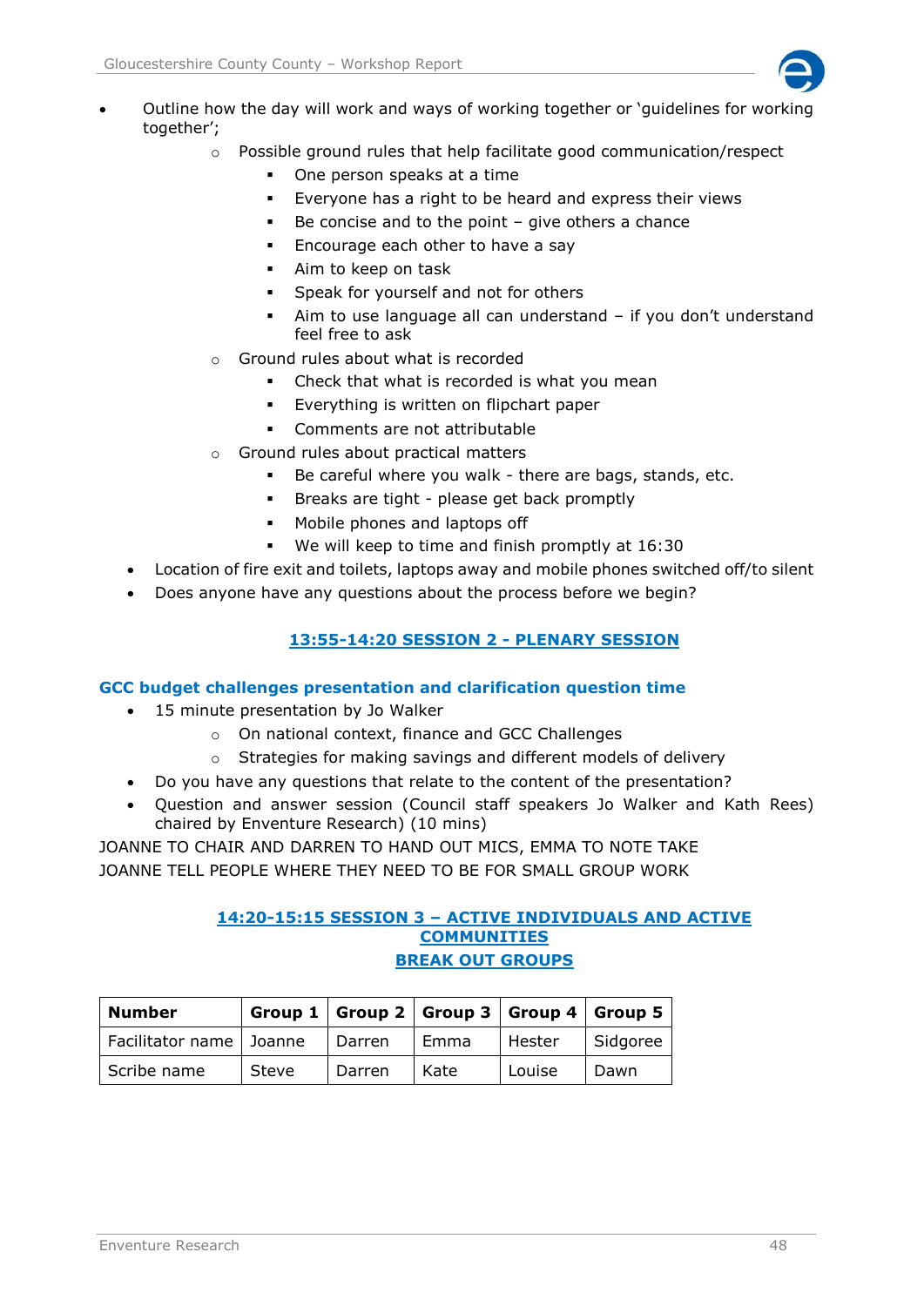- Outline how the day will work and ways of working together or 'guidelines for working together';
  - Possible ground rules that help facilitate good communication/respect
    - One person speaks at a time
    - Everyone has a right to be heard and express their views
    - Be concise and to the point – give others a chance
    - Encourage each other to have a say
    - Aim to keep on task
    - Speak for yourself and not for others
    - Aim to use language all can understand – if you don't understand feel free to ask
  - Ground rules about what is recorded
    - Check that what is recorded is what you mean
    - Everything is written on flipchart paper
    - Comments are not attributable
  - Ground rules about practical matters
    - Be careful where you walk - there are bags, stands, etc.
    - Breaks are tight - please get back promptly
    - Mobile phones and laptops off
    - We will keep to time and finish promptly at 16:30
- Location of fire exit and toilets, laptops away and mobile phones switched off/to silent
- Does anyone have any questions about the process before we begin?

## 13:55-14:20 SESSION 2 - PLENARY SESSION

### GCC budget challenges presentation and clarification question time

- 15 minute presentation by Jo Walker
  - On national context, finance and GCC Challenges
  - Strategies for making savings and different models of delivery
- Do you have any questions that relate to the content of the presentation?
- Question and answer session (Council staff speakers Jo Walker and Kath Rees) chaired by Enventure Research) (10 mins)

JOANNE TO CHAIR AND DARREN TO HAND OUT MICS, EMMA TO NOTE TAKE
JOANNE TELL PEOPLE WHERE THEY NEED TO BE FOR SMALL GROUP WORK

## 14:20-15:15 SESSION 3 – ACTIVE INDIVIDUALS AND ACTIVE COMMUNITIES
## BREAK OUT GROUPS

| Number | Group 1 | Group 2 | Group 3 | Group 4 | Group 5 |
|---|---|---|---|---|---|
| Facilitator name | Joanne | Darren | Emma | Hester | Sidgoree |
| Scribe name | Steve | Darren | Kate | Louise | Dawn |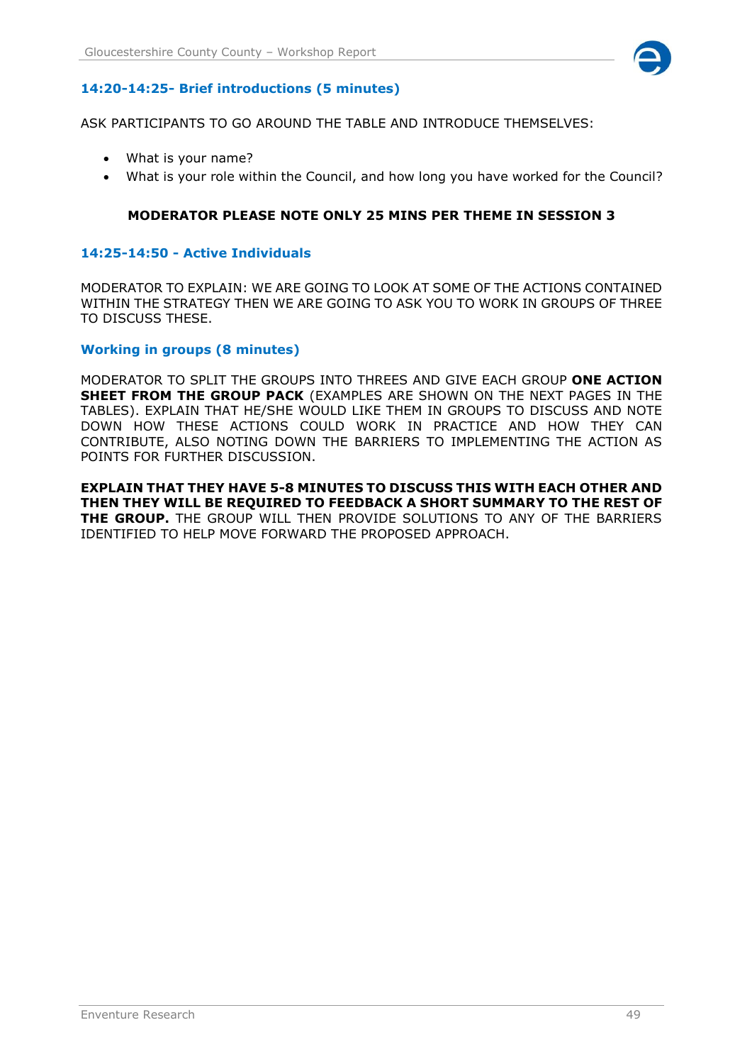### 14:20-14:25- Brief introductions (5 minutes)

ASK PARTICIPANTS TO GO AROUND THE TABLE AND INTRODUCE THEMSELVES:

- What is your name?
- What is your role within the Council, and how long you have worked for the Council?

**MODERATOR PLEASE NOTE ONLY 25 MINS PER THEME IN SESSION 3**

### 14:25-14:50 - Active Individuals

MODERATOR TO EXPLAIN: WE ARE GOING TO LOOK AT SOME OF THE ACTIONS CONTAINED WITHIN THE STRATEGY THEN WE ARE GOING TO ASK YOU TO WORK IN GROUPS OF THREE TO DISCUSS THESE.

### Working in groups (8 minutes)

MODERATOR TO SPLIT THE GROUPS INTO THREES AND GIVE EACH GROUP **ONE ACTION SHEET FROM THE GROUP PACK** (EXAMPLES ARE SHOWN ON THE NEXT PAGES IN THE TABLES). EXPLAIN THAT HE/SHE WOULD LIKE THEM IN GROUPS TO DISCUSS AND NOTE DOWN HOW THESE ACTIONS COULD WORK IN PRACTICE AND HOW THEY CAN CONTRIBUTE, ALSO NOTING DOWN THE BARRIERS TO IMPLEMENTING THE ACTION AS POINTS FOR FURTHER DISCUSSION.

**EXPLAIN THAT THEY HAVE 5-8 MINUTES TO DISCUSS THIS WITH EACH OTHER AND THEN THEY WILL BE REQUIRED TO FEEDBACK A SHORT SUMMARY TO THE REST OF THE GROUP.** THE GROUP WILL THEN PROVIDE SOLUTIONS TO ANY OF THE BARRIERS IDENTIFIED TO HELP MOVE FORWARD THE PROPOSED APPROACH.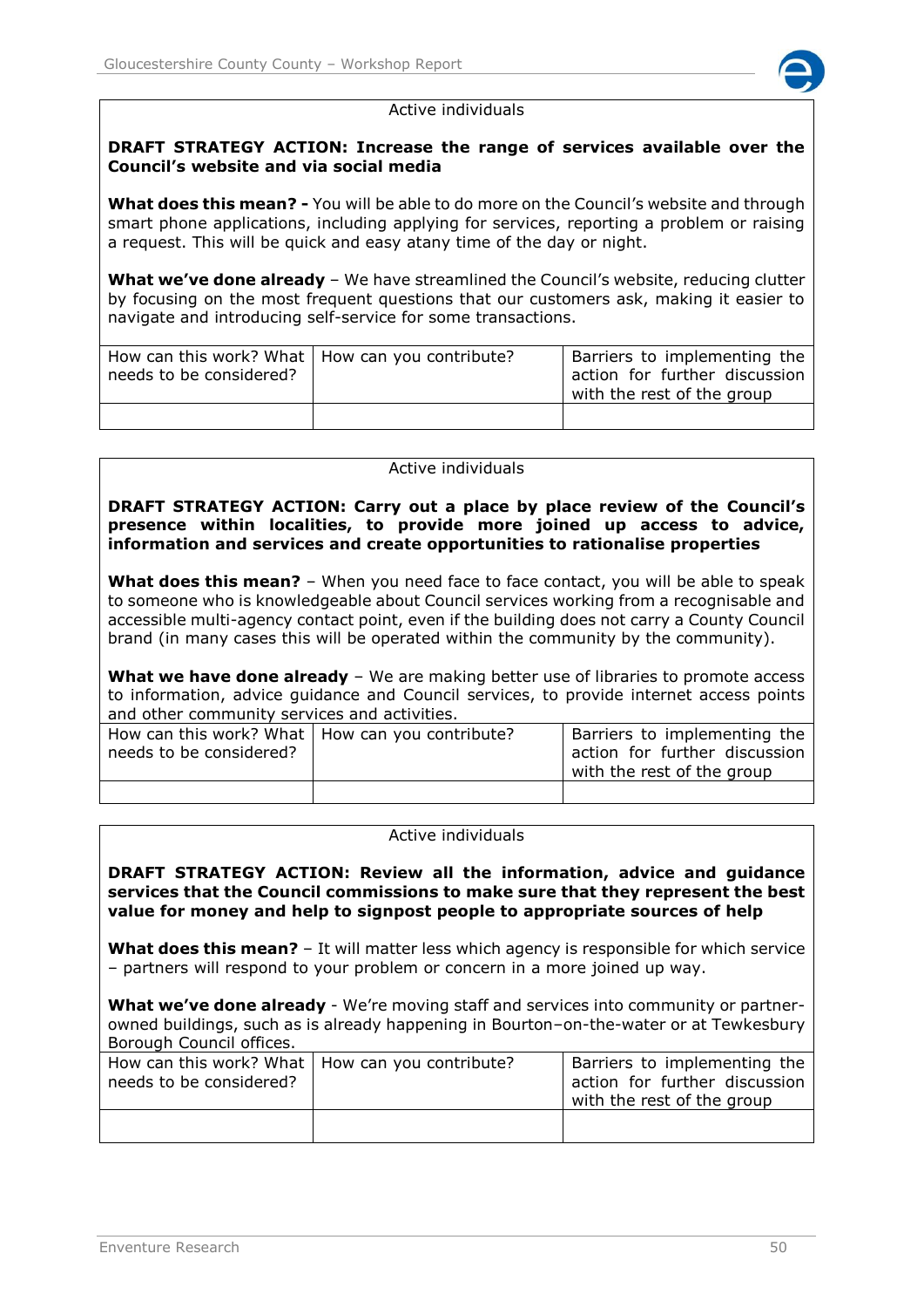Active individuals

**DRAFT STRATEGY ACTION: Increase the range of services available over the Council's website and via social media**

**What does this mean? -** You will be able to do more on the Council's website and through smart phone applications, including applying for services, reporting a problem or raising a request. This will be quick and easy atany time of the day or night.

**What we've done already** – We have streamlined the Council's website, reducing clutter by focusing on the most frequent questions that our customers ask, making it easier to navigate and introducing self-service for some transactions.

| How can this work? What needs to be considered? | How can you contribute? | Barriers to implementing the action for further discussion with the rest of the group |
|---|---|---|
| | | |

Active individuals

**DRAFT STRATEGY ACTION: Carry out a place by place review of the Council's presence within localities, to provide more joined up access to advice, information and services and create opportunities to rationalise properties**

**What does this mean?** – When you need face to face contact, you will be able to speak to someone who is knowledgeable about Council services working from a recognisable and accessible multi-agency contact point, even if the building does not carry a County Council brand (in many cases this will be operated within the community by the community).

**What we have done already** – We are making better use of libraries to promote access to information, advice guidance and Council services, to provide internet access points and other community services and activities.

| How can this work? What needs to be considered? | How can you contribute? | Barriers to implementing the action for further discussion with the rest of the group |
|---|---|---|
| | | |

Active individuals

**DRAFT STRATEGY ACTION: Review all the information, advice and guidance services that the Council commissions to make sure that they represent the best value for money and help to signpost people to appropriate sources of help**

**What does this mean?** – It will matter less which agency is responsible for which service – partners will respond to your problem or concern in a more joined up way.

**What we've done already** - We're moving staff and services into community or partner-owned buildings, such as is already happening in Bourton–on-the-water or at Tewkesbury Borough Council offices.

| How can this work? What needs to be considered? | How can you contribute? | Barriers to implementing the action for further discussion with the rest of the group |
|---|---|---|
| | | |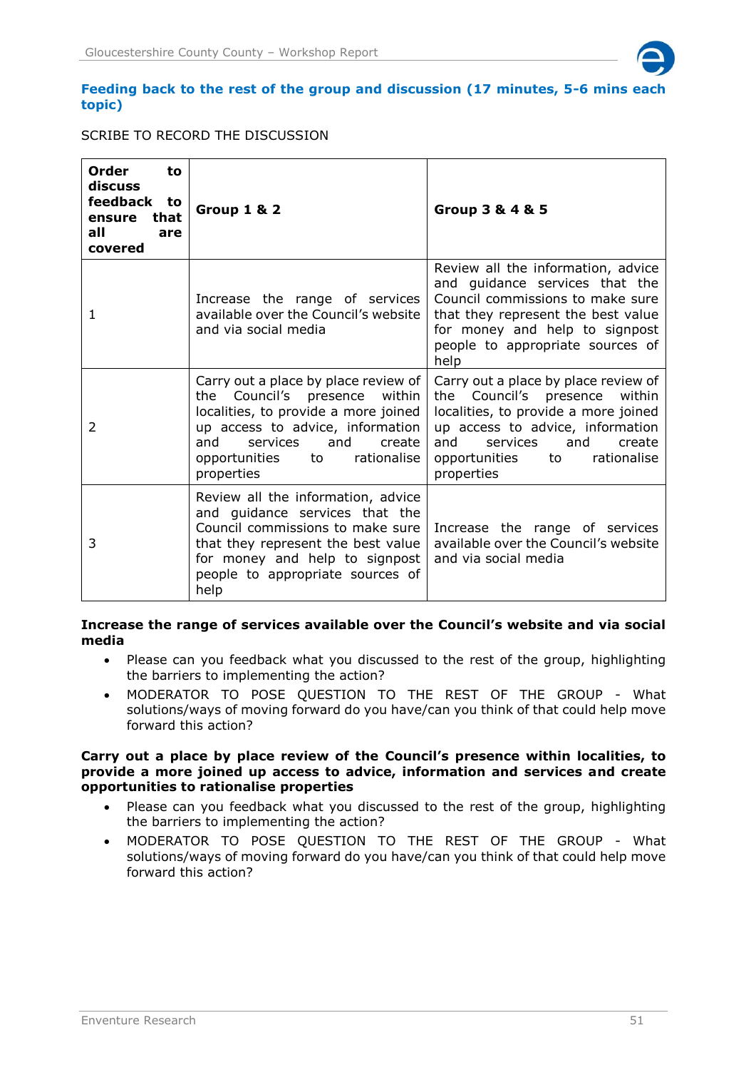### Feeding back to the rest of the group and discussion (17 minutes, 5-6 mins each topic)

SCRIBE TO RECORD THE DISCUSSION

| Order to discuss feedback to ensure that all are covered | Group 1 & 2 | Group 3 & 4 & 5 |
|---|---|---|
| 1 | Increase the range of services available over the Council's website and via social media | Review all the information, advice and guidance services that the Council commissions to make sure that they represent the best value for money and help to signpost people to appropriate sources of help |
| 2 | Carry out a place by place review of the Council's presence within localities, to provide a more joined up access to advice, information and services and create opportunities to rationalise properties | Carry out a place by place review of the Council's presence within localities, to provide a more joined up access to advice, information and services and create opportunities to rationalise properties |
| 3 | Review all the information, advice and guidance services that the Council commissions to make sure that they represent the best value for money and help to signpost people to appropriate sources of help | Increase the range of services available over the Council's website and via social media |

**Increase the range of services available over the Council's website and via social media**

- Please can you feedback what you discussed to the rest of the group, highlighting the barriers to implementing the action?
- MODERATOR TO POSE QUESTION TO THE REST OF THE GROUP - What solutions/ways of moving forward do you have/can you think of that could help move forward this action?

**Carry out a place by place review of the Council's presence within localities, to provide a more joined up access to advice, information and services and create opportunities to rationalise properties**

- Please can you feedback what you discussed to the rest of the group, highlighting the barriers to implementing the action?
- MODERATOR TO POSE QUESTION TO THE REST OF THE GROUP - What solutions/ways of moving forward do you have/can you think of that could help move forward this action?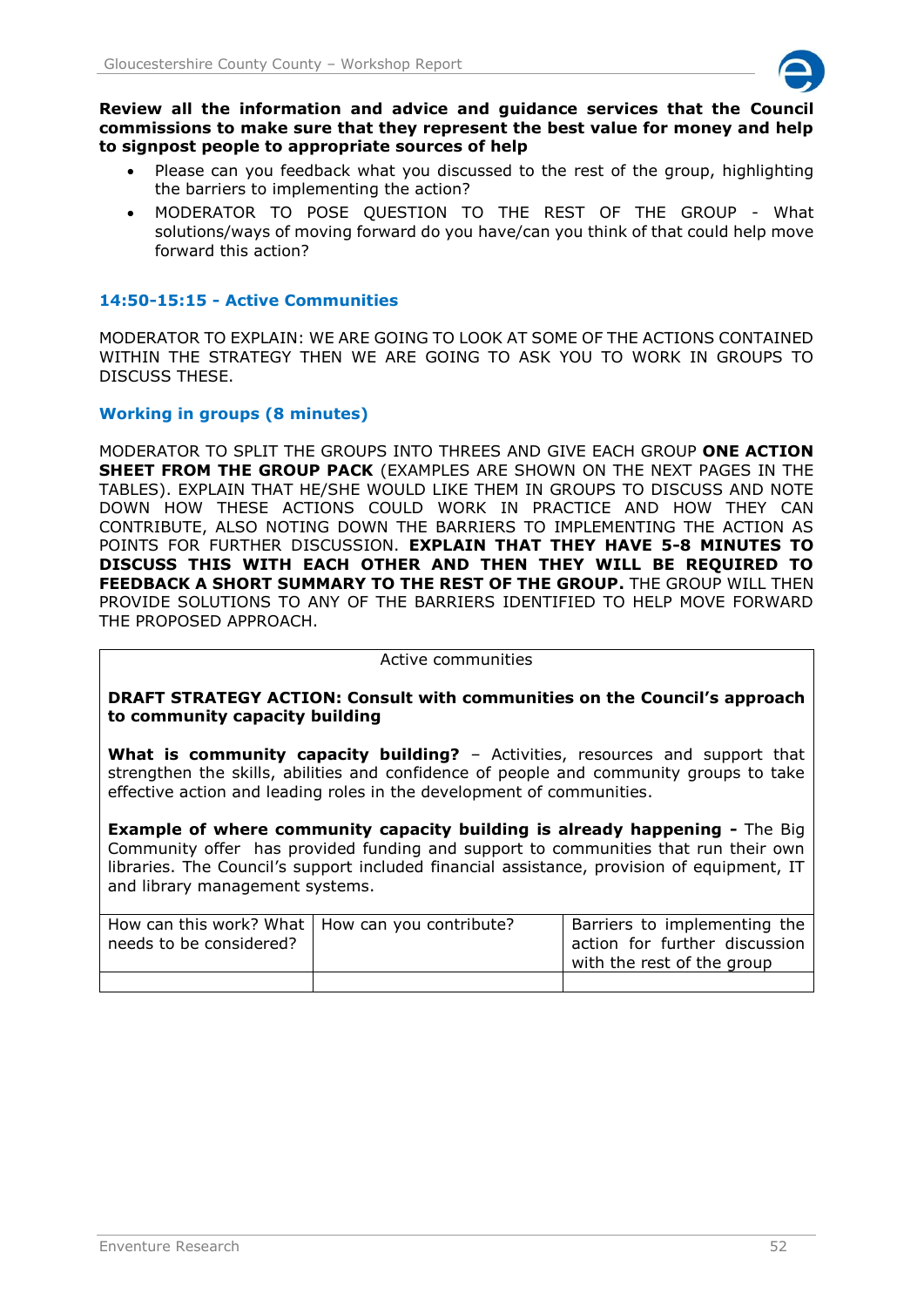**Review all the information and advice and guidance services that the Council commissions to make sure that they represent the best value for money and help to signpost people to appropriate sources of help**

- Please can you feedback what you discussed to the rest of the group, highlighting the barriers to implementing the action?
- MODERATOR TO POSE QUESTION TO THE REST OF THE GROUP - What solutions/ways of moving forward do you have/can you think of that could help move forward this action?

### 14:50-15:15 - Active Communities

MODERATOR TO EXPLAIN: WE ARE GOING TO LOOK AT SOME OF THE ACTIONS CONTAINED WITHIN THE STRATEGY THEN WE ARE GOING TO ASK YOU TO WORK IN GROUPS TO DISCUSS THESE.

### Working in groups (8 minutes)

MODERATOR TO SPLIT THE GROUPS INTO THREES AND GIVE EACH GROUP **ONE ACTION SHEET FROM THE GROUP PACK** (EXAMPLES ARE SHOWN ON THE NEXT PAGES IN THE TABLES). EXPLAIN THAT HE/SHE WOULD LIKE THEM IN GROUPS TO DISCUSS AND NOTE DOWN HOW THESE ACTIONS COULD WORK IN PRACTICE AND HOW THEY CAN CONTRIBUTE, ALSO NOTING DOWN THE BARRIERS TO IMPLEMENTING THE ACTION AS POINTS FOR FURTHER DISCUSSION. **EXPLAIN THAT THEY HAVE 5-8 MINUTES TO DISCUSS THIS WITH EACH OTHER AND THEN THEY WILL BE REQUIRED TO FEEDBACK A SHORT SUMMARY TO THE REST OF THE GROUP.** THE GROUP WILL THEN PROVIDE SOLUTIONS TO ANY OF THE BARRIERS IDENTIFIED TO HELP MOVE FORWARD THE PROPOSED APPROACH.

Active communities

**DRAFT STRATEGY ACTION: Consult with communities on the Council's approach to community capacity building**

**What is community capacity building?** – Activities, resources and support that strengthen the skills, abilities and confidence of people and community groups to take effective action and leading roles in the development of communities.

**Example of where community capacity building is already happening -** The Big Community offer has provided funding and support to communities that run their own libraries. The Council's support included financial assistance, provision of equipment, IT and library management systems.

| How can this work? What needs to be considered? | How can you contribute? | Barriers to implementing the action for further discussion with the rest of the group |
|---|---|---|
| | | |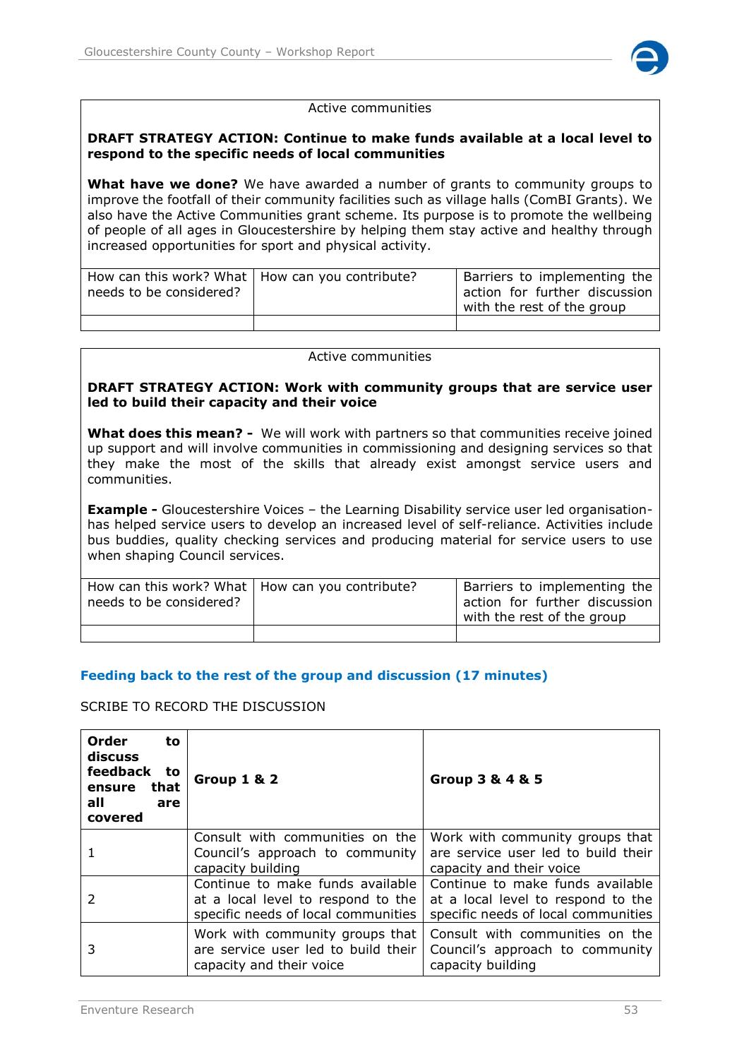| Active communities | | |
|---|---|---|
| **DRAFT STRATEGY ACTION: Continue to make funds available at a local level to respond to the specific needs of local communities**<br><br>**What have we done?** We have awarded a number of grants to community groups to improve the footfall of their community facilities such as village halls (ComBI Grants). We also have the Active Communities grant scheme. Its purpose is to promote the wellbeing of people of all ages in Gloucestershire by helping them stay active and healthy through increased opportunities for sport and physical activity. | | |
| How can this work? What needs to be considered? | How can you contribute? | Barriers to implementing the action for further discussion with the rest of the group |
| | | |

| Active communities | | |
|---|---|---|
| **DRAFT STRATEGY ACTION: Work with community groups that are service user led to build their capacity and their voice**<br><br>**What does this mean? -** We will work with partners so that communities receive joined up support and will involve communities in commissioning and designing services so that they make the most of the skills that already exist amongst service users and communities.<br><br>**Example -** Gloucestershire Voices – the Learning Disability service user led organisation- has helped service users to develop an increased level of self-reliance. Activities include bus buddies, quality checking services and producing material for service users to use when shaping Council services. | | |
| How can this work? What needs to be considered? | How can you contribute? | Barriers to implementing the action for further discussion with the rest of the group |
| | | |

### Feeding back to the rest of the group and discussion (17 minutes)

SCRIBE TO RECORD THE DISCUSSION

| **Order to discuss feedback to ensure that all are covered** | **Group 1 & 2** | **Group 3 & 4 & 5** |
|---|---|---|
| 1 | Consult with communities on the Council's approach to community capacity building | Work with community groups that are service user led to build their capacity and their voice |
| 2 | Continue to make funds available at a local level to respond to the specific needs of local communities | Continue to make funds available at a local level to respond to the specific needs of local communities |
| 3 | Work with community groups that are service user led to build their capacity and their voice | Consult with communities on the Council's approach to community capacity building |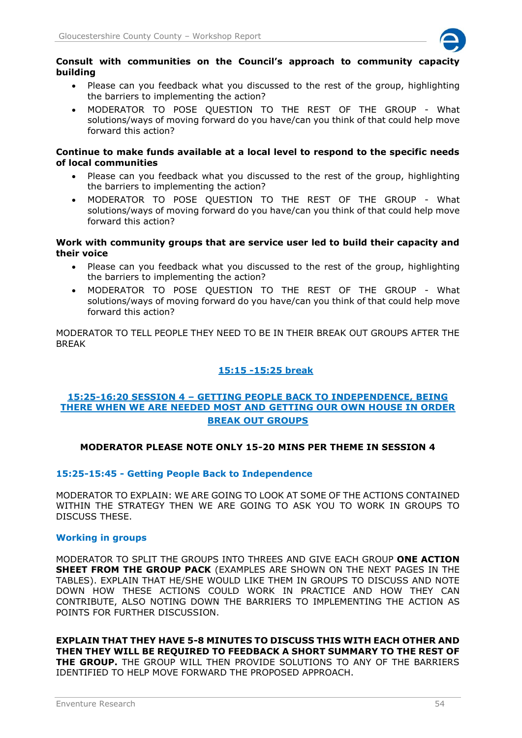**Consult with communities on the Council's approach to community capacity building**

- Please can you feedback what you discussed to the rest of the group, highlighting the barriers to implementing the action?
- MODERATOR TO POSE QUESTION TO THE REST OF THE GROUP - What solutions/ways of moving forward do you have/can you think of that could help move forward this action?

**Continue to make funds available at a local level to respond to the specific needs of local communities**

- Please can you feedback what you discussed to the rest of the group, highlighting the barriers to implementing the action?
- MODERATOR TO POSE QUESTION TO THE REST OF THE GROUP - What solutions/ways of moving forward do you have/can you think of that could help move forward this action?

**Work with community groups that are service user led to build their capacity and their voice**

- Please can you feedback what you discussed to the rest of the group, highlighting the barriers to implementing the action?
- MODERATOR TO POSE QUESTION TO THE REST OF THE GROUP - What solutions/ways of moving forward do you have/can you think of that could help move forward this action?

MODERATOR TO TELL PEOPLE THEY NEED TO BE IN THEIR BREAK OUT GROUPS AFTER THE BREAK

## 15:15 -15:25 break

## 15:25-16:20 SESSION 4 – GETTING PEOPLE BACK TO INDEPENDENCE, BEING THERE WHEN WE ARE NEEDED MOST AND GETTING OUR OWN HOUSE IN ORDER BREAK OUT GROUPS

**MODERATOR PLEASE NOTE ONLY 15-20 MINS PER THEME IN SESSION 4**

### 15:25-15:45 - Getting People Back to Independence

MODERATOR TO EXPLAIN: WE ARE GOING TO LOOK AT SOME OF THE ACTIONS CONTAINED WITHIN THE STRATEGY THEN WE ARE GOING TO ASK YOU TO WORK IN GROUPS TO DISCUSS THESE.

### Working in groups

MODERATOR TO SPLIT THE GROUPS INTO THREES AND GIVE EACH GROUP **ONE ACTION SHEET FROM THE GROUP PACK** (EXAMPLES ARE SHOWN ON THE NEXT PAGES IN THE TABLES). EXPLAIN THAT HE/SHE WOULD LIKE THEM IN GROUPS TO DISCUSS AND NOTE DOWN HOW THESE ACTIONS COULD WORK IN PRACTICE AND HOW THEY CAN CONTRIBUTE, ALSO NOTING DOWN THE BARRIERS TO IMPLEMENTING THE ACTION AS POINTS FOR FURTHER DISCUSSION.

**EXPLAIN THAT THEY HAVE 5-8 MINUTES TO DISCUSS THIS WITH EACH OTHER AND THEN THEY WILL BE REQUIRED TO FEEDBACK A SHORT SUMMARY TO THE REST OF THE GROUP.** THE GROUP WILL THEN PROVIDE SOLUTIONS TO ANY OF THE BARRIERS IDENTIFIED TO HELP MOVE FORWARD THE PROPOSED APPROACH.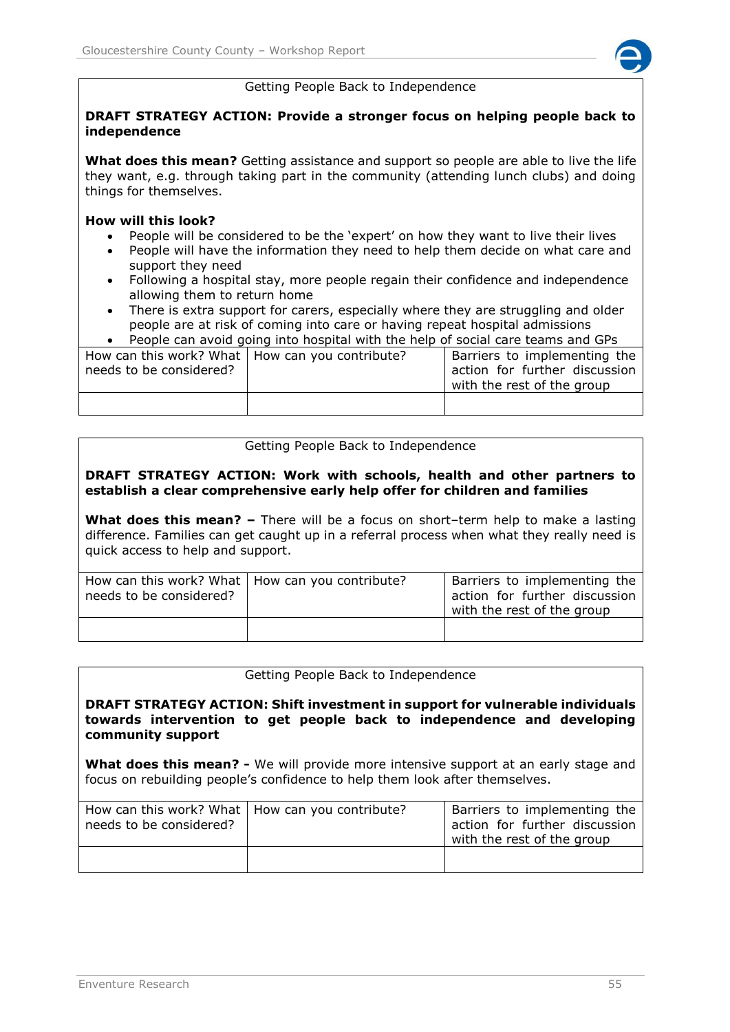Getting People Back to Independence

**DRAFT STRATEGY ACTION: Provide a stronger focus on helping people back to independence**

**What does this mean?** Getting assistance and support so people are able to live the life they want, e.g. through taking part in the community (attending lunch clubs) and doing things for themselves.

**How will this look?**

- People will be considered to be the 'expert' on how they want to live their lives
- People will have the information they need to help them decide on what care and support they need
- Following a hospital stay, more people regain their confidence and independence allowing them to return home
- There is extra support for carers, especially where they are struggling and older people are at risk of coming into care or having repeat hospital admissions
- People can avoid going into hospital with the help of social care teams and GPs

| How can this work? What needs to be considered? | How can you contribute? | Barriers to implementing the action for further discussion with the rest of the group |
|---|---|---|
| | | |

Getting People Back to Independence

**DRAFT STRATEGY ACTION: Work with schools, health and other partners to establish a clear comprehensive early help offer for children and families**

**What does this mean? –** There will be a focus on short–term help to make a lasting difference. Families can get caught up in a referral process when what they really need is quick access to help and support.

| How can this work? What needs to be considered? | How can you contribute? | Barriers to implementing the action for further discussion with the rest of the group |
|---|---|---|
| | | |

Getting People Back to Independence

**DRAFT STRATEGY ACTION: Shift investment in support for vulnerable individuals towards intervention to get people back to independence and developing community support**

**What does this mean? -** We will provide more intensive support at an early stage and focus on rebuilding people's confidence to help them look after themselves.

| How can this work? What needs to be considered? | How can you contribute? | Barriers to implementing the action for further discussion with the rest of the group |
|---|---|---|
| | | |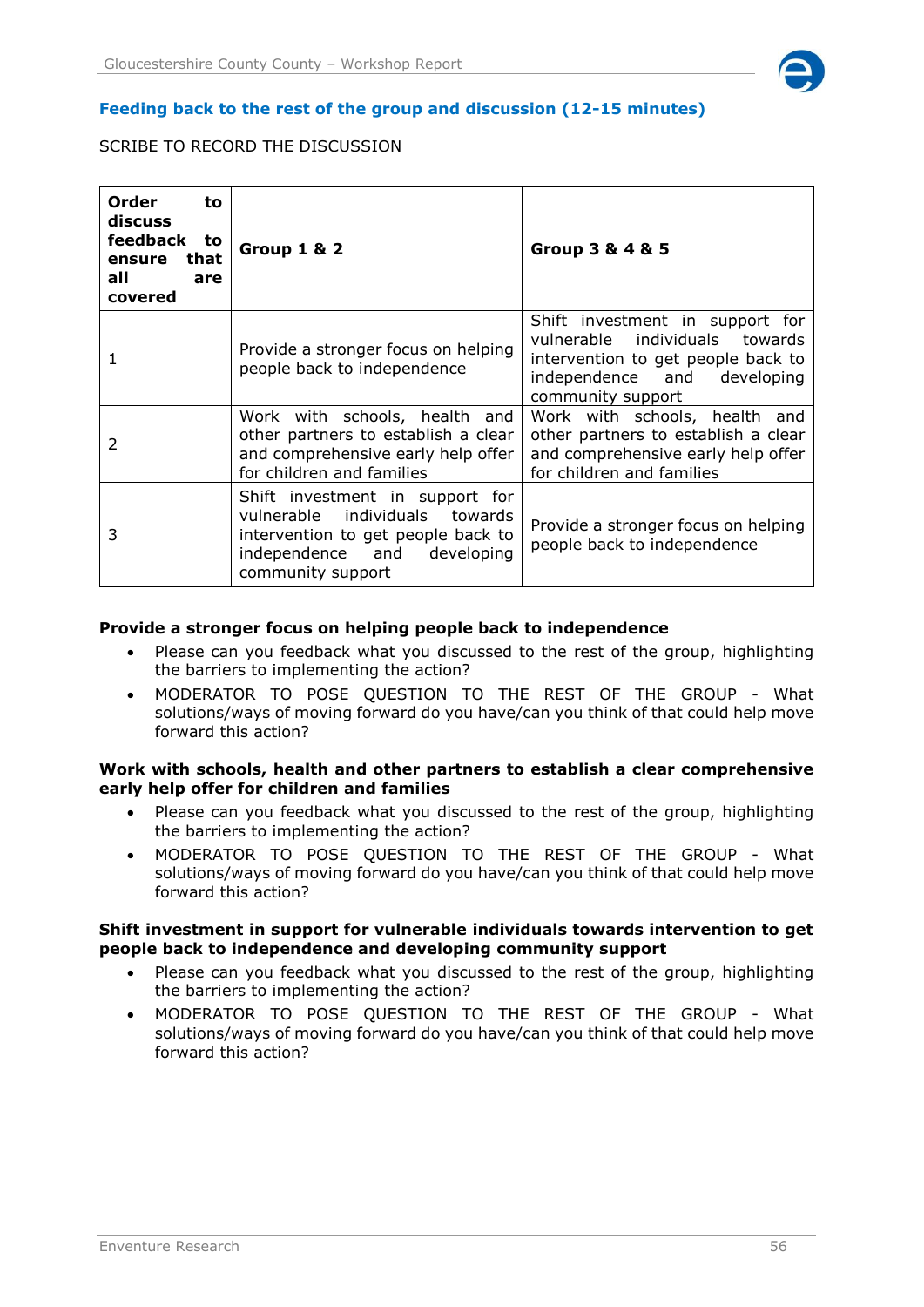## Feeding back to the rest of the group and discussion (12-15 minutes)

SCRIBE TO RECORD THE DISCUSSION

| Order to discuss feedback to ensure that all are covered | Group 1 & 2 | Group 3 & 4 & 5 |
|---|---|---|
| 1 | Provide a stronger focus on helping people back to independence | Shift investment in support for vulnerable individuals towards intervention to get people back to independence and developing community support |
| 2 | Work with schools, health and other partners to establish a clear and comprehensive early help offer for children and families | Work with schools, health and other partners to establish a clear and comprehensive early help offer for children and families |
| 3 | Shift investment in support for vulnerable individuals towards intervention to get people back to independence and developing community support | Provide a stronger focus on helping people back to independence |

**Provide a stronger focus on helping people back to independence**

- Please can you feedback what you discussed to the rest of the group, highlighting the barriers to implementing the action?
- MODERATOR TO POSE QUESTION TO THE REST OF THE GROUP - What solutions/ways of moving forward do you have/can you think of that could help move forward this action?

**Work with schools, health and other partners to establish a clear comprehensive early help offer for children and families**

- Please can you feedback what you discussed to the rest of the group, highlighting the barriers to implementing the action?
- MODERATOR TO POSE QUESTION TO THE REST OF THE GROUP - What solutions/ways of moving forward do you have/can you think of that could help move forward this action?

**Shift investment in support for vulnerable individuals towards intervention to get people back to independence and developing community support**

- Please can you feedback what you discussed to the rest of the group, highlighting the barriers to implementing the action?
- MODERATOR TO POSE QUESTION TO THE REST OF THE GROUP - What solutions/ways of moving forward do you have/can you think of that could help move forward this action?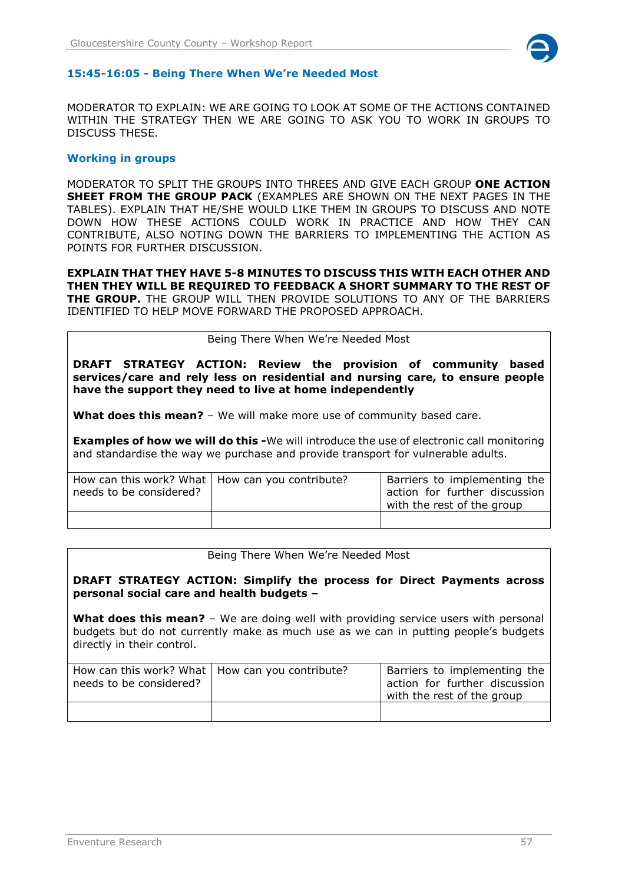## 15:45-16:05 - Being There When We're Needed Most

MODERATOR TO EXPLAIN: WE ARE GOING TO LOOK AT SOME OF THE ACTIONS CONTAINED WITHIN THE STRATEGY THEN WE ARE GOING TO ASK YOU TO WORK IN GROUPS TO DISCUSS THESE.

### Working in groups

MODERATOR TO SPLIT THE GROUPS INTO THREES AND GIVE EACH GROUP **ONE ACTION SHEET FROM THE GROUP PACK** (EXAMPLES ARE SHOWN ON THE NEXT PAGES IN THE TABLES). EXPLAIN THAT HE/SHE WOULD LIKE THEM IN GROUPS TO DISCUSS AND NOTE DOWN HOW THESE ACTIONS COULD WORK IN PRACTICE AND HOW THEY CAN CONTRIBUTE, ALSO NOTING DOWN THE BARRIERS TO IMPLEMENTING THE ACTION AS POINTS FOR FURTHER DISCUSSION.

**EXPLAIN THAT THEY HAVE 5-8 MINUTES TO DISCUSS THIS WITH EACH OTHER AND THEN THEY WILL BE REQUIRED TO FEEDBACK A SHORT SUMMARY TO THE REST OF THE GROUP.** THE GROUP WILL THEN PROVIDE SOLUTIONS TO ANY OF THE BARRIERS IDENTIFIED TO HELP MOVE FORWARD THE PROPOSED APPROACH.

Being There When We're Needed Most

**DRAFT STRATEGY ACTION: Review the provision of community based services/care and rely less on residential and nursing care, to ensure people have the support they need to live at home independently**

**What does this mean?** – We will make more use of community based care.

**Examples of how we will do this -**We will introduce the use of electronic call monitoring and standardise the way we purchase and provide transport for vulnerable adults.

| How can this work? What needs to be considered? | How can you contribute? | Barriers to implementing the action for further discussion with the rest of the group |
|---|---|---|
| | | |

Being There When We're Needed Most

**DRAFT STRATEGY ACTION: Simplify the process for Direct Payments across personal social care and health budgets –**

**What does this mean?** – We are doing well with providing service users with personal budgets but do not currently make as much use as we can in putting people's budgets directly in their control.

| How can this work? What needs to be considered? | How can you contribute? | Barriers to implementing the action for further discussion with the rest of the group |
|---|---|---|
| | | |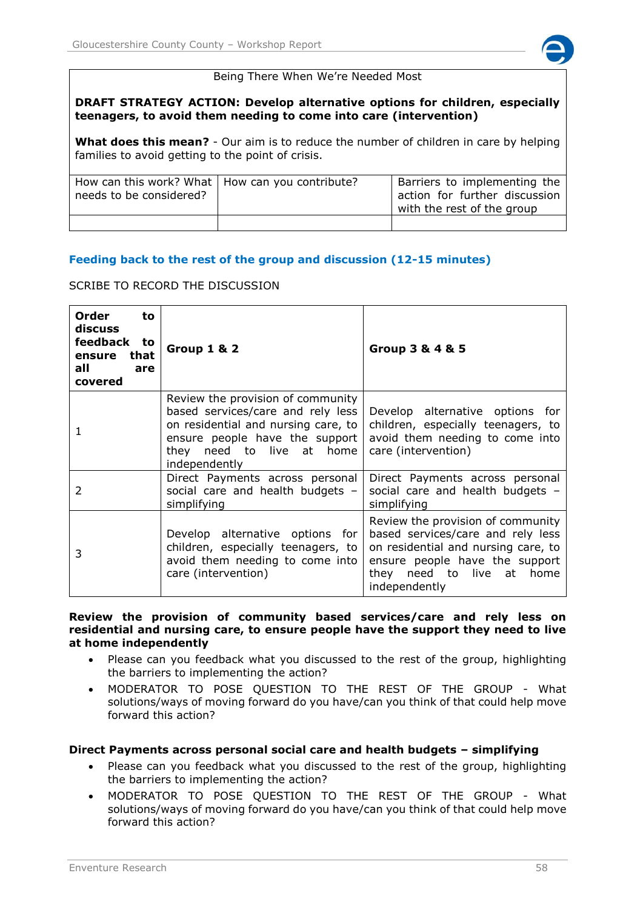Being There When We're Needed Most

**DRAFT STRATEGY ACTION: Develop alternative options for children, especially teenagers, to avoid them needing to come into care (intervention)**

**What does this mean?** - Our aim is to reduce the number of children in care by helping families to avoid getting to the point of crisis.

| How can this work? What needs to be considered? | How can you contribute? | Barriers to implementing the action for further discussion with the rest of the group |
|---|---|---|
| | | |

## Feeding back to the rest of the group and discussion (12-15 minutes)

SCRIBE TO RECORD THE DISCUSSION

| **Order to discuss feedback to ensure that all are covered** | **Group 1 & 2** | **Group 3 & 4 & 5** |
|---|---|---|
| 1 | Review the provision of community based services/care and rely less on residential and nursing care, to ensure people have the support they need to live at home independently | Develop alternative options for children, especially teenagers, to avoid them needing to come into care (intervention) |
| 2 | Direct Payments across personal social care and health budgets – simplifying | Direct Payments across personal social care and health budgets – simplifying |
| 3 | Develop alternative options for children, especially teenagers, to avoid them needing to come into care (intervention) | Review the provision of community based services/care and rely less on residential and nursing care, to ensure people have the support they need to live at home independently |

**Review the provision of community based services/care and rely less on residential and nursing care, to ensure people have the support they need to live at home independently**

- Please can you feedback what you discussed to the rest of the group, highlighting the barriers to implementing the action?
- MODERATOR TO POSE QUESTION TO THE REST OF THE GROUP - What solutions/ways of moving forward do you have/can you think of that could help move forward this action?

**Direct Payments across personal social care and health budgets – simplifying**

- Please can you feedback what you discussed to the rest of the group, highlighting the barriers to implementing the action?
- MODERATOR TO POSE QUESTION TO THE REST OF THE GROUP - What solutions/ways of moving forward do you have/can you think of that could help move forward this action?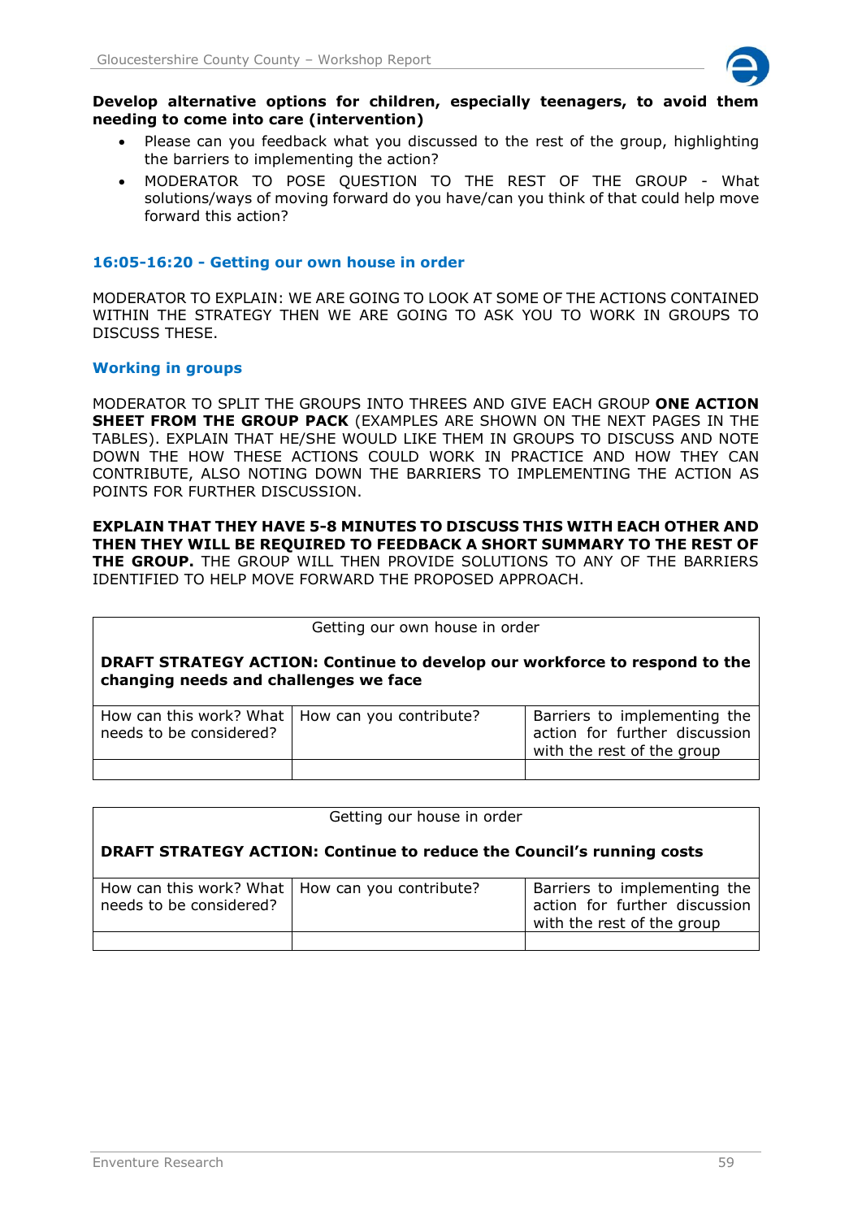**Develop alternative options for children, especially teenagers, to avoid them needing to come into care (intervention)**

- Please can you feedback what you discussed to the rest of the group, highlighting the barriers to implementing the action?
- MODERATOR TO POSE QUESTION TO THE REST OF THE GROUP - What solutions/ways of moving forward do you have/can you think of that could help move forward this action?

### 16:05-16:20 - Getting our own house in order

MODERATOR TO EXPLAIN: WE ARE GOING TO LOOK AT SOME OF THE ACTIONS CONTAINED WITHIN THE STRATEGY THEN WE ARE GOING TO ASK YOU TO WORK IN GROUPS TO DISCUSS THESE.

### Working in groups

MODERATOR TO SPLIT THE GROUPS INTO THREES AND GIVE EACH GROUP **ONE ACTION SHEET FROM THE GROUP PACK** (EXAMPLES ARE SHOWN ON THE NEXT PAGES IN THE TABLES). EXPLAIN THAT HE/SHE WOULD LIKE THEM IN GROUPS TO DISCUSS AND NOTE DOWN THE HOW THESE ACTIONS COULD WORK IN PRACTICE AND HOW THEY CAN CONTRIBUTE, ALSO NOTING DOWN THE BARRIERS TO IMPLEMENTING THE ACTION AS POINTS FOR FURTHER DISCUSSION.

**EXPLAIN THAT THEY HAVE 5-8 MINUTES TO DISCUSS THIS WITH EACH OTHER AND THEN THEY WILL BE REQUIRED TO FEEDBACK A SHORT SUMMARY TO THE REST OF THE GROUP.** THE GROUP WILL THEN PROVIDE SOLUTIONS TO ANY OF THE BARRIERS IDENTIFIED TO HELP MOVE FORWARD THE PROPOSED APPROACH.

| Getting our own house in order<br><br>**DRAFT STRATEGY ACTION: Continue to develop our workforce to respond to the changing needs and challenges we face** | | |
|---|---|---|
| How can this work? What needs to be considered? | How can you contribute? | Barriers to implementing the action for further discussion with the rest of the group |
| | | |

| Getting our house in order<br><br>**DRAFT STRATEGY ACTION: Continue to reduce the Council's running costs** | | |
|---|---|---|
| How can this work? What needs to be considered? | How can you contribute? | Barriers to implementing the action for further discussion with the rest of the group |
| | | |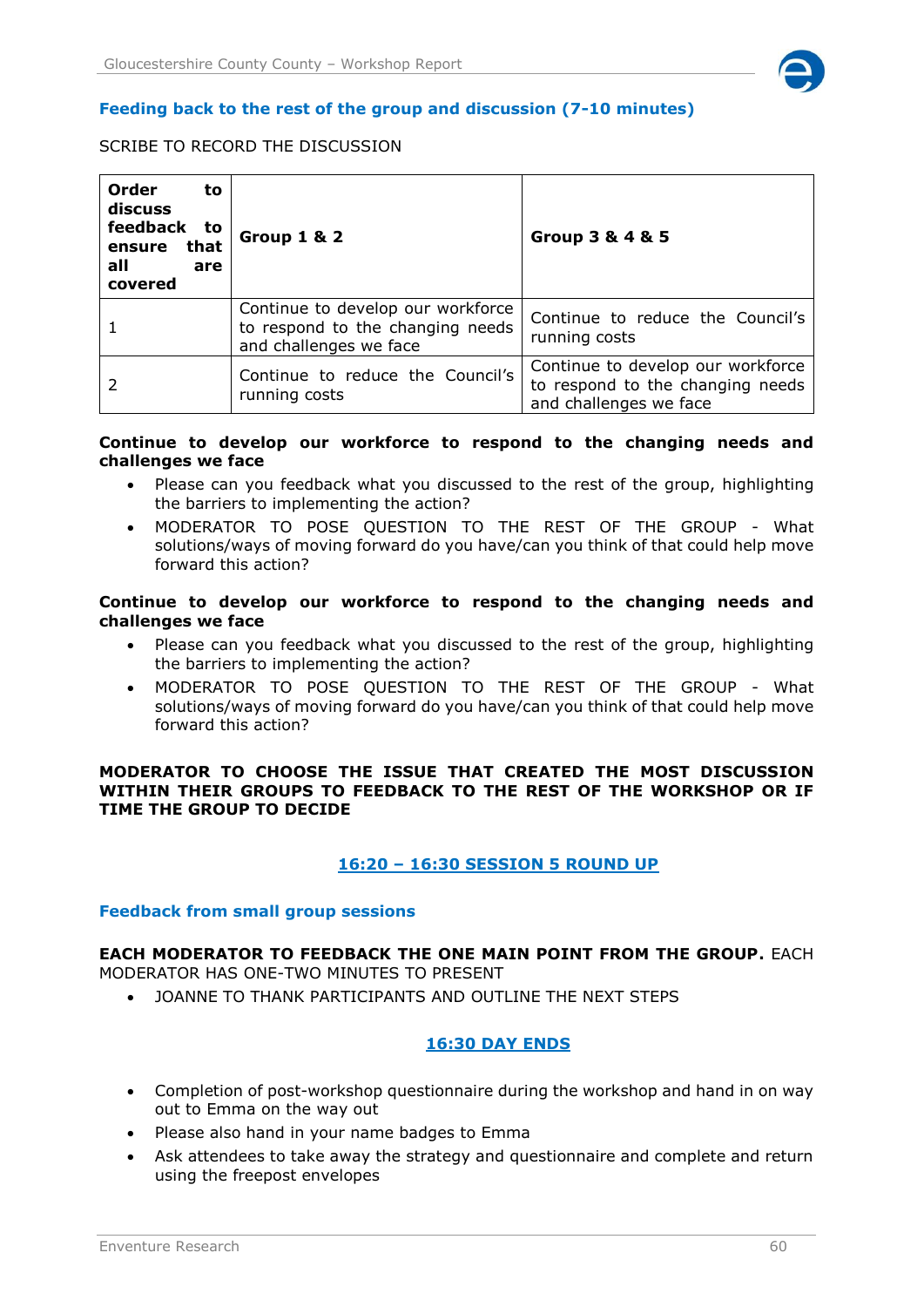## Feeding back to the rest of the group and discussion (7-10 minutes)

SCRIBE TO RECORD THE DISCUSSION

| Order to discuss feedback to ensure that all are covered | Group 1 & 2 | Group 3 & 4 & 5 |
|---|---|---|
| 1 | Continue to develop our workforce to respond to the changing needs and challenges we face | Continue to reduce the Council's running costs |
| 2 | Continue to reduce the Council's running costs | Continue to develop our workforce to respond to the changing needs and challenges we face |

**Continue to develop our workforce to respond to the changing needs and challenges we face**

- Please can you feedback what you discussed to the rest of the group, highlighting the barriers to implementing the action?
- MODERATOR TO POSE QUESTION TO THE REST OF THE GROUP - What solutions/ways of moving forward do you have/can you think of that could help move forward this action?

**Continue to develop our workforce to respond to the changing needs and challenges we face**

- Please can you feedback what you discussed to the rest of the group, highlighting the barriers to implementing the action?
- MODERATOR TO POSE QUESTION TO THE REST OF THE GROUP - What solutions/ways of moving forward do you have/can you think of that could help move forward this action?

**MODERATOR TO CHOOSE THE ISSUE THAT CREATED THE MOST DISCUSSION WITHIN THEIR GROUPS TO FEEDBACK TO THE REST OF THE WORKSHOP OR IF TIME THE GROUP TO DECIDE**

## 16:20 – 16:30 SESSION 5 ROUND UP

### Feedback from small group sessions

**EACH MODERATOR TO FEEDBACK THE ONE MAIN POINT FROM THE GROUP.** EACH MODERATOR HAS ONE-TWO MINUTES TO PRESENT

- JOANNE TO THANK PARTICIPANTS AND OUTLINE THE NEXT STEPS

## 16:30 DAY ENDS

- Completion of post-workshop questionnaire during the workshop and hand in on way out to Emma on the way out
- Please also hand in your name badges to Emma
- Ask attendees to take away the strategy and questionnaire and complete and return using the freepost envelopes